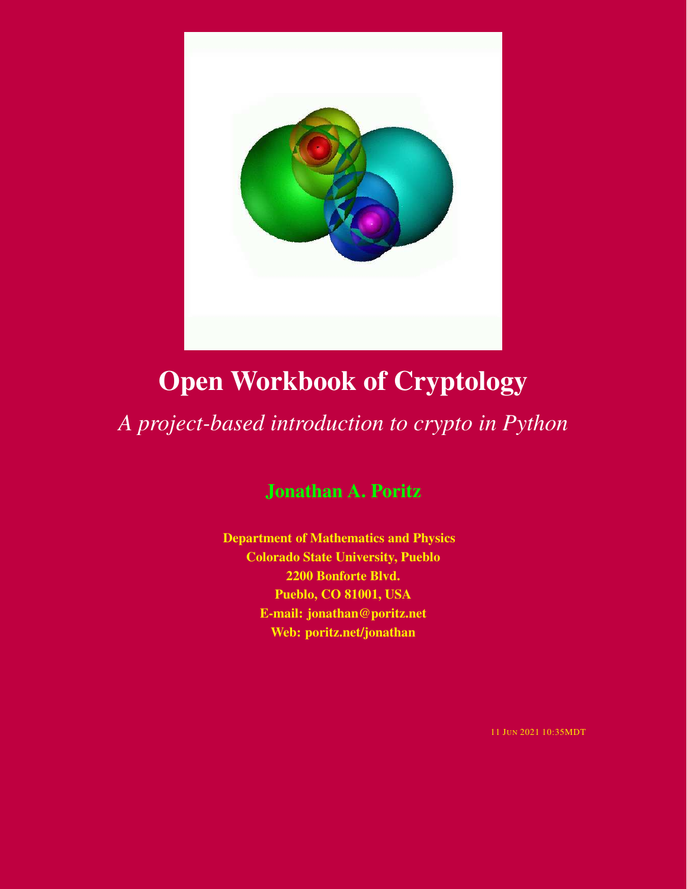# Open Workbook of Cryptology

*A project-based introduction to crypto in Python*

**Jonathan A. Poritz**

**Department of Mathematics and Physics**
**Colorado State University, Pueblo**
**2200 Bonforte Blvd.**
**Pueblo, CO 81001, USA**
**E-mail: jonathan@poritz.net**
**Web: poritz.net/jonathan**

11 JUN 2021 10:35MDT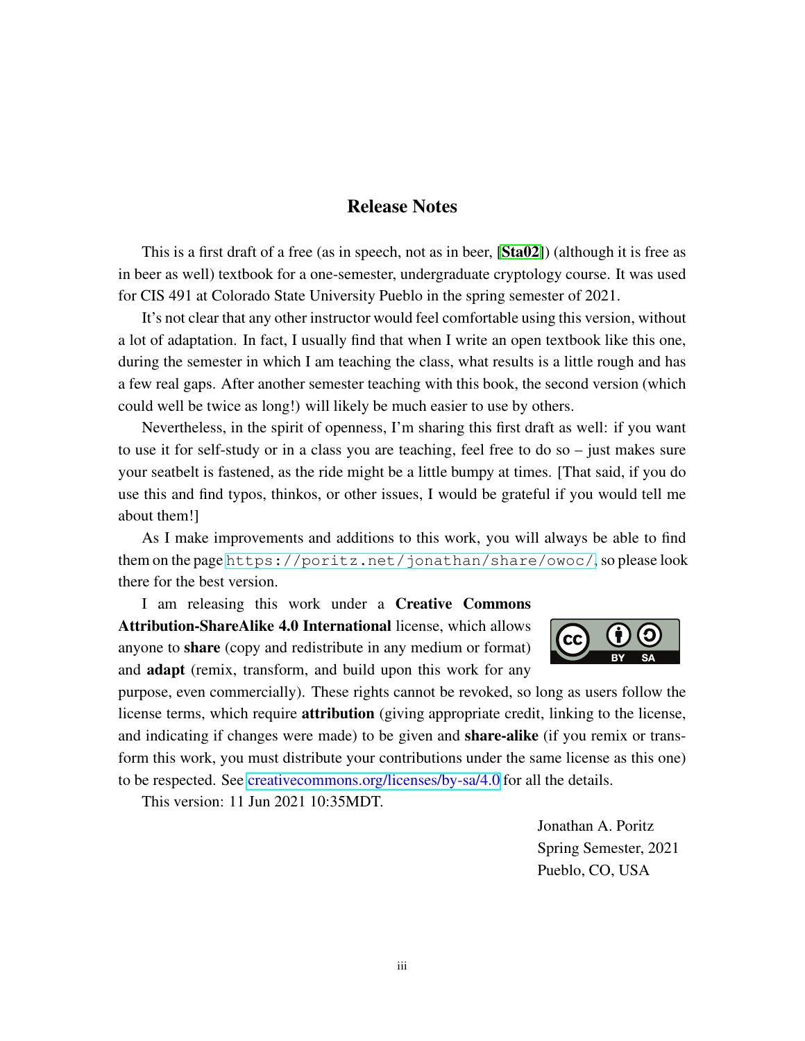## Release Notes

This is a first draft of a free (as in speech, not as in beer, [**Sta02**]) (although it is free as in beer as well) textbook for a one-semester, undergraduate cryptology course. It was used for CIS 491 at Colorado State University Pueblo in the spring semester of 2021.

It's not clear that any other instructor would feel comfortable using this version, without a lot of adaptation. In fact, I usually find that when I write an open textbook like this one, during the semester in which I am teaching the class, what results is a little rough and has a few real gaps. After another semester teaching with this book, the second version (which could well be twice as long!) will likely be much easier to use by others.

Nevertheless, in the spirit of openness, I'm sharing this first draft as well: if you want to use it for self-study or in a class you are teaching, feel free to do so – just makes sure your seatbelt is fastened, as the ride might be a little bumpy at times. [That said, if you do use this and find typos, thinkos, or other issues, I would be grateful if you would tell me about them!]

As I make improvements and additions to this work, you will always be able to find them on the page `https://poritz.net/jonathan/share/owoc/`, so please look there for the best version.

I am releasing this work under a **Creative Commons Attribution-ShareAlike 4.0 International** license, which allows anyone to **share** (copy and redistribute in any medium or format) and **adapt** (remix, transform, and build upon this work for any purpose, even commercially). These rights cannot be revoked, so long as users follow the license terms, which require **attribution** (giving appropriate credit, linking to the license, and indicating if changes were made) to be given and **share-alike** (if you remix or transform this work, you must distribute your contributions under the same license as this one) to be respected. See creativecommons.org/licenses/by-sa/4.0 for all the details.

This version: 11 Jun 2021 10:35MDT.

Jonathan A. Poritz
Spring Semester, 2021
Pueblo, CO, USA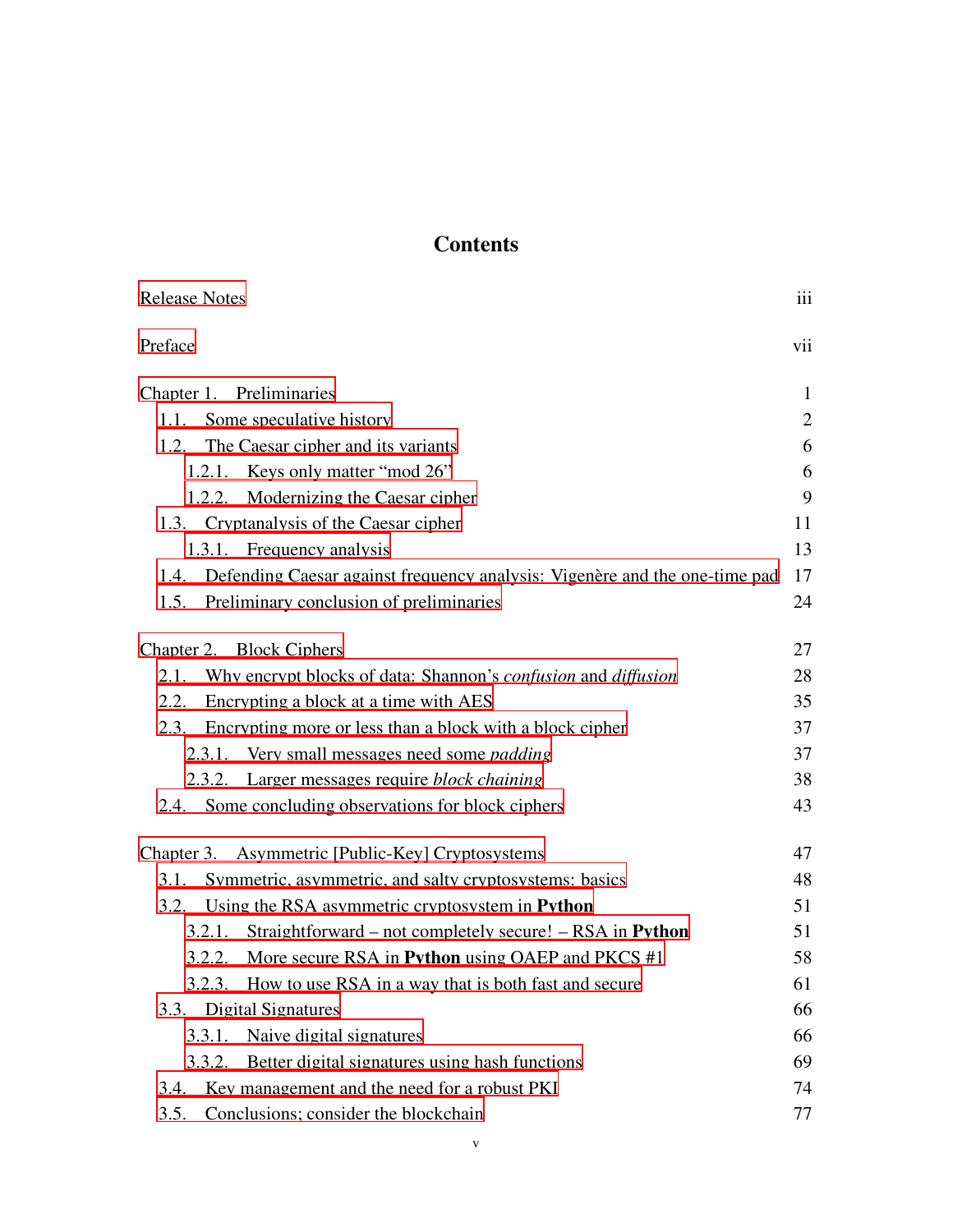# Contents

| | |
|---|---|
| Release Notes | iii |
| Preface | vii |
| Chapter 1. Preliminaries | 1 |
| 1.1. Some speculative history | 2 |
| 1.2. The Caesar cipher and its variants | 6 |
| 1.2.1. Keys only matter "mod 26" | 6 |
| 1.2.2. Modernizing the Caesar cipher | 9 |
| 1.3. Cryptanalysis of the Caesar cipher | 11 |
| 1.3.1. Frequency analysis | 13 |
| 1.4. Defending Caesar against frequency analysis: Vigenère and the one-time pad | 17 |
| 1.5. Preliminary conclusion of preliminaries | 24 |
| Chapter 2. Block Ciphers | 27 |
| 2.1. Why encrypt blocks of data: Shannon's *confusion* and *diffusion* | 28 |
| 2.2. Encrypting a block at a time with AES | 35 |
| 2.3. Encrypting more or less than a block with a block cipher | 37 |
| 2.3.1. Very small messages need some *padding* | 37 |
| 2.3.2. Larger messages require *block chaining* | 38 |
| 2.4. Some concluding observations for block ciphers | 43 |
| Chapter 3. Asymmetric [Public-Key] Cryptosystems | 47 |
| 3.1. Symmetric, asymmetric, and salty cryptosystems: basics | 48 |
| 3.2. Using the RSA asymmetric cryptosystem in **Python** | 51 |
| 3.2.1. Straightforward – not completely secure! – RSA in **Python** | 51 |
| 3.2.2. More secure RSA in **Python** using OAEP and PKCS #1 | 58 |
| 3.2.3. How to use RSA in a way that is both fast and secure | 61 |
| 3.3. Digital Signatures | 66 |
| 3.3.1. Naive digital signatures | 66 |
| 3.3.2. Better digital signatures using hash functions | 69 |
| 3.4. Key management and the need for a robust PKI | 74 |
| 3.5. Conclusions; consider the blockchain | 77 |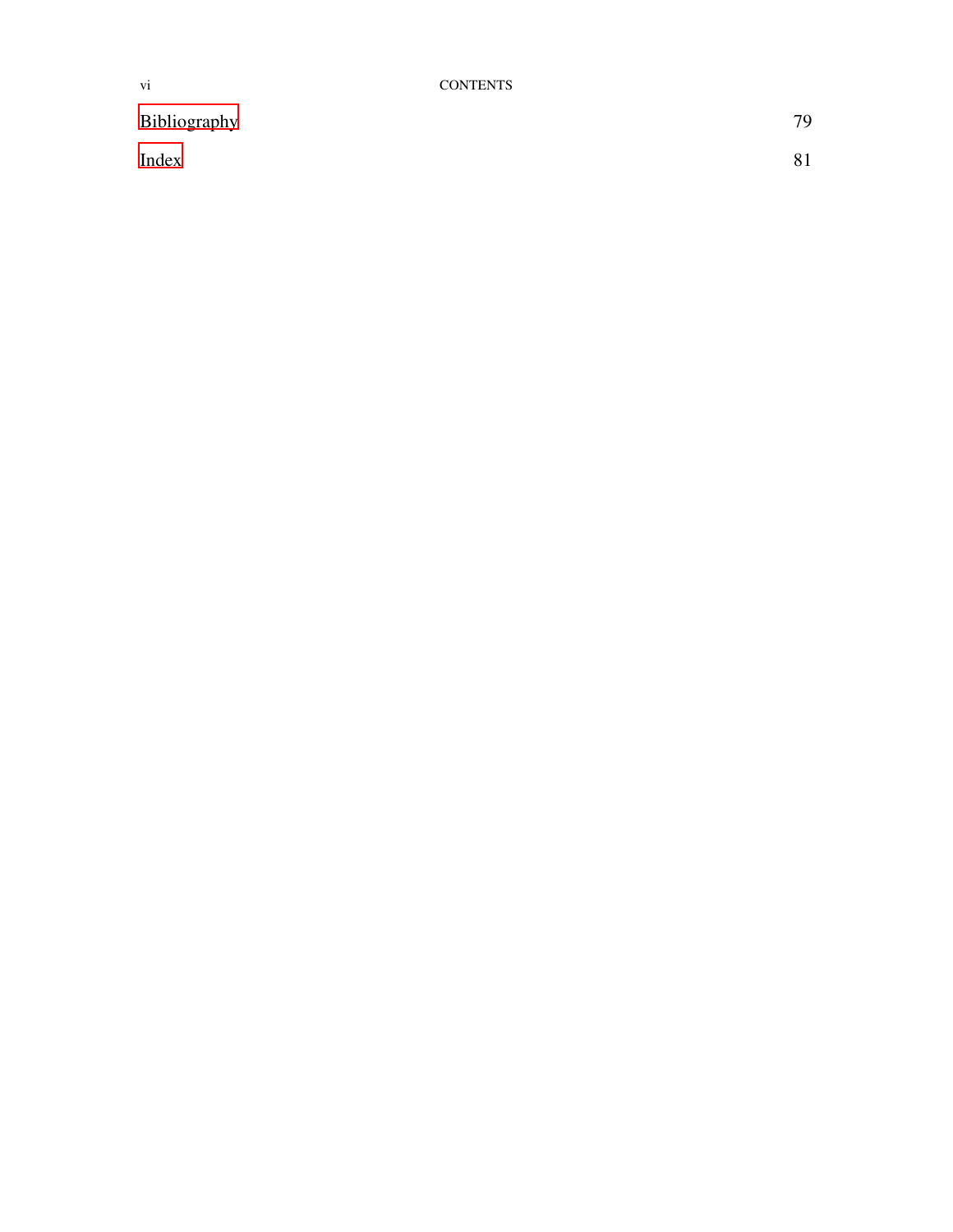Bibliography 79

Index 81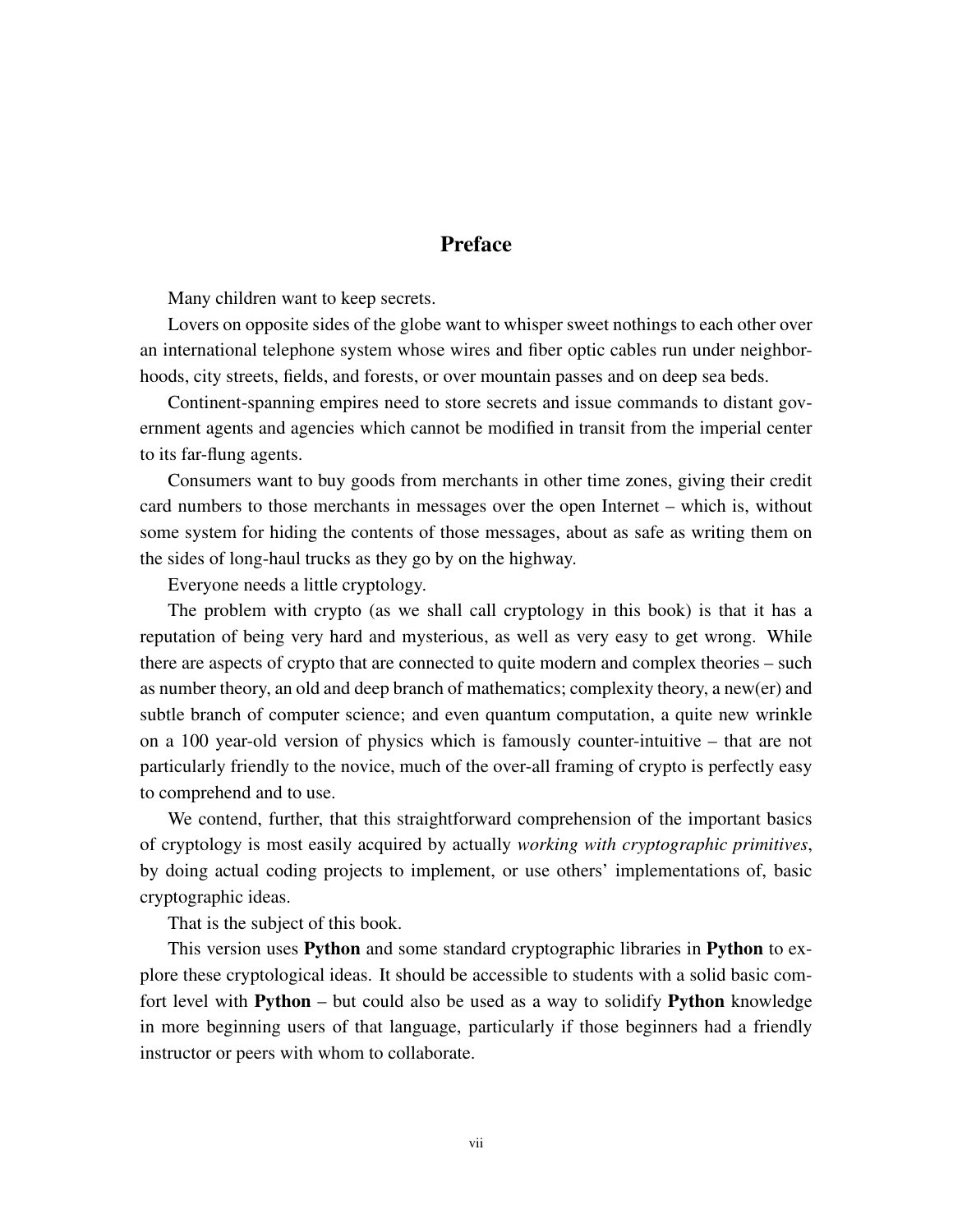# Preface

Many children want to keep secrets.

Lovers on opposite sides of the globe want to whisper sweet nothings to each other over an international telephone system whose wires and fiber optic cables run under neighborhoods, city streets, fields, and forests, or over mountain passes and on deep sea beds.

Continent-spanning empires need to store secrets and issue commands to distant government agents and agencies which cannot be modified in transit from the imperial center to its far-flung agents.

Consumers want to buy goods from merchants in other time zones, giving their credit card numbers to those merchants in messages over the open Internet – which is, without some system for hiding the contents of those messages, about as safe as writing them on the sides of long-haul trucks as they go by on the highway.

Everyone needs a little cryptology.

The problem with crypto (as we shall call cryptology in this book) is that it has a reputation of being very hard and mysterious, as well as very easy to get wrong. While there are aspects of crypto that are connected to quite modern and complex theories – such as number theory, an old and deep branch of mathematics; complexity theory, a new(er) and subtle branch of computer science; and even quantum computation, a quite new wrinkle on a 100 year-old version of physics which is famously counter-intuitive – that are not particularly friendly to the novice, much of the over-all framing of crypto is perfectly easy to comprehend and to use.

We contend, further, that this straightforward comprehension of the important basics of cryptology is most easily acquired by actually *working with cryptographic primitives*, by doing actual coding projects to implement, or use others' implementations of, basic cryptographic ideas.

That is the subject of this book.

This version uses **Python** and some standard cryptographic libraries in **Python** to explore these cryptological ideas. It should be accessible to students with a solid basic comfort level with **Python** – but could also be used as a way to solidify **Python** knowledge in more beginning users of that language, particularly if those beginners had a friendly instructor or peers with whom to collaborate.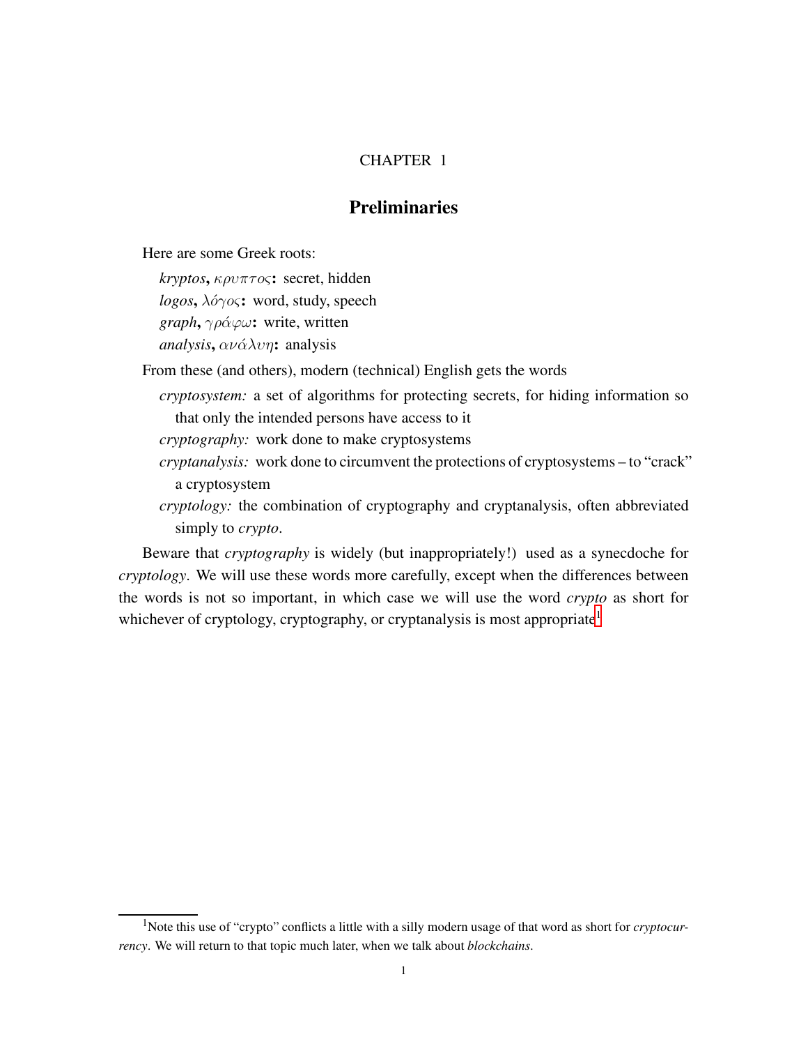# CHAPTER 1

## Preliminaries

Here are some Greek roots:

*kryptos*, $\kappa\rho\upsilon\pi\tau o\varsigma$**:** secret, hidden
*logos*, $\lambda\acute{o}\gamma o\varsigma$**:** word, study, speech
*graph*, $\gamma\rho\acute{\alpha}\varphi\omega$**:** write, written
*analysis*, $\alpha\nu\acute{\alpha}\lambda\upsilon\eta$**:** analysis

From these (and others), modern (technical) English gets the words

*cryptosystem:* a set of algorithms for protecting secrets, for hiding information so that only the intended persons have access to it
*cryptography:* work done to make cryptosystems
*cryptanalysis:* work done to circumvent the protections of cryptosystems – to "crack" a cryptosystem
*cryptology:* the combination of cryptography and cryptanalysis, often abbreviated simply to *crypto*.

Beware that *cryptography* is widely (but inappropriately!) used as a synecdoche for *cryptology*. We will use these words more carefully, except when the differences between the words is not so important, in which case we will use the word *crypto* as short for whichever of cryptology, cryptography, or cryptanalysis is most appropriate[1]

[1] Note this use of "crypto" conflicts a little with a silly modern usage of that word as short for *cryptocurrency*. We will return to that topic much later, when we talk about *blockchains*.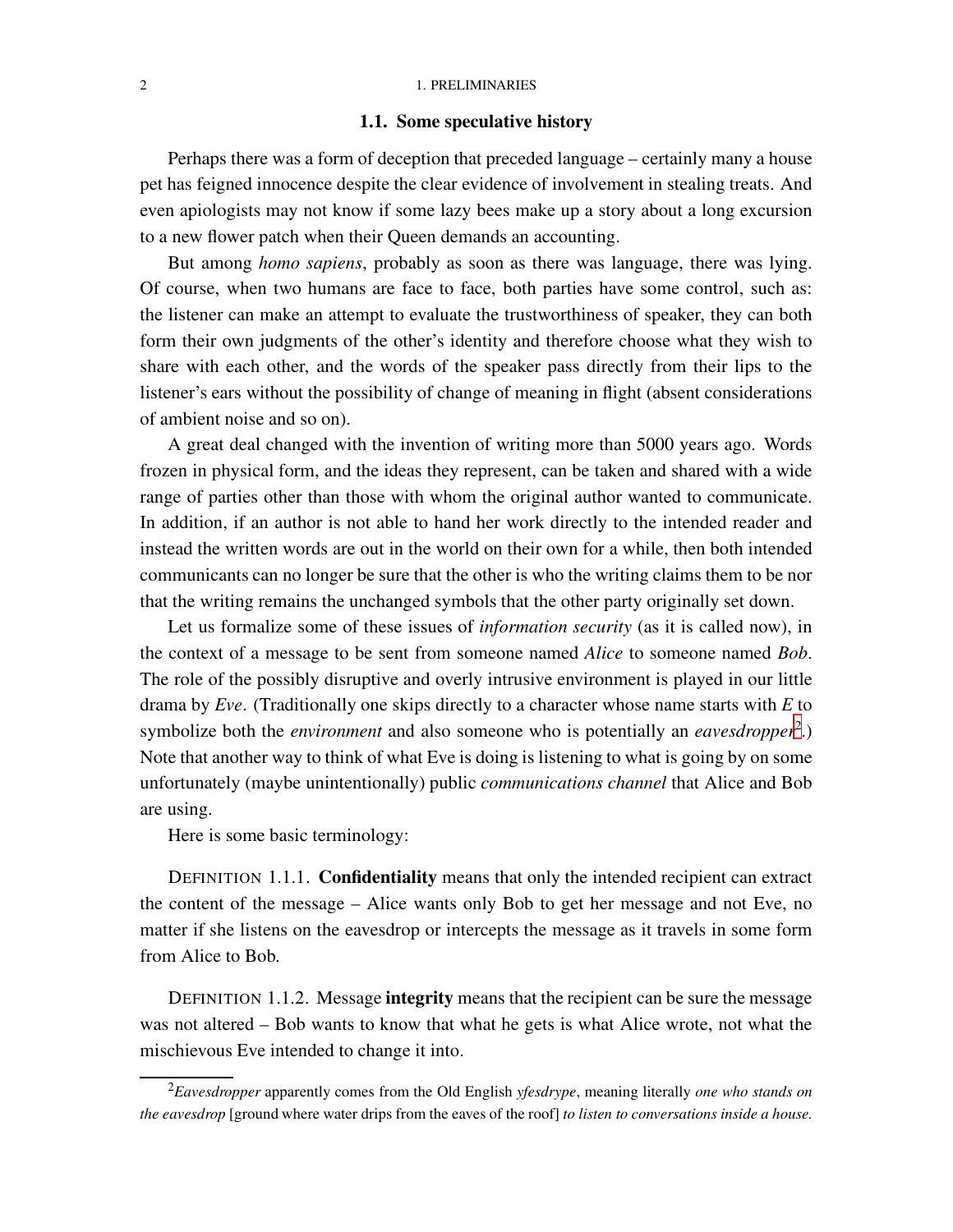## 1.1. Some speculative history

Perhaps there was a form of deception that preceded language – certainly many a house pet has feigned innocence despite the clear evidence of involvement in stealing treats. And even apiologists may not know if some lazy bees make up a story about a long excursion to a new flower patch when their Queen demands an accounting.

But among *homo sapiens*, probably as soon as there was language, there was lying. Of course, when two humans are face to face, both parties have some control, such as: the listener can make an attempt to evaluate the trustworthiness of speaker, they can both form their own judgments of the other's identity and therefore choose what they wish to share with each other, and the words of the speaker pass directly from their lips to the listener's ears without the possibility of change of meaning in flight (absent considerations of ambient noise and so on).

A great deal changed with the invention of writing more than 5000 years ago. Words frozen in physical form, and the ideas they represent, can be taken and shared with a wide range of parties other than those with whom the original author wanted to communicate. In addition, if an author is not able to hand her work directly to the intended reader and instead the written words are out in the world on their own for a while, then both intended communicants can no longer be sure that the other is who the writing claims them to be nor that the writing remains the unchanged symbols that the other party originally set down.

Let us formalize some of these issues of *information security* (as it is called now), in the context of a message to be sent from someone named *Alice* to someone named *Bob*. The role of the possibly disruptive and overly intrusive environment is played in our little drama by *Eve*. (Traditionally one skips directly to a character whose name starts with *E* to symbolize both the *environment* and also someone who is potentially an *eavesdropper*[2].) Note that another way to think of what Eve is doing is listening to what is going by on some unfortunately (maybe unintentionally) public *communications channel* that Alice and Bob are using.

Here is some basic terminology:

DEFINITION 1.1.1. **Confidentiality** means that only the intended recipient can extract the content of the message – Alice wants only Bob to get her message and not Eve, no matter if she listens on the eavesdrop or intercepts the message as it travels in some form from Alice to Bob.

DEFINITION 1.1.2. Message **integrity** means that the recipient can be sure the message was not altered – Bob wants to know that what he gets is what Alice wrote, not what the mischievous Eve intended to change it into.

---

[2] *Eavesdropper* apparently comes from the Old English *yfesdrype*, meaning literally *one who stands on the eavesdrop* [ground where water drips from the eaves of the roof] *to listen to conversations inside a house.*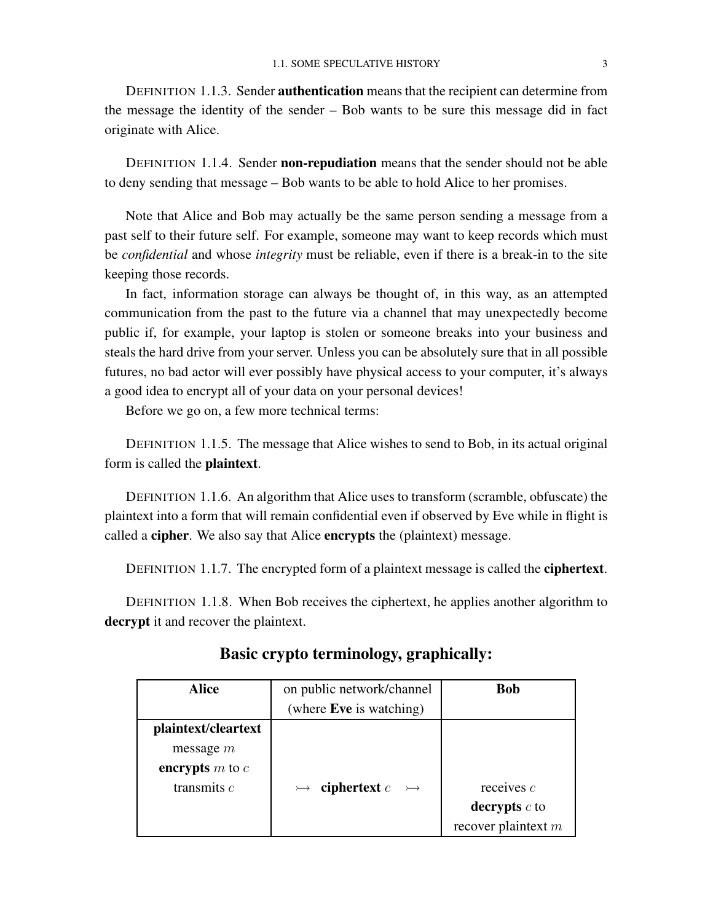DEFINITION 1.1.3. Sender **authentication** means that the recipient can determine from the message the identity of the sender – Bob wants to be sure this message did in fact originate with Alice.

DEFINITION 1.1.4. Sender **non-repudiation** means that the sender should not be able to deny sending that message – Bob wants to be able to hold Alice to her promises.

Note that Alice and Bob may actually be the same person sending a message from a past self to their future self. For example, someone may want to keep records which must be *confidential* and whose *integrity* must be reliable, even if there is a break-in to the site keeping those records.

In fact, information storage can always be thought of, in this way, as an attempted communication from the past to the future via a channel that may unexpectedly become public if, for example, your laptop is stolen or someone breaks into your business and steals the hard drive from your server. Unless you can be absolutely sure that in all possible futures, no bad actor will ever possibly have physical access to your computer, it's always a good idea to encrypt all of your data on your personal devices!

Before we go on, a few more technical terms:

DEFINITION 1.1.5. The message that Alice wishes to send to Bob, in its actual original form is called the **plaintext**.

DEFINITION 1.1.6. An algorithm that Alice uses to transform (scramble, obfuscate) the plaintext into a form that will remain confidential even if observed by Eve while in flight is called a **cipher**. We also say that Alice **encrypts** the (plaintext) message.

DEFINITION 1.1.7. The encrypted form of a plaintext message is called the **ciphertext**.

DEFINITION 1.1.8. When Bob receives the ciphertext, he applies another algorithm to **decrypt** it and recover the plaintext.

## Basic crypto terminology, graphically:

| **Alice** | on public network/channel (where **Eve** is watching) | **Bob** |
|---|---|---|
| **plaintext/cleartext** message $m$ **encrypts** $m$ to $c$ transmits $c$ | $\rightarrowtail$ **ciphertext** $c$ $\rightarrowtail$ | receives $c$ **decrypts** $c$ to recover plaintext $m$ |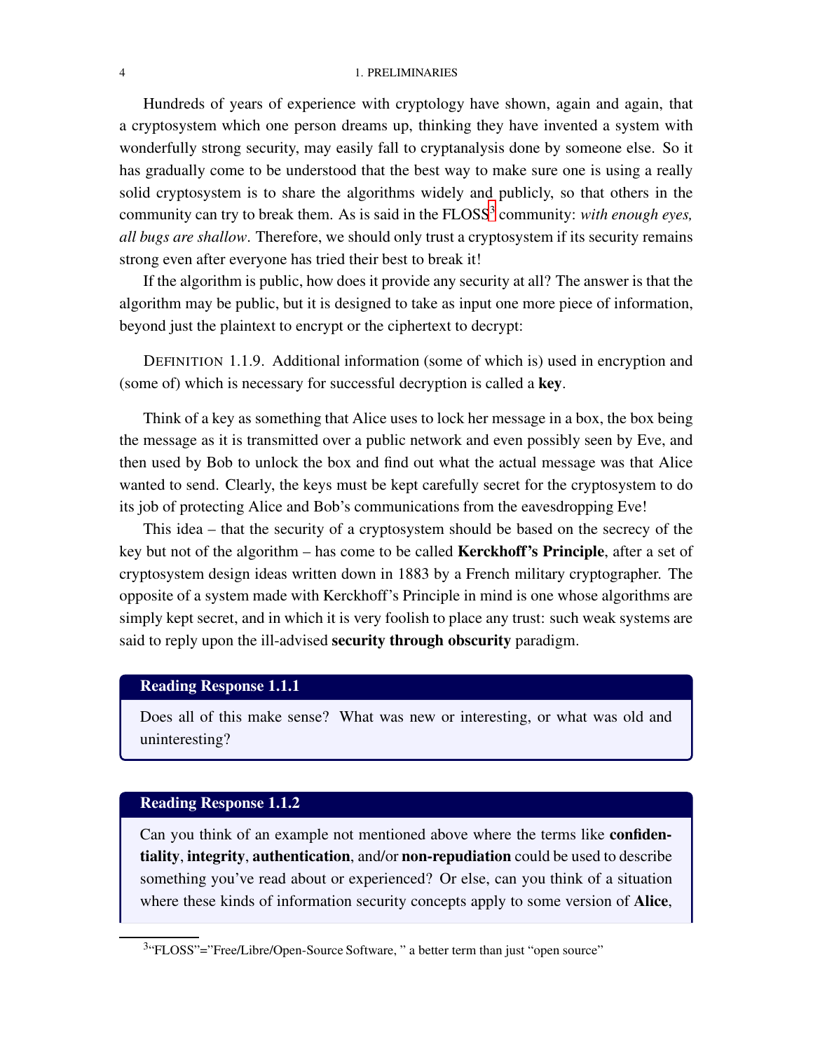Hundreds of years of experience with cryptology have shown, again and again, that a cryptosystem which one person dreams up, thinking they have invented a system with wonderfully strong security, may easily fall to cryptanalysis done by someone else. So it has gradually come to be understood that the best way to make sure one is using a really solid cryptosystem is to share the algorithms widely and publicly, so that others in the community can try to break them. As is said in the FLOSS[3] community: *with enough eyes, all bugs are shallow*. Therefore, we should only trust a cryptosystem if its security remains strong even after everyone has tried their best to break it!

If the algorithm is public, how does it provide any security at all? The answer is that the algorithm may be public, but it is designed to take as input one more piece of information, beyond just the plaintext to encrypt or the ciphertext to decrypt:

DEFINITION 1.1.9. Additional information (some of which is) used in encryption and (some of) which is necessary for successful decryption is called a **key**.

Think of a key as something that Alice uses to lock her message in a box, the box being the message as it is transmitted over a public network and even possibly seen by Eve, and then used by Bob to unlock the box and find out what the actual message was that Alice wanted to send. Clearly, the keys must be kept carefully secret for the cryptosystem to do its job of protecting Alice and Bob's communications from the eavesdropping Eve!

This idea – that the security of a cryptosystem should be based on the secrecy of the key but not of the algorithm – has come to be called **Kerckhoff's Principle**, after a set of cryptosystem design ideas written down in 1883 by a French military cryptographer. The opposite of a system made with Kerckhoff's Principle in mind is one whose algorithms are simply kept secret, and in which it is very foolish to place any trust: such weak systems are said to reply upon the ill-advised **security through obscurity** paradigm.

**Reading Response 1.1.1**

Does all of this make sense? What was new or interesting, or what was old and uninteresting?

**Reading Response 1.1.2**

Can you think of an example not mentioned above where the terms like **confidentiality**, **integrity**, **authentication**, and/or **non-repudiation** could be used to describe something you've read about or experienced? Or else, can you think of a situation where these kinds of information security concepts apply to some version of **Alice**,

[3]"FLOSS"="Free/Libre/Open-Source Software, " a better term than just "open source"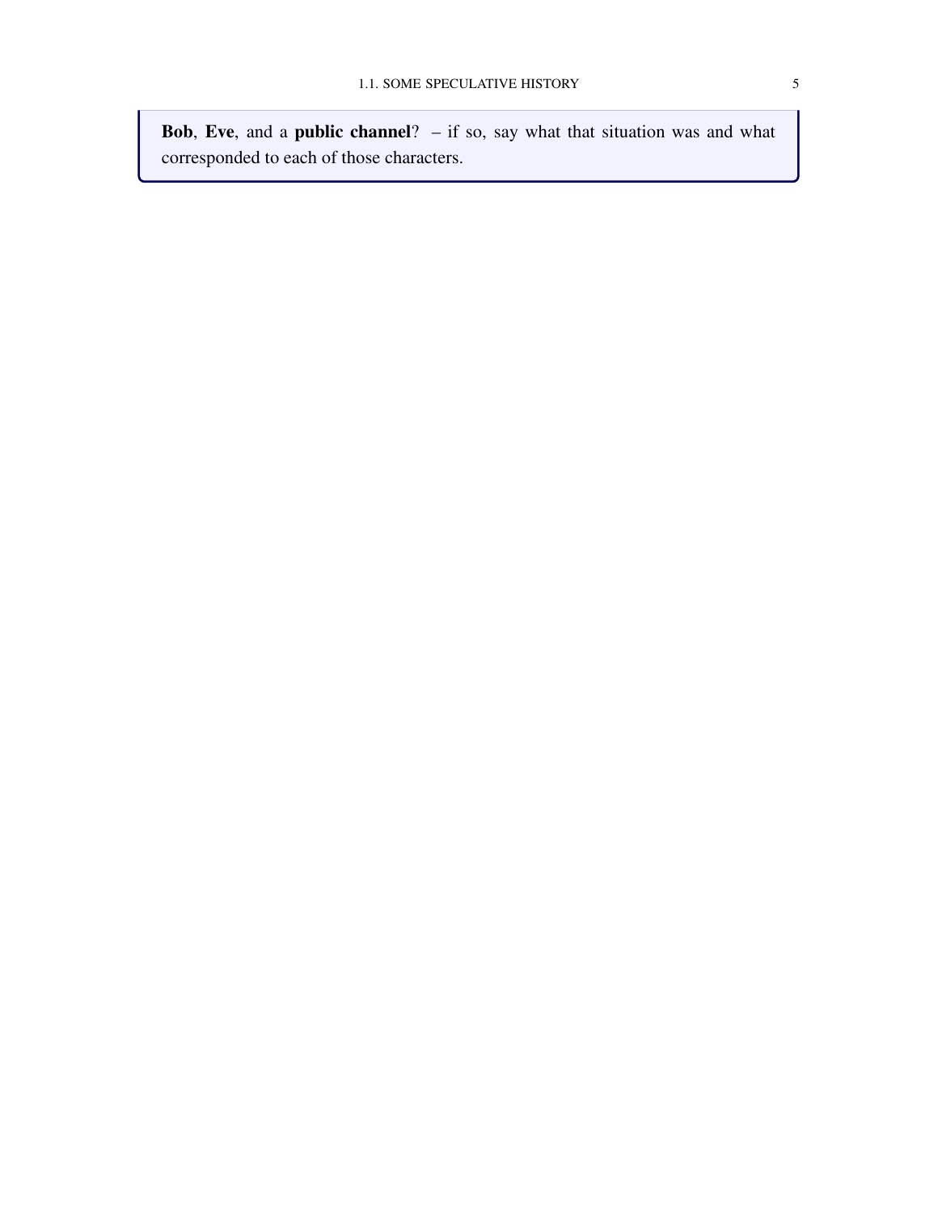**Bob**, **Eve**, and a **public channel**? – if so, say what that situation was and what corresponded to each of those characters.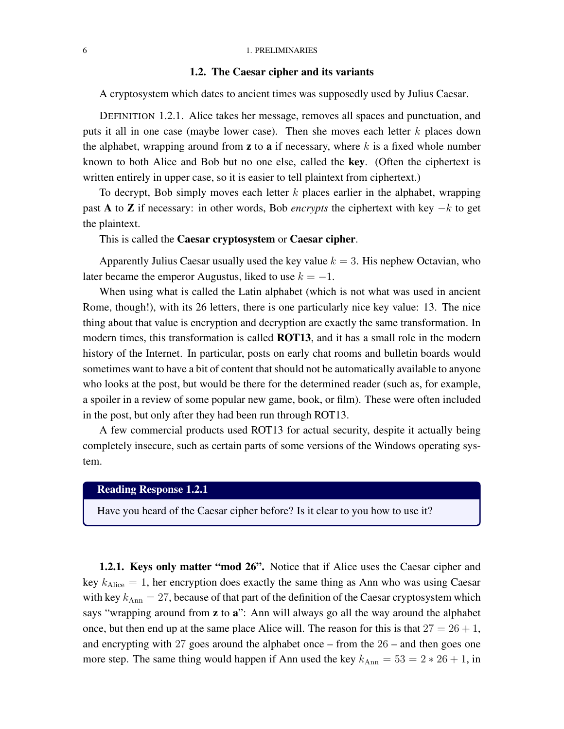## 1.2. The Caesar cipher and its variants

A cryptosystem which dates to ancient times was supposedly used by Julius Caesar.

DEFINITION 1.2.1. Alice takes her message, removes all spaces and punctuation, and puts it all in one case (maybe lower case). Then she moves each letter $k$ places down the alphabet, wrapping around from **z** to **a** if necessary, where $k$ is a fixed whole number known to both Alice and Bob but no one else, called the **key**. (Often the ciphertext is written entirely in upper case, so it is easier to tell plaintext from ciphertext.)

To decrypt, Bob simply moves each letter $k$ places earlier in the alphabet, wrapping past **A** to **Z** if necessary: in other words, Bob *encrypts* the ciphertext with key $-k$ to get the plaintext.

This is called the **Caesar cryptosystem** or **Caesar cipher**.

Apparently Julius Caesar usually used the key value $k = 3$. His nephew Octavian, who later became the emperor Augustus, liked to use $k = -1$.

When using what is called the Latin alphabet (which is not what was used in ancient Rome, though!), with its 26 letters, there is one particularly nice key value: 13. The nice thing about that value is encryption and decryption are exactly the same transformation. In modern times, this transformation is called **ROT13**, and it has a small role in the modern history of the Internet. In particular, posts on early chat rooms and bulletin boards would sometimes want to have a bit of content that should not be automatically available to anyone who looks at the post, but would be there for the determined reader (such as, for example, a spoiler in a review of some popular new game, book, or film). These were often included in the post, but only after they had been run through ROT13.

A few commercial products used ROT13 for actual security, despite it actually being completely insecure, such as certain parts of some versions of the Windows operating system.

**Reading Response 1.2.1**

Have you heard of the Caesar cipher before? Is it clear to you how to use it?

**1.2.1. Keys only matter "mod 26".** Notice that if Alice uses the Caesar cipher and key $k_{\text{Alice}} = 1$, her encryption does exactly the same thing as Ann who was using Caesar with key $k_{\text{Ann}} = 27$, because of that part of the definition of the Caesar cryptosystem which says "wrapping around from **z** to **a**": Ann will always go all the way around the alphabet once, but then end up at the same place Alice will. The reason for this is that $27 = 26 + 1$, and encrypting with $27$ goes around the alphabet once – from the $26$ – and then goes one more step. The same thing would happen if Ann used the key $k_{\text{Ann}} = 53 = 2 * 26 + 1$, in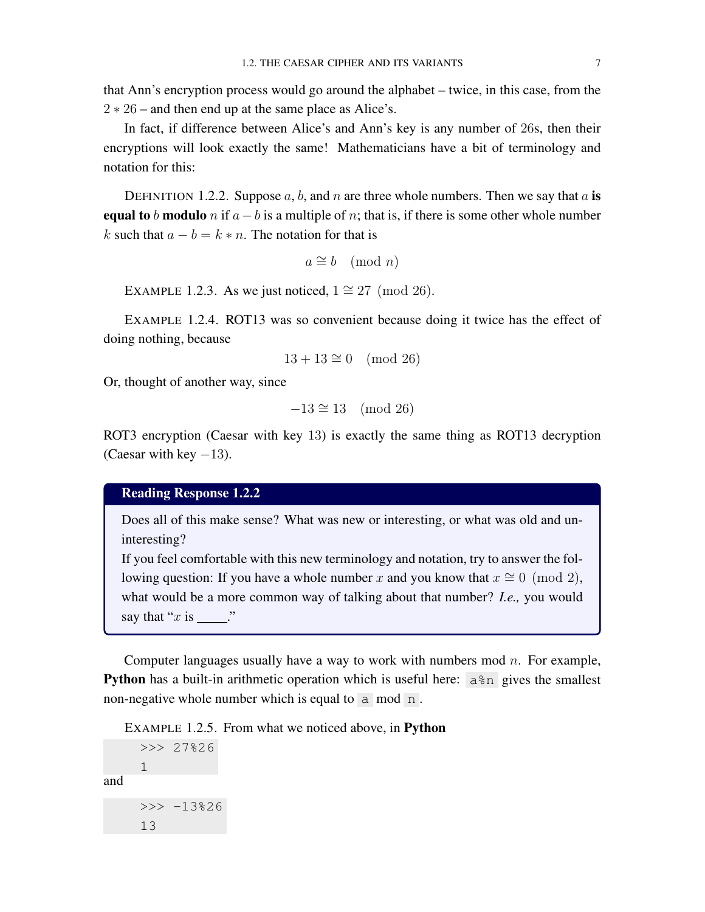that Ann's encryption process would go around the alphabet – twice, in this case, from the $2 * 26$ – and then end up at the same place as Alice's.

In fact, if difference between Alice's and Ann's key is any number of $26$s, then their encryptions will look exactly the same! Mathematicians have a bit of terminology and notation for this:

DEFINITION 1.2.2. Suppose $a$, $b$, and $n$ are three whole numbers. Then we say that $a$ **is equal to** $b$ **modulo** $n$ if $a - b$ is a multiple of $n$; that is, if there is some other whole number $k$ such that $a - b = k * n$. The notation for that is

$$a \cong b \pmod{n}$$

EXAMPLE 1.2.3. As we just noticed, $1 \cong 27 \pmod{26}$.

EXAMPLE 1.2.4. ROT13 was so convenient because doing it twice has the effect of doing nothing, because

$$13 + 13 \cong 0 \pmod{26}$$

Or, thought of another way, since

$$-13 \cong 13 \pmod{26}$$

ROT3 encryption (Caesar with key $13$) is exactly the same thing as ROT13 decryption (Caesar with key $-13$).

**Reading Response 1.2.2**

Does all of this make sense? What was new or interesting, or what was old and uninteresting?

If you feel comfortable with this new terminology and notation, try to answer the following question: If you have a whole number $x$ and you know that $x \cong 0 \pmod{2}$, what would be a more common way of talking about that number? *I.e.,* you would say that "$x$ is \_\_\_\_."

Computer languages usually have a way to work with numbers mod $n$. For example, **Python** has a built-in arithmetic operation which is useful here: `a%n` gives the smallest non-negative whole number which is equal to `a` mod `n`.

EXAMPLE 1.2.5. From what we noticed above, in **Python**

```
>>> 27%26
1
```

and

```
>>> -13%26
13
```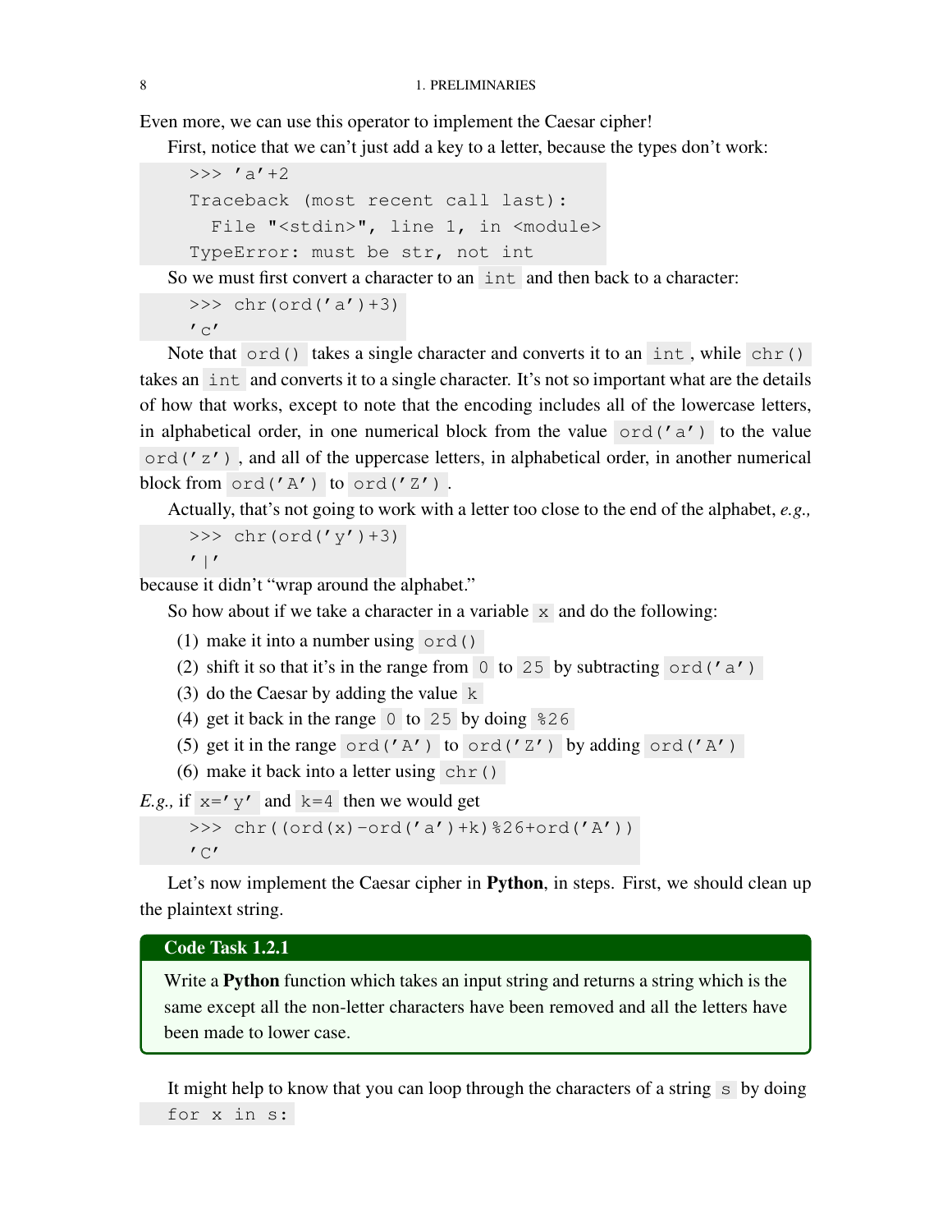Even more, we can use this operator to implement the Caesar cipher!

First, notice that we can't just add a key to a letter, because the types don't work:

```
>>> 'a'+2
Traceback (most recent call last):
  File "<stdin>", line 1, in <module>
TypeError: must be str, not int
```

So we must first convert a character to an `int` and then back to a character:

```
>>> chr(ord('a')+3)
'c'
```

Note that `ord()` takes a single character and converts it to an `int`, while `chr()` takes an `int` and converts it to a single character. It's not so important what are the details of how that works, except to note that the encoding includes all of the lowercase letters, in alphabetical order, in one numerical block from the value `ord('a')` to the value `ord('z')`, and all of the uppercase letters, in alphabetical order, in another numerical block from `ord('A')` to `ord('Z')`.

Actually, that's not going to work with a letter too close to the end of the alphabet, *e.g.,*

```
>>> chr(ord('y')+3)
'|'
```

because it didn't "wrap around the alphabet."

So how about if we take a character in a variable `x` and do the following:

(1) make it into a number using `ord()`
(2) shift it so that it's in the range from `0` to `25` by subtracting `ord('a')`
(3) do the Caesar by adding the value `k`
(4) get it back in the range `0` to `25` by doing `%26`
(5) get it in the range `ord('A')` to `ord('Z')` by adding `ord('A')`
(6) make it back into a letter using `chr()`

*E.g.,* if `x='y'` and `k=4` then we would get

```
>>> chr((ord(x)-ord('a')+k)%26+ord('A'))
'C'
```

Let's now implement the Caesar cipher in **Python**, in steps. First, we should clean up the plaintext string.

> **Code Task 1.2.1**
>
> Write a **Python** function which takes an input string and returns a string which is the same except all the non-letter characters have been removed and all the letters have been made to lower case.

It might help to know that you can loop through the characters of a string `s` by doing `for x in s:`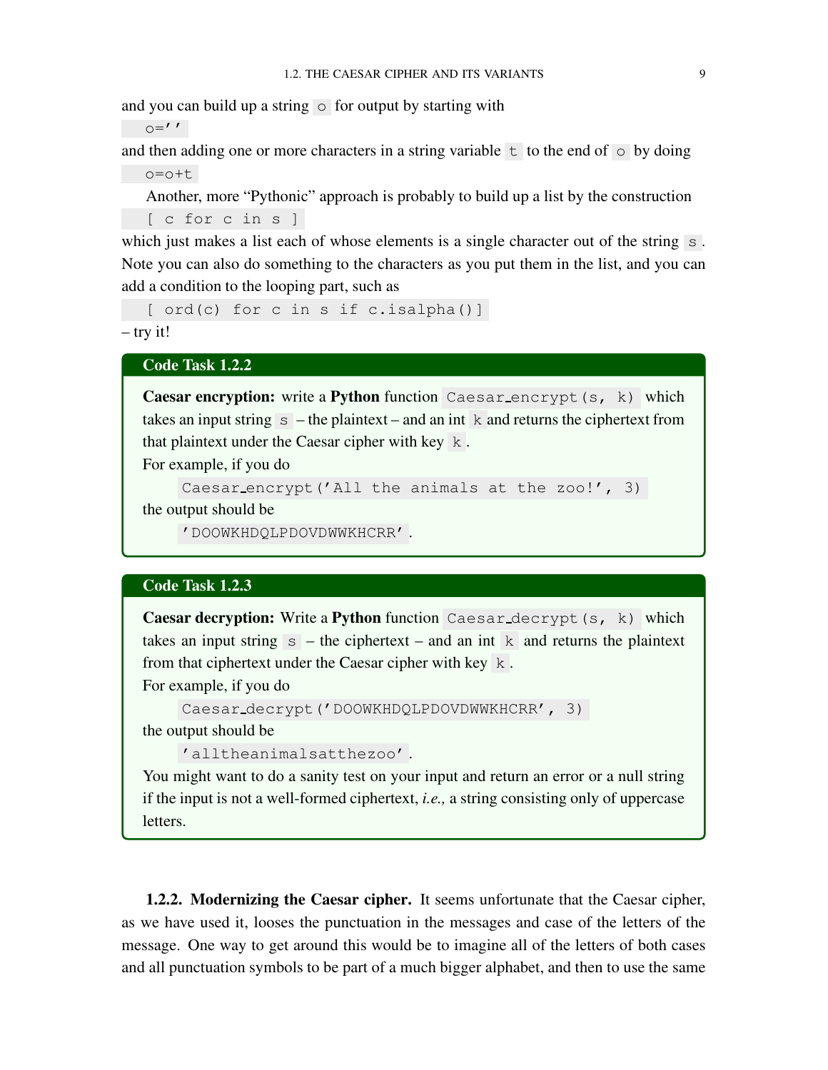and you can build up a string `o` for output by starting with

```
o=''
```

and then adding one or more characters in a string variable `t` to the end of `o` by doing

```
o=o+t
```

Another, more "Pythonic" approach is probably to build up a list by the construction

```
[ c for c in s ]
```

which just makes a list each of whose elements is a single character out of the string `s`. Note you can also do something to the characters as you put them in the list, and you can add a condition to the looping part, such as

```
[ ord(c) for c in s if c.isalpha()]
```

– try it!

**Code Task 1.2.2**

**Caesar encryption:** write a **Python** function `Caesar_encrypt(s, k)` which takes an input string `s` – the plaintext – and an int `k` and returns the ciphertext from that plaintext under the Caesar cipher with key `k`.

For example, if you do

```
Caesar_encrypt('All the animals at the zoo!', 3)
```

the output should be

`'DOOWKHDQLPDOVDWWKHCRR'`.

**Code Task 1.2.3**

**Caesar decryption:** Write a **Python** function `Caesar_decrypt(s, k)` which takes an input string `s` – the ciphertext – and an int `k` and returns the plaintext from that ciphertext under the Caesar cipher with key `k`.

For example, if you do

```
Caesar_decrypt('DOOWKHDQLPDOVDWWKHCRR', 3)
```

the output should be

`'alltheanimalsatthezoo'`.

You might want to do a sanity test on your input and return an error or a null string if the input is not a well-formed ciphertext, *i.e.,* a string consisting only of uppercase letters.

**1.2.2. Modernizing the Caesar cipher.** It seems unfortunate that the Caesar cipher, as we have used it, looses the punctuation in the messages and case of the letters of the message. One way to get around this would be to imagine all of the letters of both cases and all punctuation symbols to be part of a much bigger alphabet, and then to use the same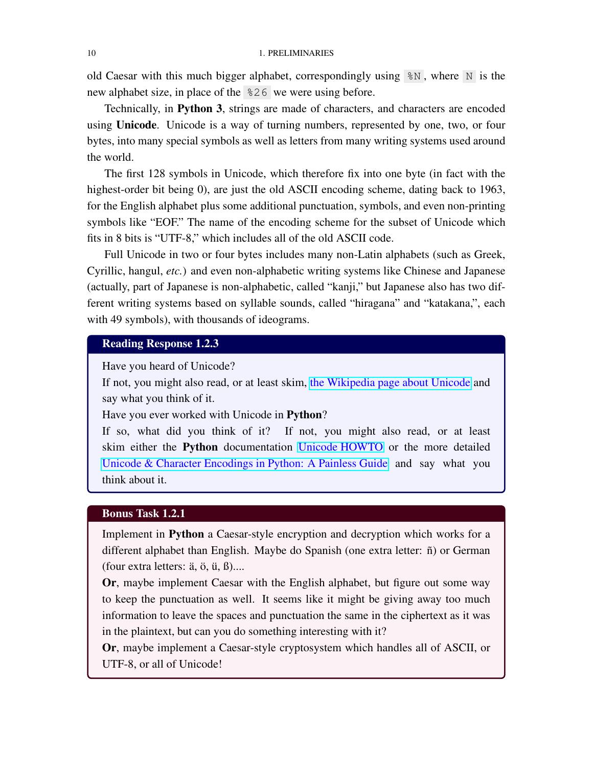old Caesar with this much bigger alphabet, correspondingly using `%N`, where `N` is the new alphabet size, in place of the `%26` we were using before.

Technically, in **Python 3**, strings are made of characters, and characters are encoded using **Unicode**. Unicode is a way of turning numbers, represented by one, two, or four bytes, into many special symbols as well as letters from many writing systems used around the world.

The first 128 symbols in Unicode, which therefore fix into one byte (in fact with the highest-order bit being 0), are just the old ASCII encoding scheme, dating back to 1963, for the English alphabet plus some additional punctuation, symbols, and even non-printing symbols like "EOF." The name of the encoding scheme for the subset of Unicode which fits in 8 bits is "UTF-8," which includes all of the old ASCII code.

Full Unicode in two or four bytes includes many non-Latin alphabets (such as Greek, Cyrillic, hangul, *etc.*) and even non-alphabetic writing systems like Chinese and Japanese (actually, part of Japanese is non-alphabetic, called "kanji," but Japanese also has two different writing systems based on syllable sounds, called "hiragana" and "katakana,", each with 49 symbols), with thousands of ideograms.

> **Reading Response 1.2.3**
>
> Have you heard of Unicode?
> If not, you might also read, or at least skim, the Wikipedia page about Unicode and say what you think of it.
> Have you ever worked with Unicode in **Python**?
> If so, what did you think of it? If not, you might also read, or at least skim either the **Python** documentation Unicode HOWTO or the more detailed Unicode & Character Encodings in Python: A Painless Guide and say what you think about it.

> **Bonus Task 1.2.1**
>
> Implement in **Python** a Caesar-style encryption and decryption which works for a different alphabet than English. Maybe do Spanish (one extra letter: ñ) or German (four extra letters: ä, ö, ü, ß)....
> **Or**, maybe implement Caesar with the English alphabet, but figure out some way to keep the punctuation as well. It seems like it might be giving away too much information to leave the spaces and punctuation the same in the ciphertext as it was in the plaintext, but can you do something interesting with it?
> **Or**, maybe implement a Caesar-style cryptosystem which handles all of ASCII, or UTF-8, or all of Unicode!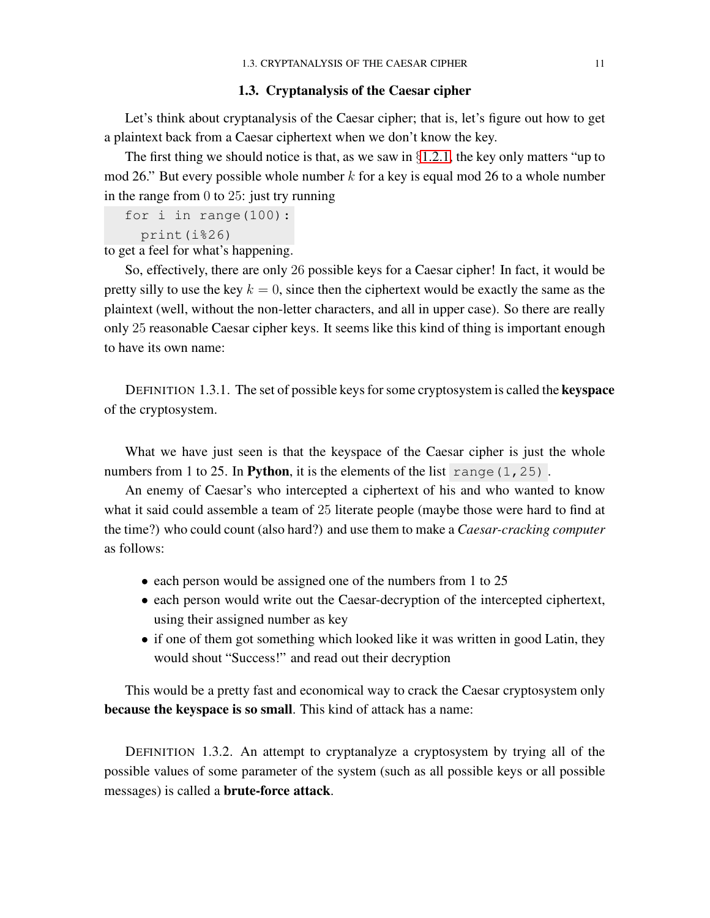## 1.3. Cryptanalysis of the Caesar cipher

Let's think about cryptanalysis of the Caesar cipher; that is, let's figure out how to get a plaintext back from a Caesar ciphertext when we don't know the key.

The first thing we should notice is that, as we saw in §1.2.1, the key only matters "up to mod 26." But every possible whole number $k$ for a key is equal mod 26 to a whole number in the range from $0$ to $25$: just try running

```
for i in range(100):
  print(i%26)
```

to get a feel for what's happening.

So, effectively, there are only $26$ possible keys for a Caesar cipher! In fact, it would be pretty silly to use the key $k = 0$, since then the ciphertext would be exactly the same as the plaintext (well, without the non-letter characters, and all in upper case). So there are really only $25$ reasonable Caesar cipher keys. It seems like this kind of thing is important enough to have its own name:

DEFINITION 1.3.1. The set of possible keys for some cryptosystem is called the **keyspace** of the cryptosystem.

What we have just seen is that the keyspace of the Caesar cipher is just the whole numbers from 1 to 25. In **Python**, it is the elements of the list `range(1,25)`.

An enemy of Caesar's who intercepted a ciphertext of his and who wanted to know what it said could assemble a team of $25$ literate people (maybe those were hard to find at the time?) who could count (also hard?) and use them to make a *Caesar-cracking computer* as follows:

- each person would be assigned one of the numbers from 1 to 25
- each person would write out the Caesar-decryption of the intercepted ciphertext, using their assigned number as key
- if one of them got something which looked like it was written in good Latin, they would shout "Success!" and read out their decryption

This would be a pretty fast and economical way to crack the Caesar cryptosystem only **because the keyspace is so small**. This kind of attack has a name:

DEFINITION 1.3.2. An attempt to cryptanalyze a cryptosystem by trying all of the possible values of some parameter of the system (such as all possible keys or all possible messages) is called a **brute-force attack**.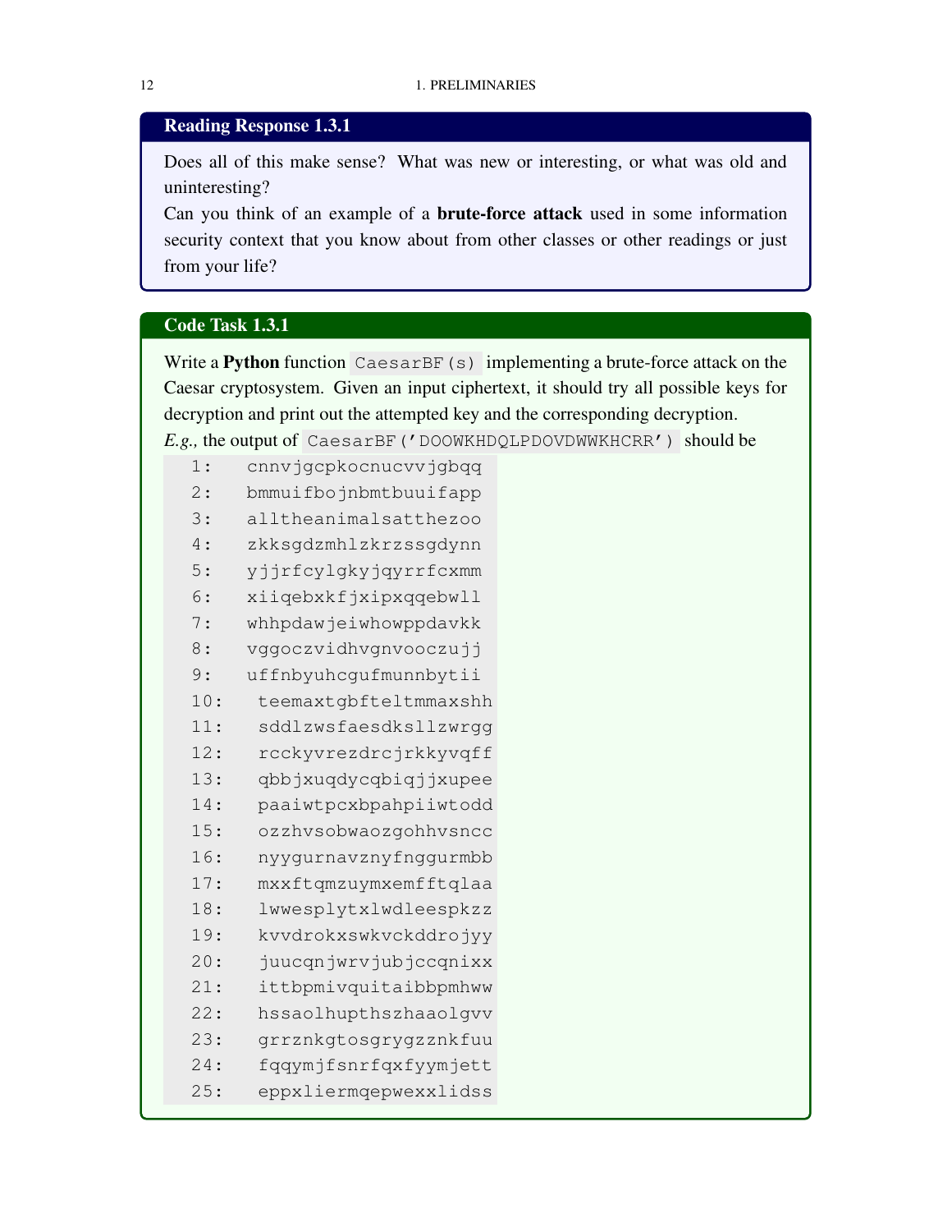**Reading Response 1.3.1**

Does all of this make sense? What was new or interesting, or what was old and uninteresting?

Can you think of an example of a **brute-force attack** used in some information security context that you know about from other classes or other readings or just from your life?

**Code Task 1.3.1**

Write a **Python** function `CaesarBF(s)` implementing a brute-force attack on the Caesar cryptosystem. Given an input ciphertext, it should try all possible keys for decryption and print out the attempted key and the corresponding decryption.

*E.g.,* the output of `CaesarBF('DOOWKHDQLPDOVDWWKHCRR')` should be

```
  1:   cnnvjgcpkocnucvvjgbqq
  2:   bmmuifbojnbmtbuuifapp
  3:   alltheanimalsatthezoo
  4:   zkksgdzmhlzkrzssgdynn
  5:   yjjrfcylgkyjqyrrfcxmm
  6:   xiiqebxkfjxipxqqebwll
  7:   whhpdawjeiwhowppdavkk
  8:   vggoczvidhvgnvooczujj
  9:   uffnbyuhcgufmunnbytii
  10:   teemaxtgbfteltmmaxshh
  11:   sddlzwsfaesdksllzwrgg
  12:   rcckyvrezdrcjrkkyvqff
  13:   qbbjxuqdycqbiqjjxupee
  14:   paaiwtpcxbpahpiiwtodd
  15:   ozzhvsobwaozgohhvsncc
  16:   nyygurnavznyfnggurmbb
  17:   mxxftqmzuymxemfftqlaa
  18:   lwwesplytxlwdleespkzz
  19:   kvvdrokxswkvckddrojyy
  20:   juucqnjwrvjubjccqnixx
  21:   ittbpmivquitaibbpmhww
  22:   hssaolhupthszhaaolgvv
  23:   grrznkgtosgrygzznkfuu
  24:   fqqymjfsnrfqxfyymjett
  25:   eppxliermqepwexxlidss
```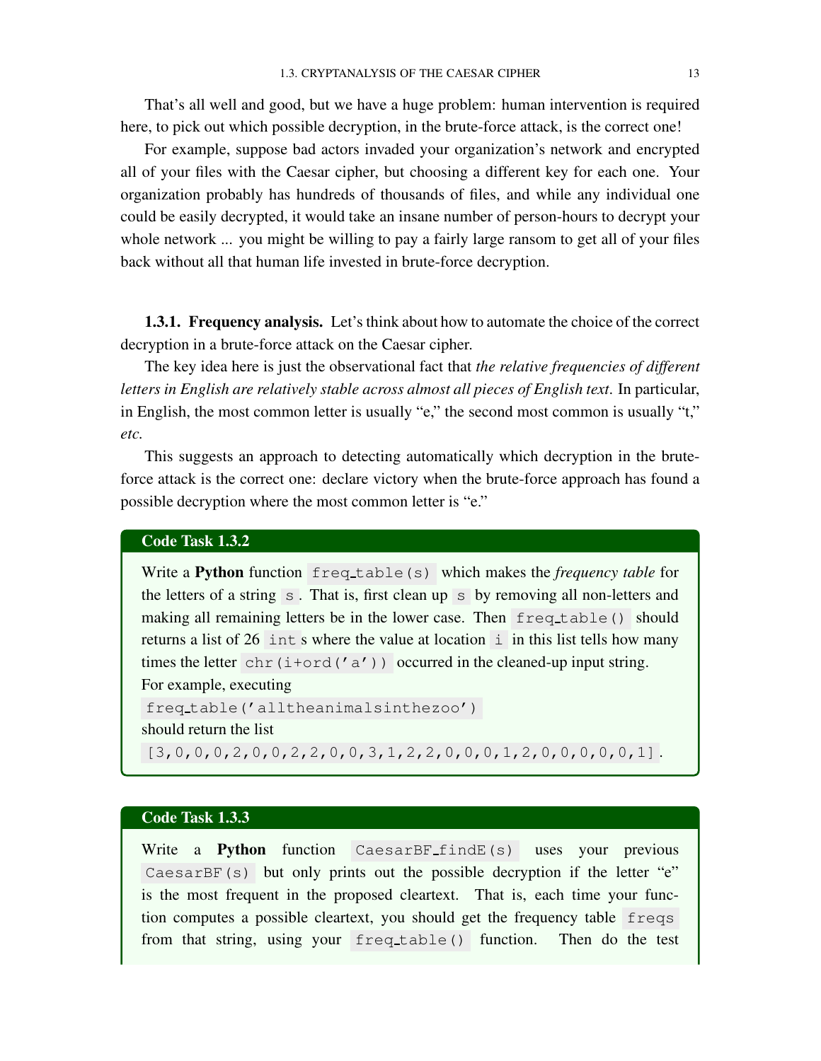That's all well and good, but we have a huge problem: human intervention is required here, to pick out which possible decryption, in the brute-force attack, is the correct one!

For example, suppose bad actors invaded your organization's network and encrypted all of your files with the Caesar cipher, but choosing a different key for each one. Your organization probably has hundreds of thousands of files, and while any individual one could be easily decrypted, it would take an insane number of person-hours to decrypt your whole network ... you might be willing to pay a fairly large ransom to get all of your files back without all that human life invested in brute-force decryption.

**1.3.1. Frequency analysis.** Let's think about how to automate the choice of the correct decryption in a brute-force attack on the Caesar cipher.

The key idea here is just the observational fact that *the relative frequencies of different letters in English are relatively stable across almost all pieces of English text*. In particular, in English, the most common letter is usually "e," the second most common is usually "t," *etc.*

This suggests an approach to detecting automatically which decryption in the brute-force attack is the correct one: declare victory when the brute-force approach has found a possible decryption where the most common letter is "e."

**Code Task 1.3.2**

Write a **Python** function `freq_table(s)` which makes the *frequency table* for the letters of a string `s`. That is, first clean up `s` by removing all non-letters and making all remaining letters be in the lower case. Then `freq_table()` should returns a list of 26 `int`s where the value at location `i` in this list tells how many times the letter `chr(i+ord('a'))` occurred in the cleaned-up input string.
For example, executing
`freq_table('alltheanimalsinthezoo')`
should return the list
`[3,0,0,0,2,0,0,2,2,0,0,3,1,2,2,0,0,0,1,2,0,0,0,0,0,1]`.

**Code Task 1.3.3**

Write a **Python** function `CaesarBF_findE(s)` uses your previous `CaesarBF(s)` but only prints out the possible decryption if the letter "e" is the most frequent in the proposed cleartext. That is, each time your function computes a possible cleartext, you should get the frequency table `freqs` from that string, using your `freq_table()` function. Then do the test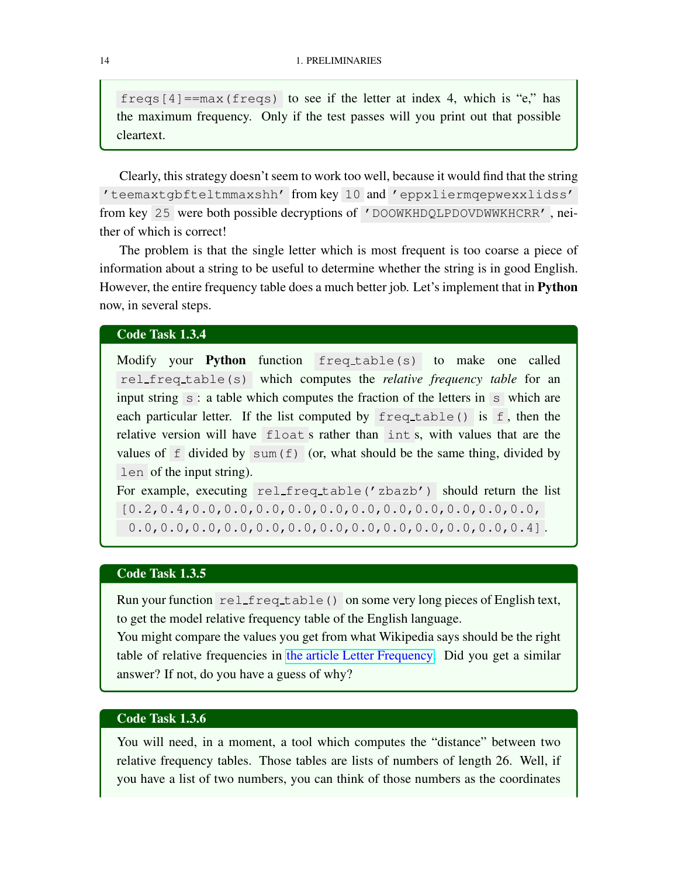`freqs[4]==max(freqs)` to see if the letter at index 4, which is "e," has the maximum frequency. Only if the test passes will you print out that possible cleartext.

Clearly, this strategy doesn't seem to work too well, because it would find that the string `'teemaxtgbfteltmmaxshh'` from key `10` and `'eppxliermqepwexxlidss'` from key `25` were both possible decryptions of `'DOOWKHDQLPDOVDWWKHCRR'`, neither of which is correct!

The problem is that the single letter which is most frequent is too coarse a piece of information about a string to be useful to determine whether the string is in good English. However, the entire frequency table does a much better job. Let's implement that in **Python** now, in several steps.

### Code Task 1.3.4

Modify your **Python** function `freq_table(s)` to make one called `rel_freq_table(s)` which computes the *relative frequency table* for an input string `s`: a table which computes the fraction of the letters in `s` which are each particular letter. If the list computed by `freq_table()` is `f`, then the relative version will have `float`s rather than `int`s, with values that are the values of `f` divided by `sum(f)` (or, what should be the same thing, divided by `len` of the input string).

For example, executing `rel_freq_table('zbazb')` should return the list `[0.2,0.4,0.0,0.0,0.0,0.0,0.0,0.0,0.0,0.0,0.0,0.0,0.0, 0.0,0.0,0.0,0.0,0.0,0.0,0.0,0.0,0.0,0.0,0.0,0.0,0.4]`.

### Code Task 1.3.5

Run your function `rel_freq_table()` on some very long pieces of English text, to get the model relative frequency table of the English language.

You might compare the values you get from what Wikipedia says should be the right table of relative frequencies in the article Letter Frequency. Did you get a similar answer? If not, do you have a guess of why?

### Code Task 1.3.6

You will need, in a moment, a tool which computes the "distance" between two relative frequency tables. Those tables are lists of numbers of length 26. Well, if you have a list of two numbers, you can think of those numbers as the coordinates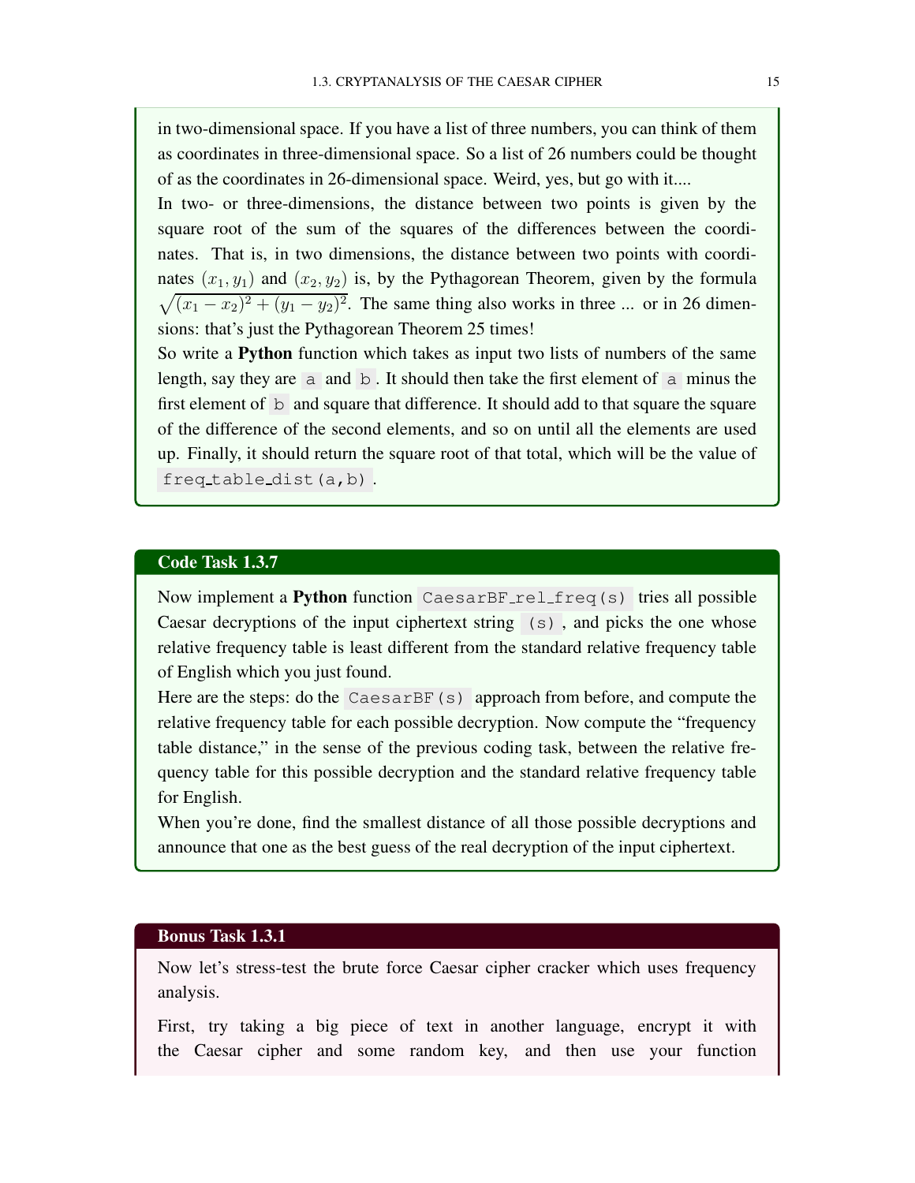in two-dimensional space. If you have a list of three numbers, you can think of them as coordinates in three-dimensional space. So a list of 26 numbers could be thought of as the coordinates in 26-dimensional space. Weird, yes, but go with it....

In two- or three-dimensions, the distance between two points is given by the square root of the sum of the squares of the differences between the coordinates. That is, in two dimensions, the distance between two points with coordinates $(x_1, y_1)$ and $(x_2, y_2)$ is, by the Pythagorean Theorem, given by the formula $\sqrt{(x_1 - x_2)^2 + (y_1 - y_2)^2}$. The same thing also works in three ... or in 26 dimensions: that's just the Pythagorean Theorem 25 times!

So write a **Python** function which takes as input two lists of numbers of the same length, say they are `a` and `b`. It should then take the first element of `a` minus the first element of `b` and square that difference. It should add to that square the square of the difference of the second elements, and so on until all the elements are used up. Finally, it should return the square root of that total, which will be the value of `freq_table_dist(a,b)`.

### Code Task 1.3.7

Now implement a **Python** function `CaesarBF_rel_freq(s)` tries all possible Caesar decryptions of the input ciphertext string `(s)`, and picks the one whose relative frequency table is least different from the standard relative frequency table of English which you just found.

Here are the steps: do the `CaesarBF(s)` approach from before, and compute the relative frequency table for each possible decryption. Now compute the "frequency table distance," in the sense of the previous coding task, between the relative frequency table for this possible decryption and the standard relative frequency table for English.

When you're done, find the smallest distance of all those possible decryptions and announce that one as the best guess of the real decryption of the input ciphertext.

### Bonus Task 1.3.1

Now let's stress-test the brute force Caesar cipher cracker which uses frequency analysis.

First, try taking a big piece of text in another language, encrypt it with the Caesar cipher and some random key, and then use your function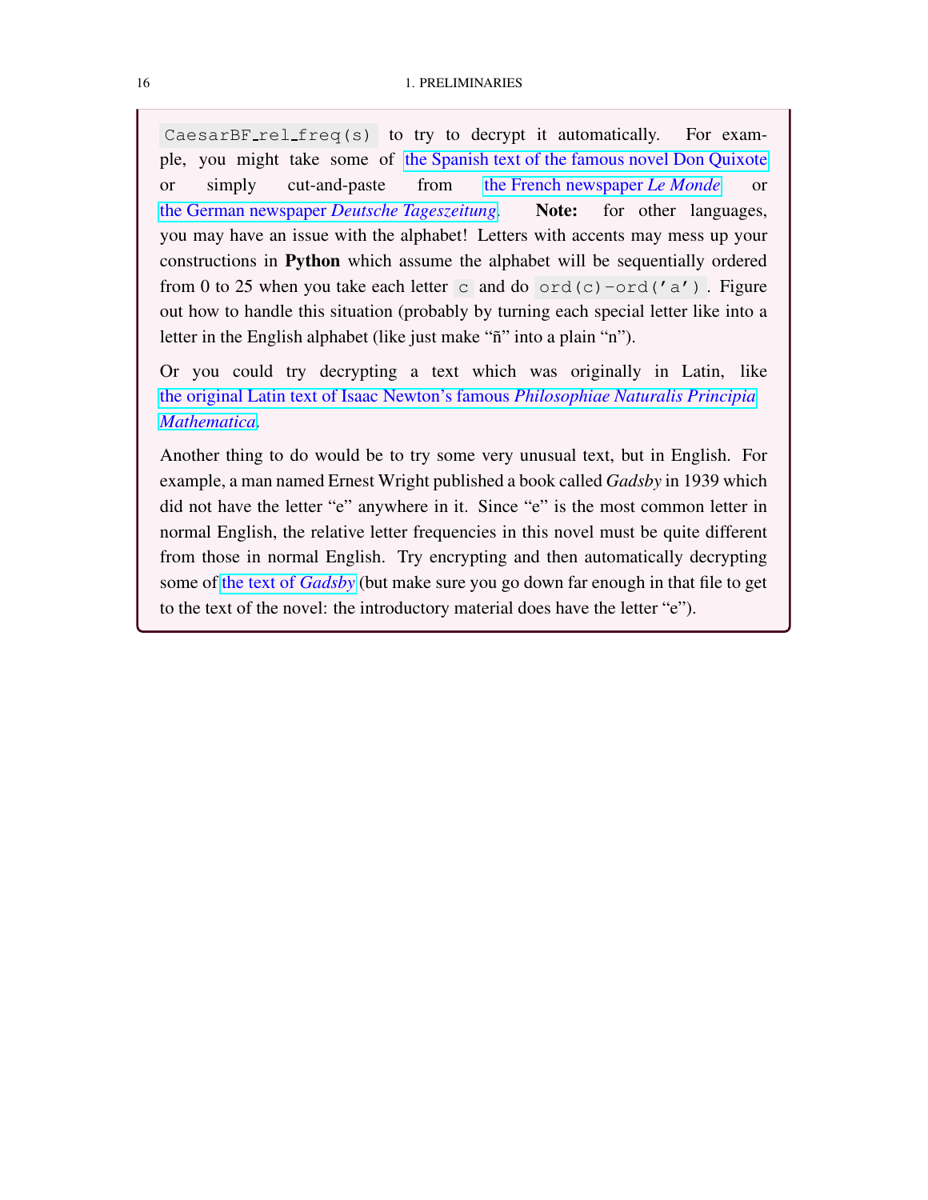`CaesarBF_rel_freq(s)` to try to decrypt it automatically. For example, you might take some of the Spanish text of the famous novel Don Quixote or simply cut-and-paste from the French newspaper *Le Monde* or the German newspaper *Deutsche Tageszeitung*. **Note:** for other languages, you may have an issue with the alphabet! Letters with accents may mess up your constructions in **Python** which assume the alphabet will be sequentially ordered from 0 to 25 when you take each letter `c` and do `ord(c)-ord('a')`. Figure out how to handle this situation (probably by turning each special letter like into a letter in the English alphabet (like just make “ñ” into a plain “n”).

Or you could try decrypting a text which was originally in Latin, like the original Latin text of Isaac Newton’s famous *Philosophiae Naturalis Principia Mathematica*.

Another thing to do would be to try some very unusual text, but in English. For example, a man named Ernest Wright published a book called *Gadsby* in 1939 which did not have the letter “e” anywhere in it. Since “e” is the most common letter in normal English, the relative letter frequencies in this novel must be quite different from those in normal English. Try encrypting and then automatically decrypting some of the text of *Gadsby* (but make sure you go down far enough in that file to get to the text of the novel: the introductory material does have the letter “e”).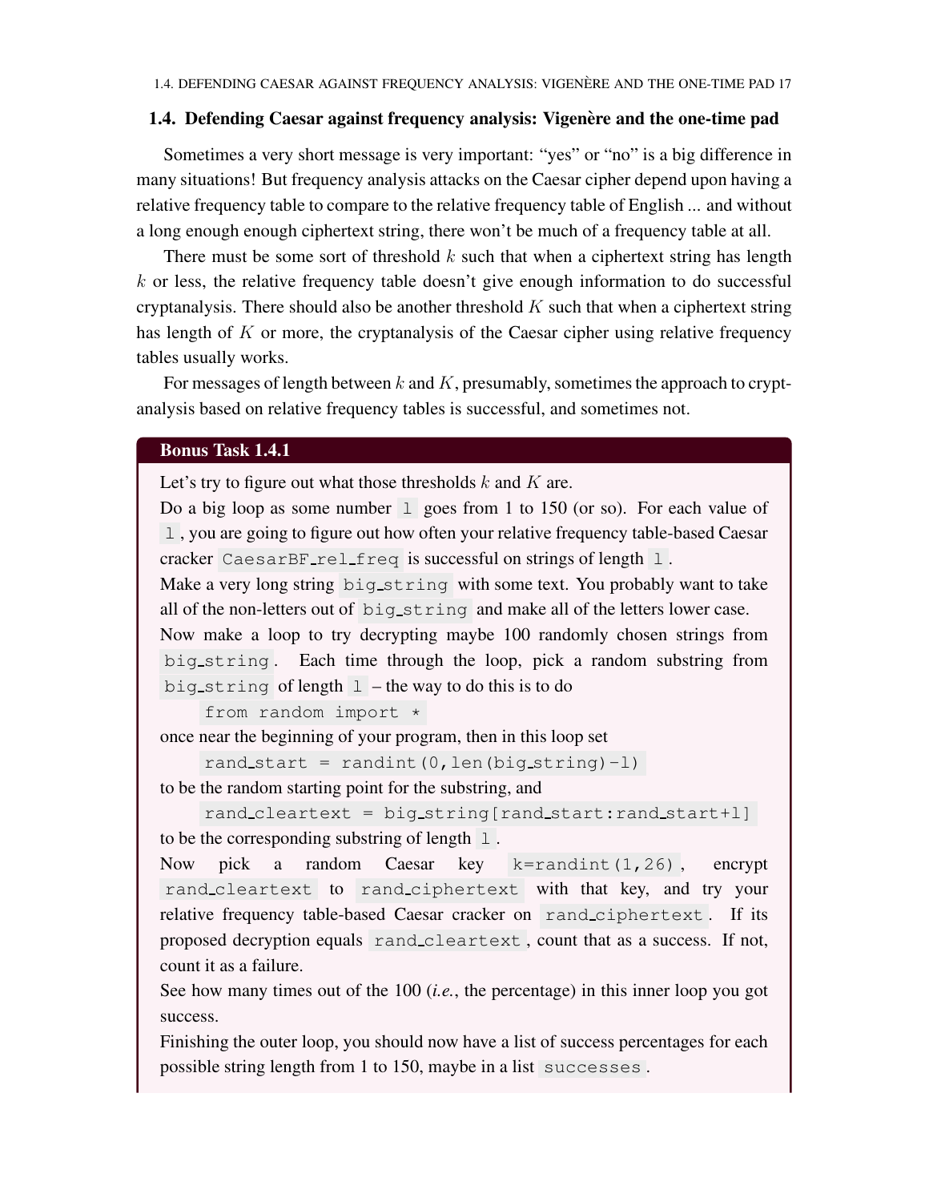## 1.4. Defending Caesar against frequency analysis: Vigenère and the one-time pad

Sometimes a very short message is very important: "yes" or "no" is a big difference in many situations! But frequency analysis attacks on the Caesar cipher depend upon having a relative frequency table to compare to the relative frequency table of English ... and without a long enough enough ciphertext string, there won't be much of a frequency table at all.

There must be some sort of threshold $k$ such that when a ciphertext string has length $k$ or less, the relative frequency table doesn't give enough information to do successful cryptanalysis. There should also be another threshold $K$ such that when a ciphertext string has length of $K$ or more, the cryptanalysis of the Caesar cipher using relative frequency tables usually works.

For messages of length between $k$ and $K$, presumably, sometimes the approach to cryptanalysis based on relative frequency tables is successful, and sometimes not.

**Bonus Task 1.4.1**

Let's try to figure out what those thresholds $k$ and $K$ are.

Do a big loop as some number `l` goes from 1 to 150 (or so). For each value of `l`, you are going to figure out how often your relative frequency table-based Caesar cracker `CaesarBF_rel_freq` is successful on strings of length `l`.

Make a very long string `big_string` with some text. You probably want to take all of the non-letters out of `big_string` and make all of the letters lower case.

Now make a loop to try decrypting maybe 100 randomly chosen strings from `big_string`. Each time through the loop, pick a random substring from `big_string` of length `l` – the way to do this is to do

```
from random import *
```

once near the beginning of your program, then in this loop set

```
rand_start = randint(0,len(big_string)-l)
```

to be the random starting point for the substring, and

```
rand_cleartext = big_string[rand_start:rand_start+l]
```

to be the corresponding substring of length `l`.

Now pick a random Caesar key `k=randint(1,26)`, encrypt `rand_cleartext` to `rand_ciphertext` with that key, and try your relative frequency table-based Caesar cracker on `rand_ciphertext`. If its proposed decryption equals `rand_cleartext`, count that as a success. If not, count it as a failure.

See how many times out of the 100 (*i.e.*, the percentage) in this inner loop you got success.

Finishing the outer loop, you should now have a list of success percentages for each possible string length from 1 to 150, maybe in a list `successes`.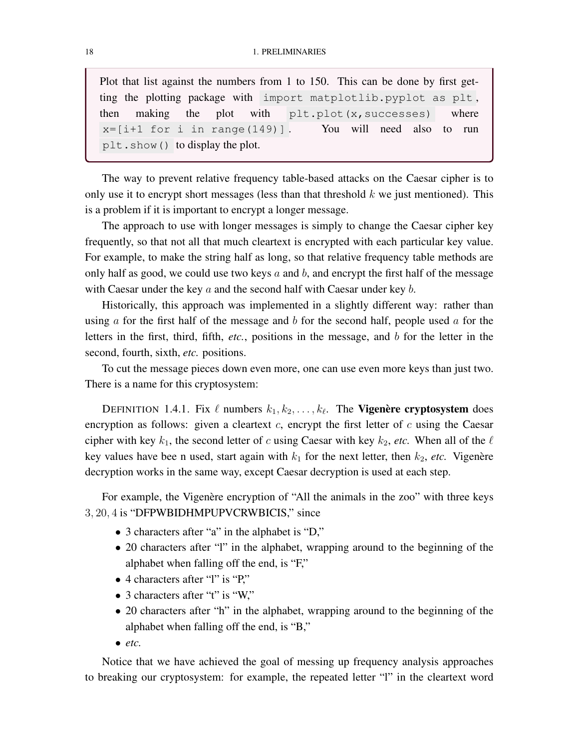> Plot that list against the numbers from 1 to 150. This can be done by first getting the plotting package with `import matplotlib.pyplot as plt`, then making the plot with `plt.plot(x,successes)` where `x=[i+1 for i in range(149)]`. You will need also to run `plt.show()` to display the plot.

The way to prevent relative frequency table-based attacks on the Caesar cipher is to only use it to encrypt short messages (less than that threshold $k$ we just mentioned). This is a problem if it is important to encrypt a longer message.

The approach to use with longer messages is simply to change the Caesar cipher key frequently, so that not all that much cleartext is encrypted with each particular key value. For example, to make the string half as long, so that relative frequency table methods are only half as good, we could use two keys $a$ and $b$, and encrypt the first half of the message with Caesar under the key $a$ and the second half with Caesar under key $b$.

Historically, this approach was implemented in a slightly different way: rather than using $a$ for the first half of the message and $b$ for the second half, people used $a$ for the letters in the first, third, fifth, *etc.*, positions in the message, and $b$ for the letter in the second, fourth, sixth, *etc.* positions.

To cut the message pieces down even more, one can use even more keys than just two. There is a name for this cryptosystem:

DEFINITION 1.4.1. Fix $\ell$ numbers $k_1, k_2, \ldots, k_\ell$. The **Vigenère cryptosystem** does encryption as follows: given a cleartext $c$, encrypt the first letter of $c$ using the Caesar cipher with key $k_1$, the second letter of $c$ using Caesar with key $k_2$, *etc.* When all of the $\ell$ key values have bee n used, start again with $k_1$ for the next letter, then $k_2$, *etc.* Vigenère decryption works in the same way, except Caesar decryption is used at each step.

For example, the Vigenère encryption of "All the animals in the zoo" with three keys $3, 20, 4$ is "DFPWBIDHMPUPVCRWBICIS," since

- 3 characters after "a" in the alphabet is "D,"
- 20 characters after "l" in the alphabet, wrapping around to the beginning of the alphabet when falling off the end, is "F,"
- 4 characters after "l" is "P,"
- 3 characters after "t" is "W,"
- 20 characters after "h" in the alphabet, wrapping around to the beginning of the alphabet when falling off the end, is "B,"
- *etc.*

Notice that we have achieved the goal of messing up frequency analysis approaches to breaking our cryptosystem: for example, the repeated letter "l" in the cleartext word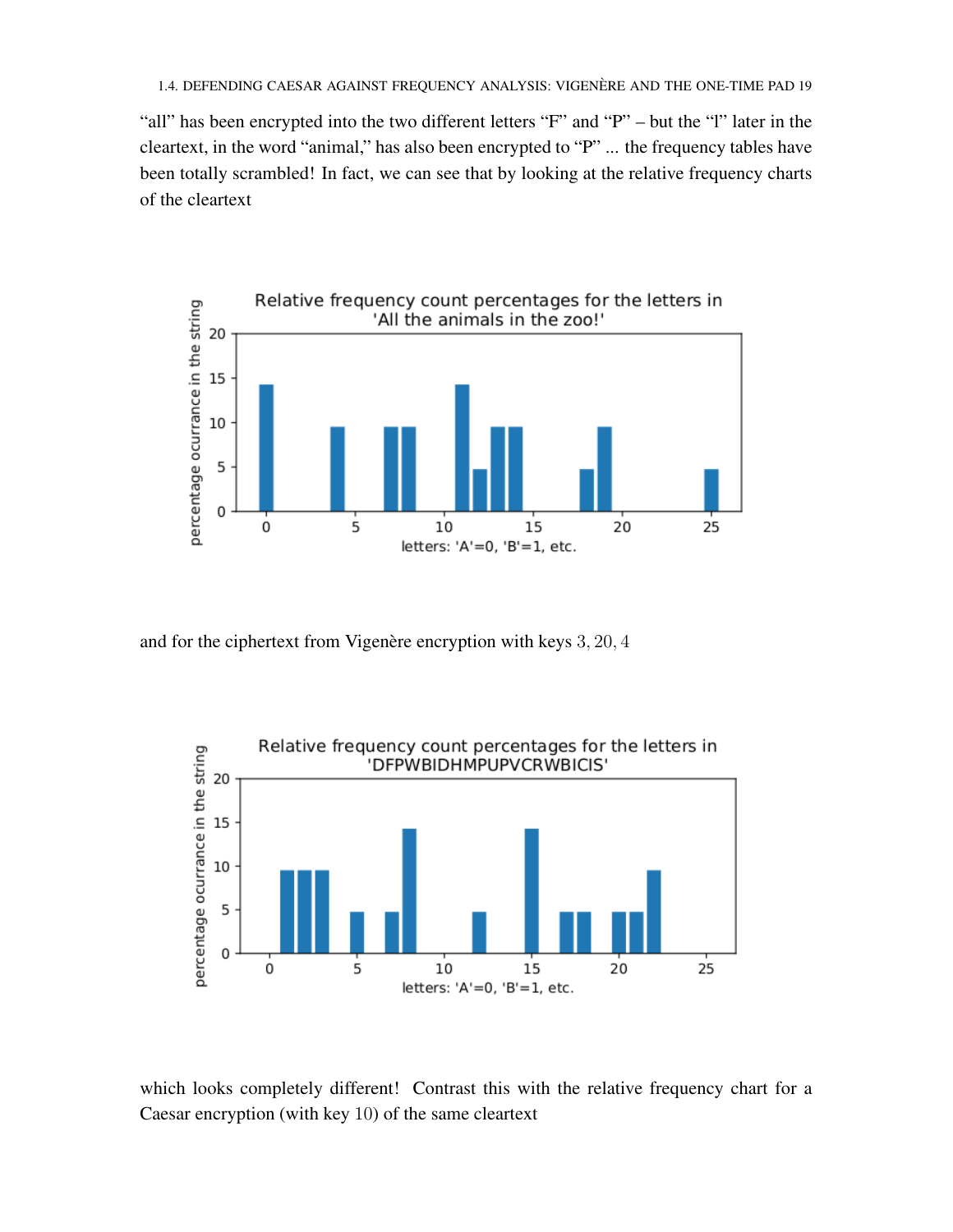"all" has been encrypted into the two different letters "F" and "P" – but the "l" later in the cleartext, in the word "animal," has also been encrypted to "P" ... the frequency tables have been totally scrambled! In fact, we can see that by looking at the relative frequency charts of the cleartext

and for the ciphertext from Vigenère encryption with keys $3, 20, 4$

which looks completely different! Contrast this with the relative frequency chart for a Caesar encryption (with key $10$) of the same cleartext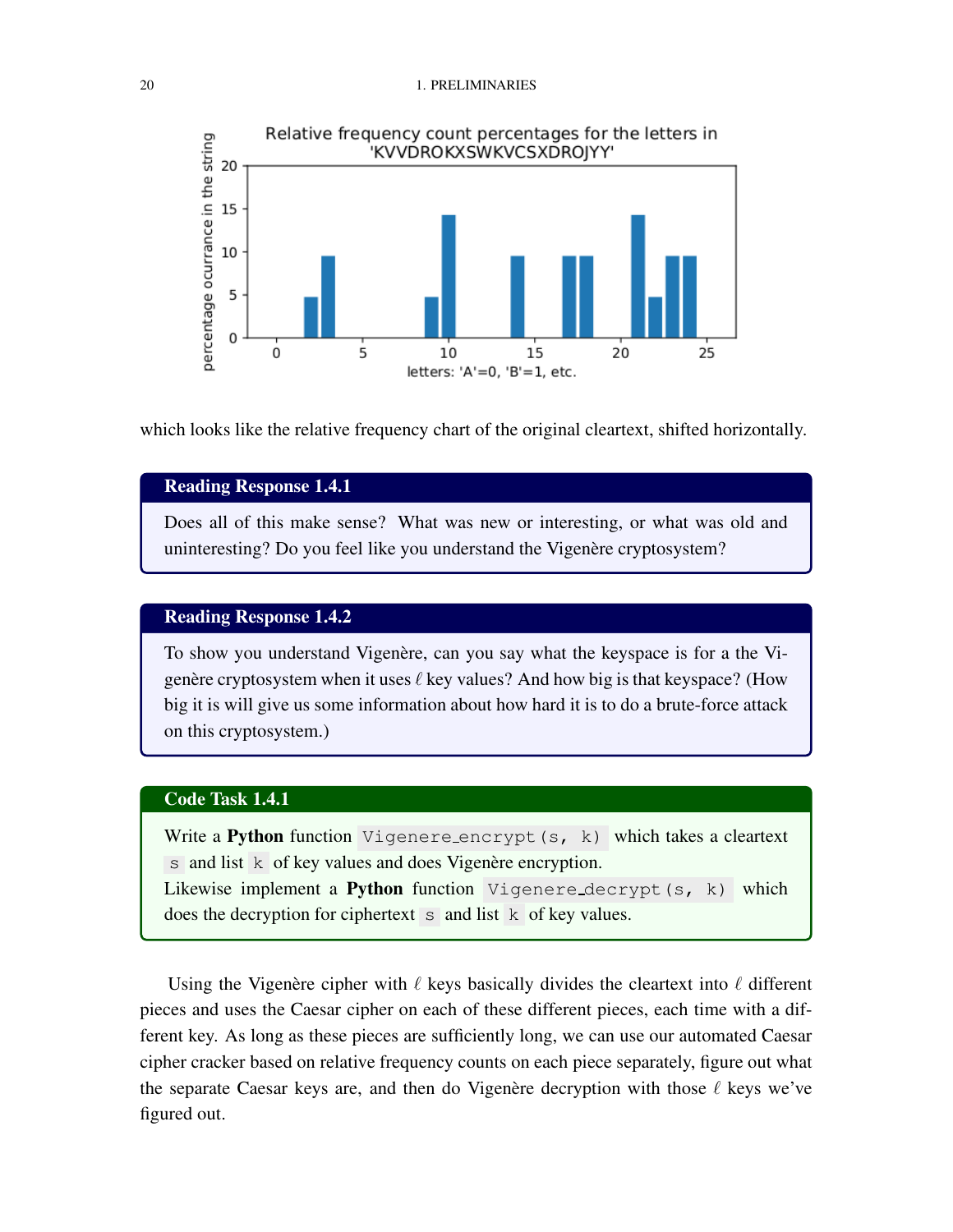which looks like the relative frequency chart of the original cleartext, shifted horizontally.

**Reading Response 1.4.1**

Does all of this make sense? What was new or interesting, or what was old and uninteresting? Do you feel like you understand the Vigenère cryptosystem?

**Reading Response 1.4.2**

To show you understand Vigenère, can you say what the keyspace is for a the Vigenère cryptosystem when it uses $\ell$ key values? And how big is that keyspace? (How big it is will give us some information about how hard it is to do a brute-force attack on this cryptosystem.)

**Code Task 1.4.1**

Write a **Python** function `Vigenere_encrypt(s, k)` which takes a cleartext `s` and list `k` of key values and does Vigenère encryption.
Likewise implement a **Python** function `Vigenere_decrypt(s, k)` which does the decryption for ciphertext `s` and list `k` of key values.

Using the Vigenère cipher with $\ell$ keys basically divides the cleartext into $\ell$ different pieces and uses the Caesar cipher on each of these different pieces, each time with a different key. As long as these pieces are sufficiently long, we can use our automated Caesar cipher cracker based on relative frequency counts on each piece separately, figure out what the separate Caesar keys are, and then do Vigenère decryption with those $\ell$ keys we've figured out.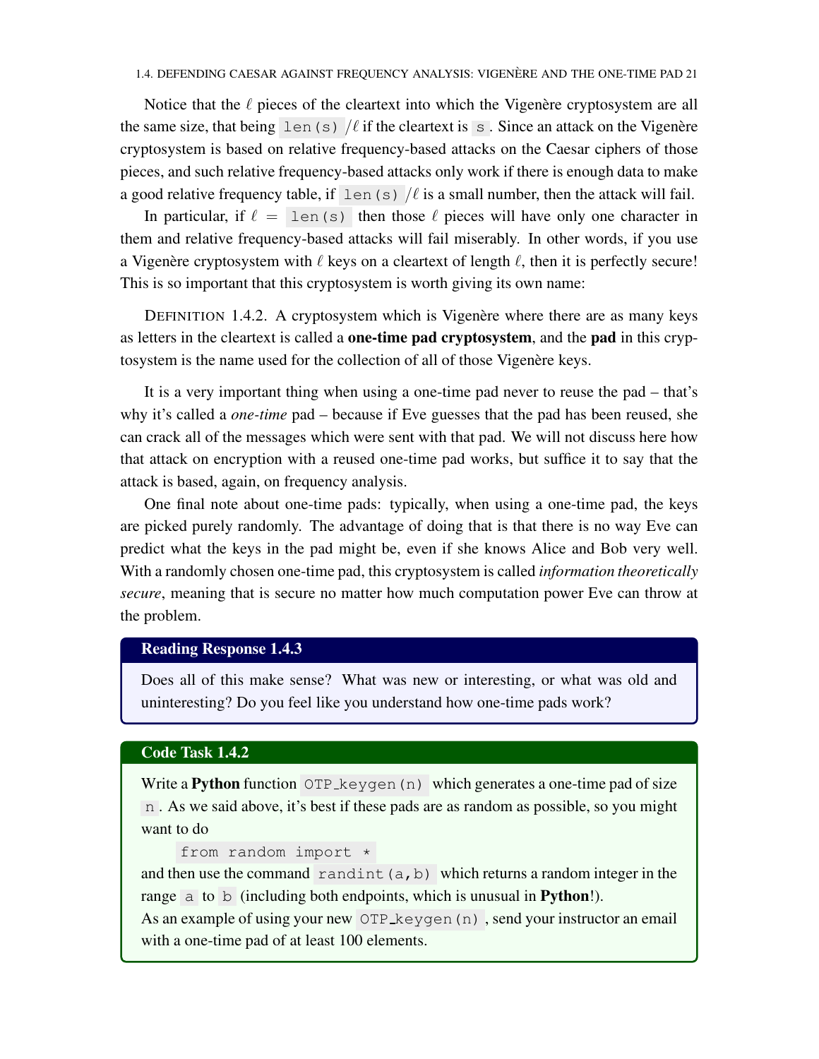Notice that the $\ell$ pieces of the cleartext into which the Vigenère cryptosystem are all the same size, that being `len(s)` $/\ell$ if the cleartext is `s`. Since an attack on the Vigenère cryptosystem is based on relative frequency-based attacks on the Caesar ciphers of those pieces, and such relative frequency-based attacks only work if there is enough data to make a good relative frequency table, if `len(s)` $/\ell$ is a small number, then the attack will fail.

In particular, if $\ell =$ `len(s)` then those $\ell$ pieces will have only one character in them and relative frequency-based attacks will fail miserably. In other words, if you use a Vigenère cryptosystem with $\ell$ keys on a cleartext of length $\ell$, then it is perfectly secure! This is so important that this cryptosystem is worth giving its own name:

DEFINITION 1.4.2. A cryptosystem which is Vigenère where there are as many keys as letters in the cleartext is called a **one-time pad cryptosystem**, and the **pad** in this cryptosystem is the name used for the collection of all of those Vigenère keys.

It is a very important thing when using a one-time pad never to reuse the pad – that's why it's called a *one-time* pad – because if Eve guesses that the pad has been reused, she can crack all of the messages which were sent with that pad. We will not discuss here how that attack on encryption with a reused one-time pad works, but suffice it to say that the attack is based, again, on frequency analysis.

One final note about one-time pads: typically, when using a one-time pad, the keys are picked purely randomly. The advantage of doing that is that there is no way Eve can predict what the keys in the pad might be, even if she knows Alice and Bob very well. With a randomly chosen one-time pad, this cryptosystem is called *information theoretically secure*, meaning that is secure no matter how much computation power Eve can throw at the problem.

**Reading Response 1.4.3**

Does all of this make sense? What was new or interesting, or what was old and uninteresting? Do you feel like you understand how one-time pads work?

**Code Task 1.4.2**

Write a **Python** function `OTP_keygen(n)` which generates a one-time pad of size `n`. As we said above, it's best if these pads are as random as possible, so you might want to do

```
from random import *
```

and then use the command `randint(a,b)` which returns a random integer in the range `a` to `b` (including both endpoints, which is unusual in **Python**!).

As an example of using your new `OTP_keygen(n)`, send your instructor an email with a one-time pad of at least 100 elements.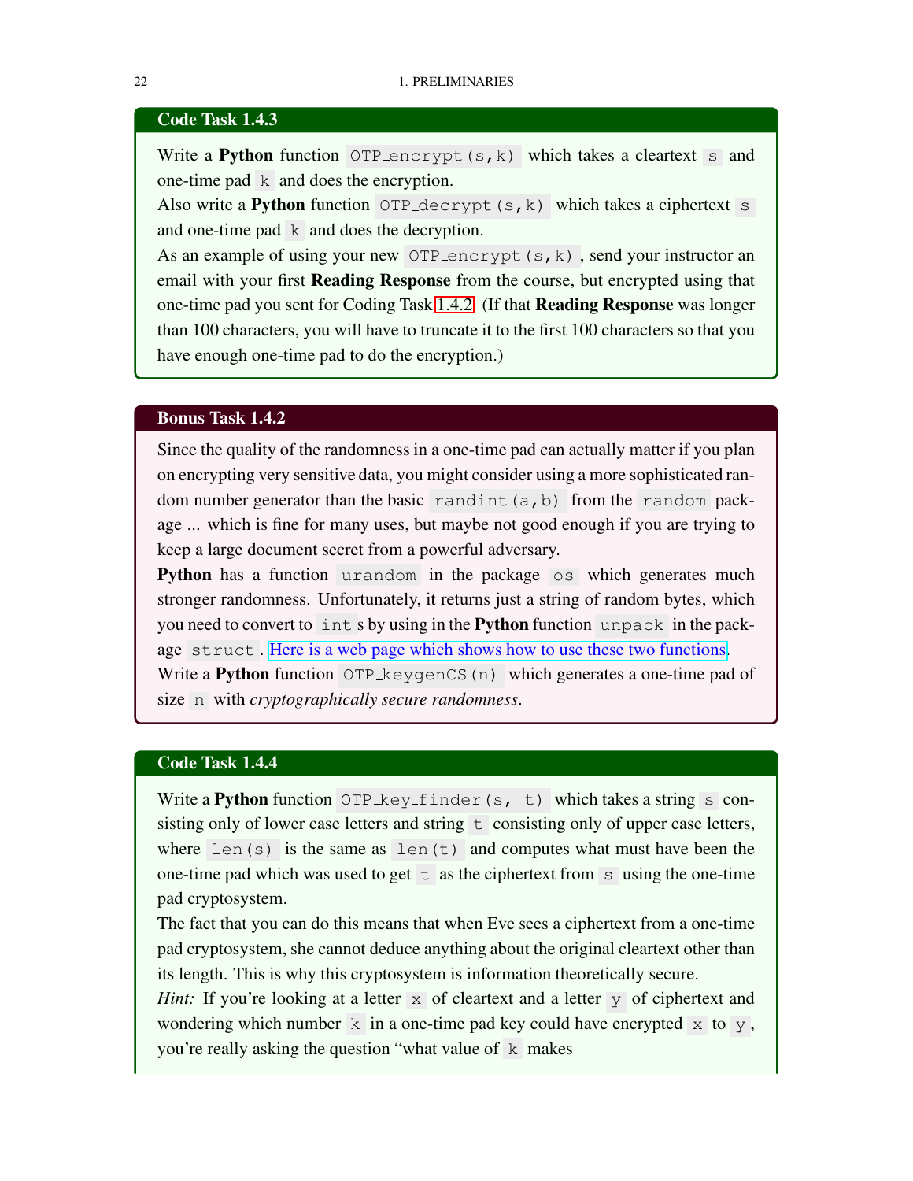**Code Task 1.4.3**

Write a **Python** function `OTP_encrypt(s,k)` which takes a cleartext `s` and one-time pad `k` and does the encryption.

Also write a **Python** function `OTP_decrypt(s,k)` which takes a ciphertext `s` and one-time pad `k` and does the decryption.

As an example of using your new `OTP_encrypt(s,k)`, send your instructor an email with your first **Reading Response** from the course, but encrypted using that one-time pad you sent for Coding Task 1.4.2. (If that **Reading Response** was longer than 100 characters, you will have to truncate it to the first 100 characters so that you have enough one-time pad to do the encryption.)

**Bonus Task 1.4.2**

Since the quality of the randomness in a one-time pad can actually matter if you plan on encrypting very sensitive data, you might consider using a more sophisticated random number generator than the basic `randint(a,b)` from the `random` package ... which is fine for many uses, but maybe not good enough if you are trying to keep a large document secret from a powerful adversary.

**Python** has a function `urandom` in the package `os` which generates much stronger randomness. Unfortunately, it returns just a string of random bytes, which you need to convert to `int`s by using in the **Python** function `unpack` in the package `struct`. Here is a web page which shows how to use these two functions.

Write a **Python** function `OTP_keygenCS(n)` which generates a one-time pad of size `n` with *cryptographically secure randomness*.

**Code Task 1.4.4**

Write a **Python** function `OTP_key_finder(s, t)` which takes a string `s` consisting only of lower case letters and string `t` consisting only of upper case letters, where `len(s)` is the same as `len(t)` and computes what must have been the one-time pad which was used to get `t` as the ciphertext from `s` using the one-time pad cryptosystem.

The fact that you can do this means that when Eve sees a ciphertext from a one-time pad cryptosystem, she cannot deduce anything about the original cleartext other than its length. This is why this cryptosystem is information theoretically secure.

*Hint:* If you're looking at a letter `x` of cleartext and a letter `y` of ciphertext and wondering which number `k` in a one-time pad key could have encrypted `x` to `y`, you're really asking the question "what value of `k` makes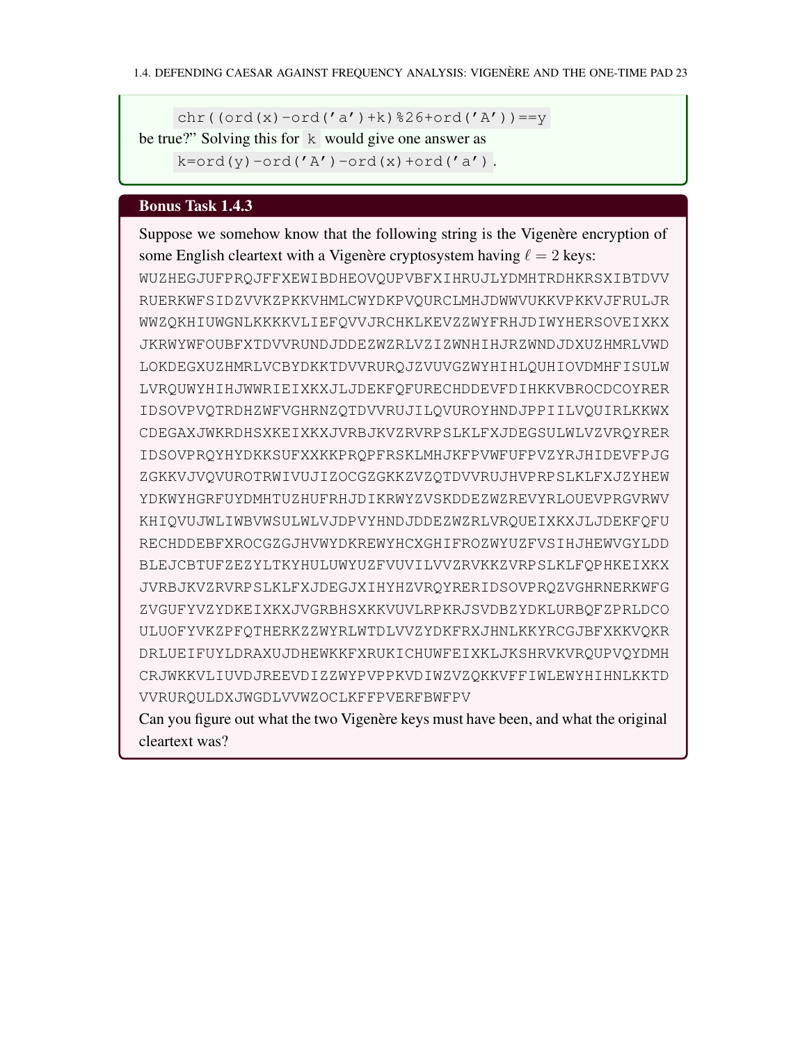```
chr((ord(x)-ord('a')+k)%26+ord('A'))==y
```

be true?" Solving this for `k` would give one answer as

```
k=ord(y)-ord('A')-ord(x)+ord('a').
```

**Bonus Task 1.4.3**

Suppose we somehow know that the following string is the Vigenère encryption of some English cleartext with a Vigenère cryptosystem having $\ell = 2$ keys:

```
WUZHEGJUFPRQJFFXEWIBDHEOVQUPVBFXIHRUJLYDMHTRDHKRSXIBTDVV
RUERKWFSIDZVVKZPKKVHMLCWYDKPVQURCLMHJDWWVUKKVPKKVJFRULJR
WWZQKHIUWGNLKKKKVLIEFQVVJRCHKLKEVZZWYFRHJDIWYHERSOVEIXKX
JKRWYWFOUBFXTDVVRUNDJDDEZWZRLVZIZWNHIHJRZWNDJDXUZHMRLVWD
LOKDEGXUZHMRLVCBYDKKTDVVRURQJZVUVGZWYHIHLQUHIOVDMHFISULW
LVRQUWYHIHJWWRIEIXKXJLJDEKFQFURECHDDEVFDIHKKVBROCDCOYRER
IDSOVPVQTRDHZWFVGHRNZQTDVVRUJILQVUROYHNDJPPIILVQUIRLKKWX
CDEGAXJWKRDHSXKEIXKXJVRBJKVZRVRPSLKLFXJDEGSULWLVZVRQYRER
IDSOVPRQYHYDKKSUFXXKKPRQPFRSKLMHJKFPVWFUFPVZYRJHIDEVFPJG
ZGKKVJVQVUROTRWIVUJIZOCGZGKKZVZQTDVVRUJHVPRPSLKLFXJZYHEW
YDKWYHGRFUYDMHTUZHUFRHJDIKRWYZVSKDDEZWZREVYRLOUEVPRGVRWV
KHIQVUJWLIWBVWSULWLVJDPVYHNDJDDEZWZRLVRQUEIXKXJLJDEKFQFU
RECHDDEBFXROCGZGJHVWYDKREWYHCXGHIFROZWYUZFVSIHJHEWVGYLDD
BLEJCBTUFZEZYLTKYHULUWYUZFVUVILVVZRVKKZVRPSLKLFQPHKEIXKX
JVRBJKVZRVRPSLKLFXJDEGJXIHYHZVRQYRERIDSOVPRQZVGHRNERKWFG
ZVGUFYVZYDKEIXKXJVGRBHSXKKVUVLRPKRJSVDBZYDKLURBQFZPRLDCO
ULUOFYVKZPFQTHERKZZWYRLWTDLVVZYDKFRXJHNLKKYRCGJBFXKKVQKR
DRLUEIFUYLDRAXUJDHEWKKFXRUKICHUWFEIXKLJKSHRVKVRQUPVQYDMH
CRJWKKVLIUVDJREEVDIZZWYPVPPKVDIWZVZQKKVFFIWLEWYHIHNLKKTD
VVRURQULDXJWGDLVVWZOCLKFFPVERFBWFPV
```

Can you figure out what the two Vigenère keys must have been, and what the original cleartext was?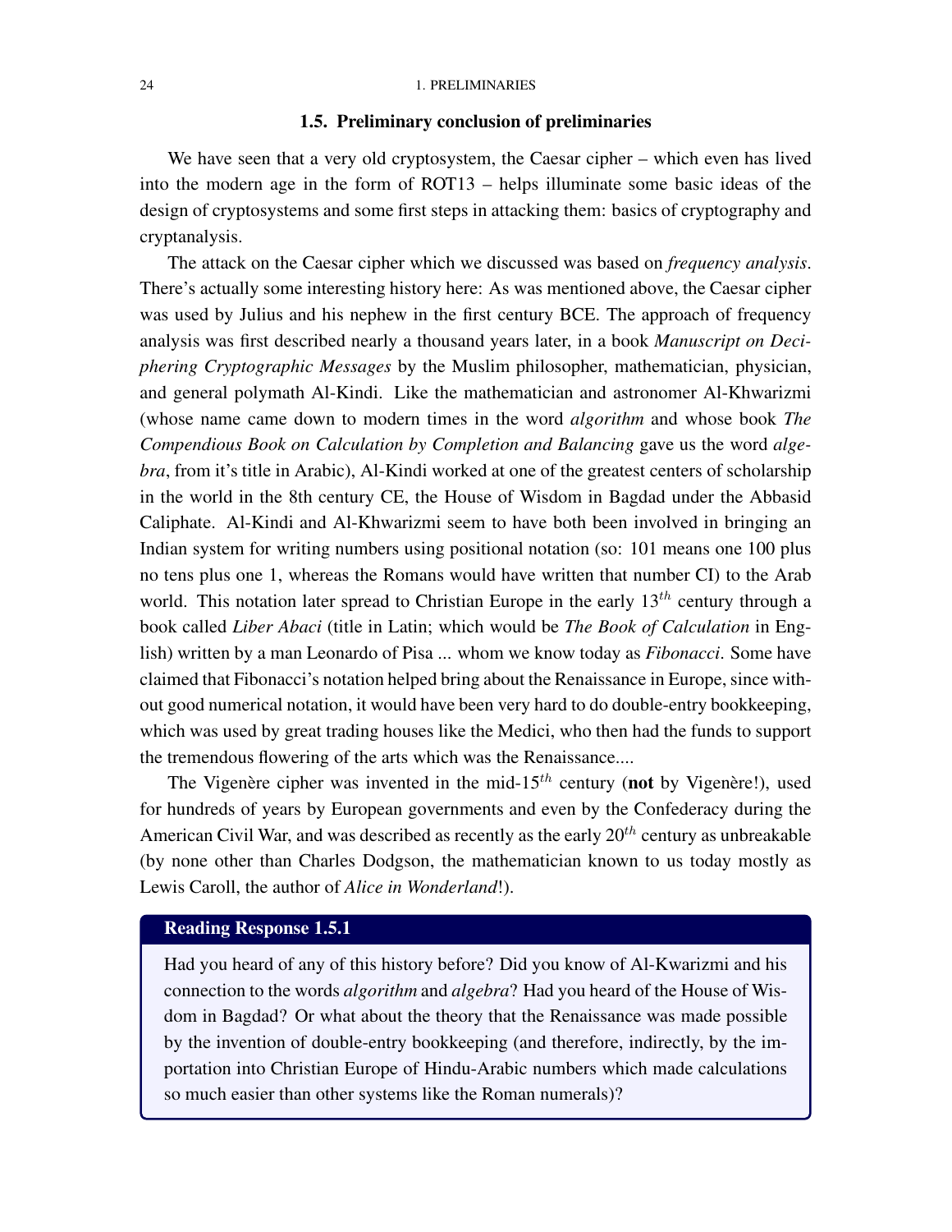### 1.5. Preliminary conclusion of preliminaries

We have seen that a very old cryptosystem, the Caesar cipher – which even has lived into the modern age in the form of ROT13 – helps illuminate some basic ideas of the design of cryptosystems and some first steps in attacking them: basics of cryptography and cryptanalysis.

The attack on the Caesar cipher which we discussed was based on *frequency analysis*. There's actually some interesting history here: As was mentioned above, the Caesar cipher was used by Julius and his nephew in the first century BCE. The approach of frequency analysis was first described nearly a thousand years later, in a book *Manuscript on Deciphering Cryptographic Messages* by the Muslim philosopher, mathematician, physician, and general polymath Al-Kindi. Like the mathematician and astronomer Al-Khwarizmi (whose name came down to modern times in the word *algorithm* and whose book *The Compendious Book on Calculation by Completion and Balancing* gave us the word *algebra*, from it's title in Arabic), Al-Kindi worked at one of the greatest centers of scholarship in the world in the 8th century CE, the House of Wisdom in Bagdad under the Abbasid Caliphate. Al-Kindi and Al-Khwarizmi seem to have both been involved in bringing an Indian system for writing numbers using positional notation (so: 101 means one 100 plus no tens plus one 1, whereas the Romans would have written that number CI) to the Arab world. This notation later spread to Christian Europe in the early $13^{th}$ century through a book called *Liber Abaci* (title in Latin; which would be *The Book of Calculation* in English) written by a man Leonardo of Pisa ... whom we know today as *Fibonacci*. Some have claimed that Fibonacci's notation helped bring about the Renaissance in Europe, since without good numerical notation, it would have been very hard to do double-entry bookkeeping, which was used by great trading houses like the Medici, who then had the funds to support the tremendous flowering of the arts which was the Renaissance....

The Vigenère cipher was invented in the mid-$15^{th}$ century (**not** by Vigenère!), used for hundreds of years by European governments and even by the Confederacy during the American Civil War, and was described as recently as the early $20^{th}$ century as unbreakable (by none other than Charles Dodgson, the mathematician known to us today mostly as Lewis Caroll, the author of *Alice in Wonderland*!).

**Reading Response 1.5.1**

Had you heard of any of this history before? Did you know of Al-Kwarizmi and his connection to the words *algorithm* and *algebra*? Had you heard of the House of Wisdom in Bagdad? Or what about the theory that the Renaissance was made possible by the invention of double-entry bookkeeping (and therefore, indirectly, by the importation into Christian Europe of Hindu-Arabic numbers which made calculations so much easier than other systems like the Roman numerals)?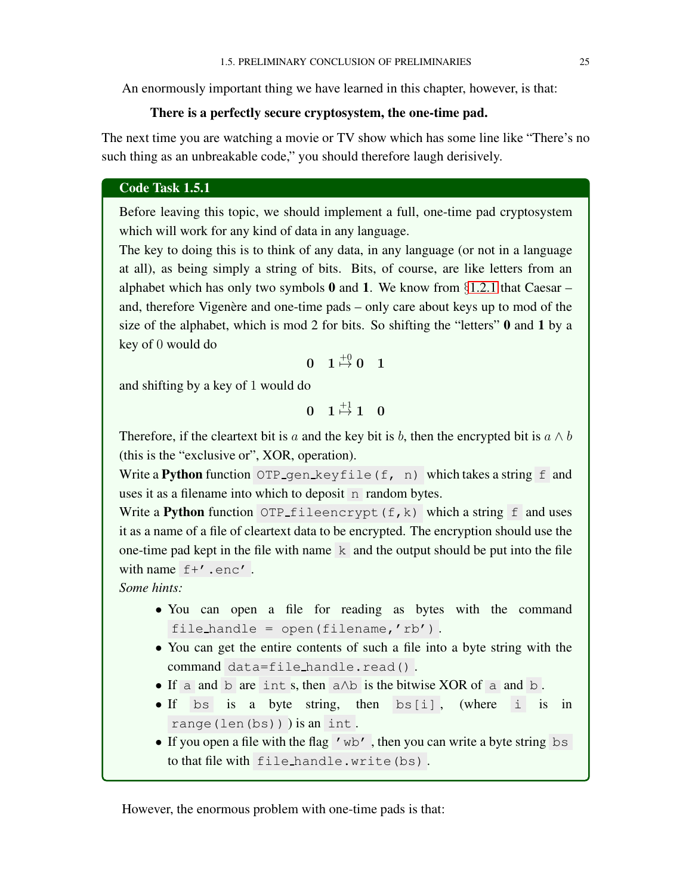An enormously important thing we have learned in this chapter, however, is that:

**There is a perfectly secure cryptosystem, the one-time pad.**

The next time you are watching a movie or TV show which has some line like "There's no such thing as an unbreakable code," you should therefore laugh derisively.

> **Code Task 1.5.1**
>
> Before leaving this topic, we should implement a full, one-time pad cryptosystem which will work for any kind of data in any language.
>
> The key to doing this is to think of any data, in any language (or not in a language at all), as being simply a string of bits. Bits, of course, are like letters from an alphabet which has only two symbols **0** and **1**. We know from §1.2.1 that Caesar – and, therefore Vigenère and one-time pads – only care about keys up to mod of the size of the alphabet, which is mod 2 for bits. So shifting the "letters" **0** and **1** by a key of 0 would do
>
> $$\mathbf{0} \quad \mathbf{1} \overset{+0}{\mapsto} \mathbf{0} \quad \mathbf{1}$$
>
> and shifting by a key of 1 would do
>
> $$\mathbf{0} \quad \mathbf{1} \overset{+1}{\mapsto} \mathbf{1} \quad \mathbf{0}$$
>
> Therefore, if the cleartext bit is $a$ and the key bit is $b$, then the encrypted bit is $a \wedge b$ (this is the "exclusive or", XOR, operation).
>
> Write a **Python** function `OTP_gen_keyfile(f, n)` which takes a string `f` and uses it as a filename into which to deposit `n` random bytes.
>
> Write a **Python** function `OTP_fileencrypt(f,k)` which a string `f` and uses it as a name of a file of cleartext data to be encrypted. The encryption should use the one-time pad kept in the file with name `k` and the output should be put into the file with name `f+'.enc'`.
>
> *Some hints:*
>
> - You can open a file for reading as bytes with the command `file_handle = open(filename,'rb')`.
> - You can get the entire contents of such a file into a byte string with the command `data=file_handle.read()`.
> - If `a` and `b` are `int`s, then `a^b` is the bitwise XOR of `a` and `b`.
> - If `bs` is a byte string, then `bs[i]`, (where `i` is in `range(len(bs))`) is an `int`.
> - If you open a file with the flag `'wb'`, then you can write a byte string `bs` to that file with `file_handle.write(bs)`.

However, the enormous problem with one-time pads is that: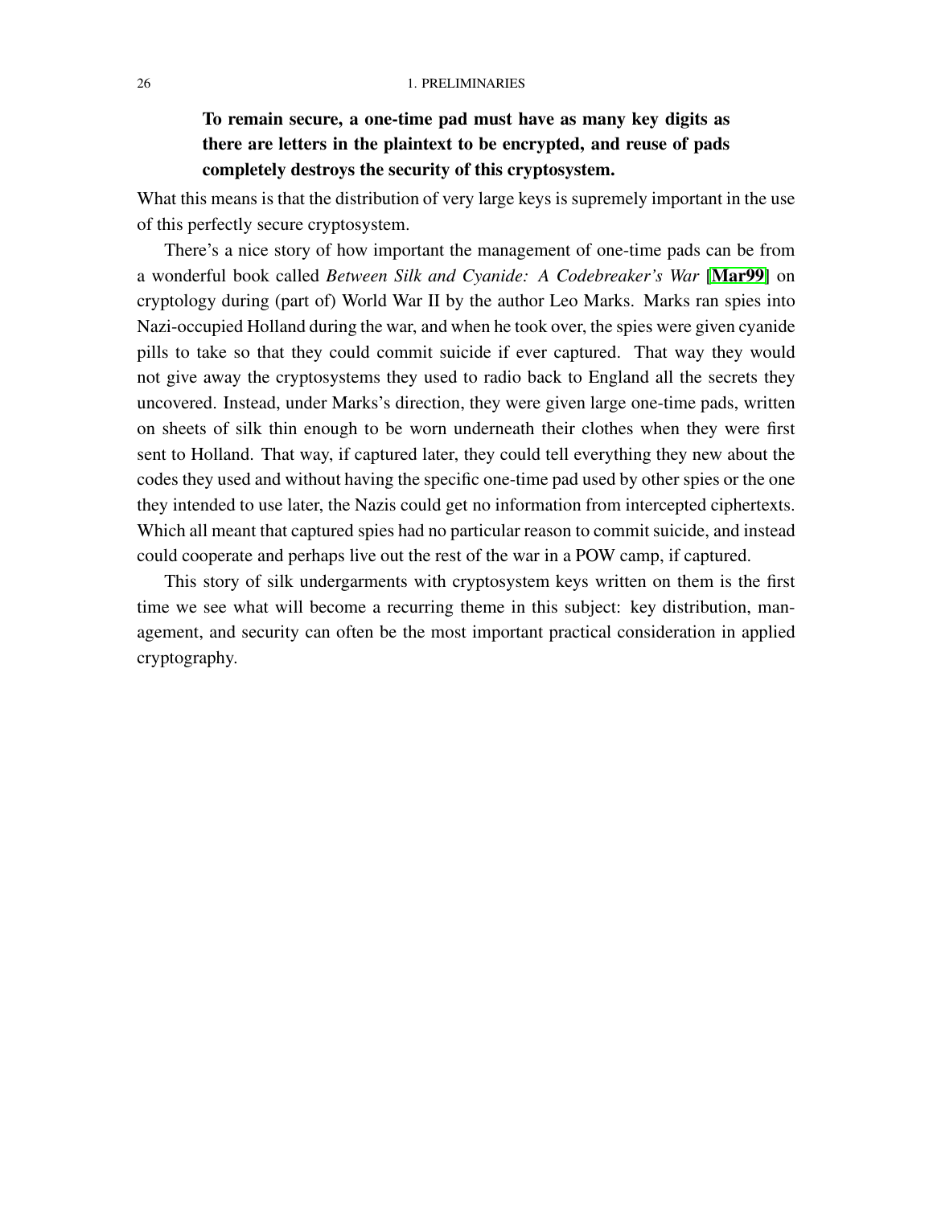**To remain secure, a one-time pad must have as many key digits as there are letters in the plaintext to be encrypted, and reuse of pads completely destroys the security of this cryptosystem.**

What this means is that the distribution of very large keys is supremely important in the use of this perfectly secure cryptosystem.

There's a nice story of how important the management of one-time pads can be from a wonderful book called *Between Silk and Cyanide: A Codebreaker's War* [**Mar99**] on cryptology during (part of) World War II by the author Leo Marks. Marks ran spies into Nazi-occupied Holland during the war, and when he took over, the spies were given cyanide pills to take so that they could commit suicide if ever captured. That way they would not give away the cryptosystems they used to radio back to England all the secrets they uncovered. Instead, under Marks's direction, they were given large one-time pads, written on sheets of silk thin enough to be worn underneath their clothes when they were first sent to Holland. That way, if captured later, they could tell everything they new about the codes they used and without having the specific one-time pad used by other spies or the one they intended to use later, the Nazis could get no information from intercepted ciphertexts. Which all meant that captured spies had no particular reason to commit suicide, and instead could cooperate and perhaps live out the rest of the war in a POW camp, if captured.

This story of silk undergarments with cryptosystem keys written on them is the first time we see what will become a recurring theme in this subject: key distribution, management, and security can often be the most important practical consideration in applied cryptography.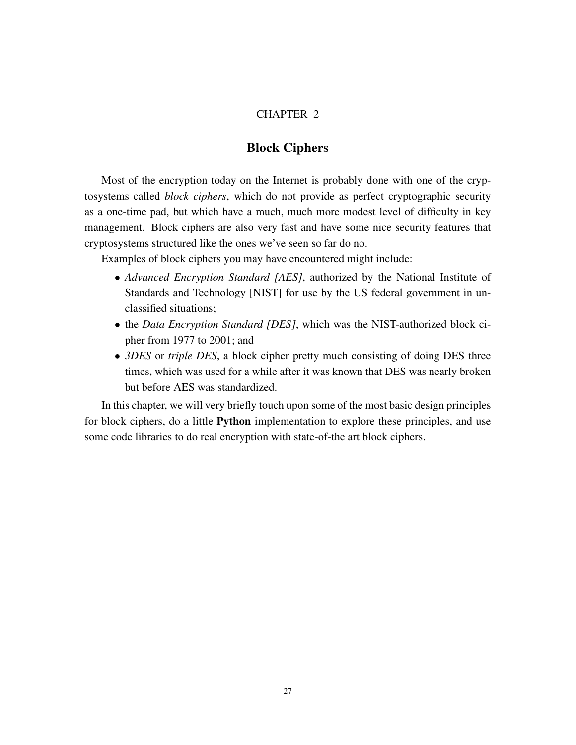CHAPTER 2

# Block Ciphers

Most of the encryption today on the Internet is probably done with one of the cryptosystems called *block ciphers*, which do not provide as perfect cryptographic security as a one-time pad, but which have a much, much more modest level of difficulty in key management. Block ciphers are also very fast and have some nice security features that cryptosystems structured like the ones we've seen so far do no.

Examples of block ciphers you may have encountered might include:

- *Advanced Encryption Standard [AES]*, authorized by the National Institute of Standards and Technology [NIST] for use by the US federal government in unclassified situations;
- the *Data Encryption Standard [DES]*, which was the NIST-authorized block cipher from 1977 to 2001; and
- *3DES* or *triple DES*, a block cipher pretty much consisting of doing DES three times, which was used for a while after it was known that DES was nearly broken but before AES was standardized.

In this chapter, we will very briefly touch upon some of the most basic design principles for block ciphers, do a little **Python** implementation to explore these principles, and use some code libraries to do real encryption with state-of-the art block ciphers.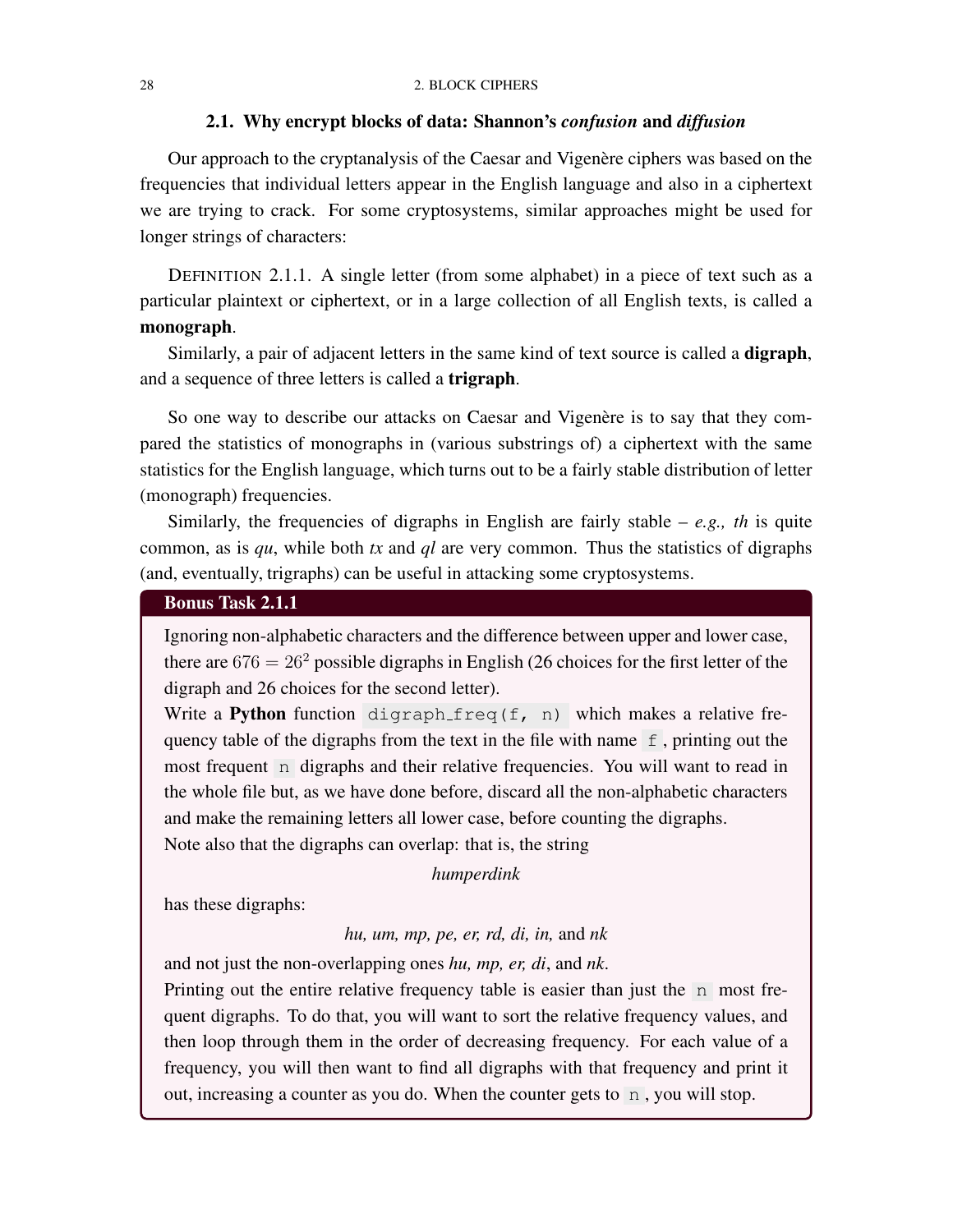## 2.1. Why encrypt blocks of data: Shannon's *confusion* and *diffusion*

Our approach to the cryptanalysis of the Caesar and Vigenère ciphers was based on the frequencies that individual letters appear in the English language and also in a ciphertext we are trying to crack. For some cryptosystems, similar approaches might be used for longer strings of characters:

DEFINITION 2.1.1. A single letter (from some alphabet) in a piece of text such as a particular plaintext or ciphertext, or in a large collection of all English texts, is called a **monograph**.

Similarly, a pair of adjacent letters in the same kind of text source is called a **digraph**, and a sequence of three letters is called a **trigraph**.

So one way to describe our attacks on Caesar and Vigenère is to say that they compared the statistics of monographs in (various substrings of) a ciphertext with the same statistics for the English language, which turns out to be a fairly stable distribution of letter (monograph) frequencies.

Similarly, the frequencies of digraphs in English are fairly stable – *e.g., th* is quite common, as is *qu*, while both *tx* and *ql* are very common. Thus the statistics of digraphs (and, eventually, trigraphs) can be useful in attacking some cryptosystems.

**Bonus Task 2.1.1**

Ignoring non-alphabetic characters and the difference between upper and lower case, there are $676 = 26^2$ possible digraphs in English (26 choices for the first letter of the digraph and 26 choices for the second letter).

Write a **Python** function `digraph_freq(f, n)` which makes a relative frequency table of the digraphs from the text in the file with name `f`, printing out the most frequent `n` digraphs and their relative frequencies. You will want to read in the whole file but, as we have done before, discard all the non-alphabetic characters and make the remaining letters all lower case, before counting the digraphs.

Note also that the digraphs can overlap: that is, the string

*humperdink*

has these digraphs:

*hu, um, mp, pe, er, rd, di, in,* and *nk*

and not just the non-overlapping ones *hu, mp, er, di*, and *nk*.

Printing out the entire relative frequency table is easier than just the `n` most frequent digraphs. To do that, you will want to sort the relative frequency values, and then loop through them in the order of decreasing frequency. For each value of a frequency, you will then want to find all digraphs with that frequency and print it out, increasing a counter as you do. When the counter gets to `n`, you will stop.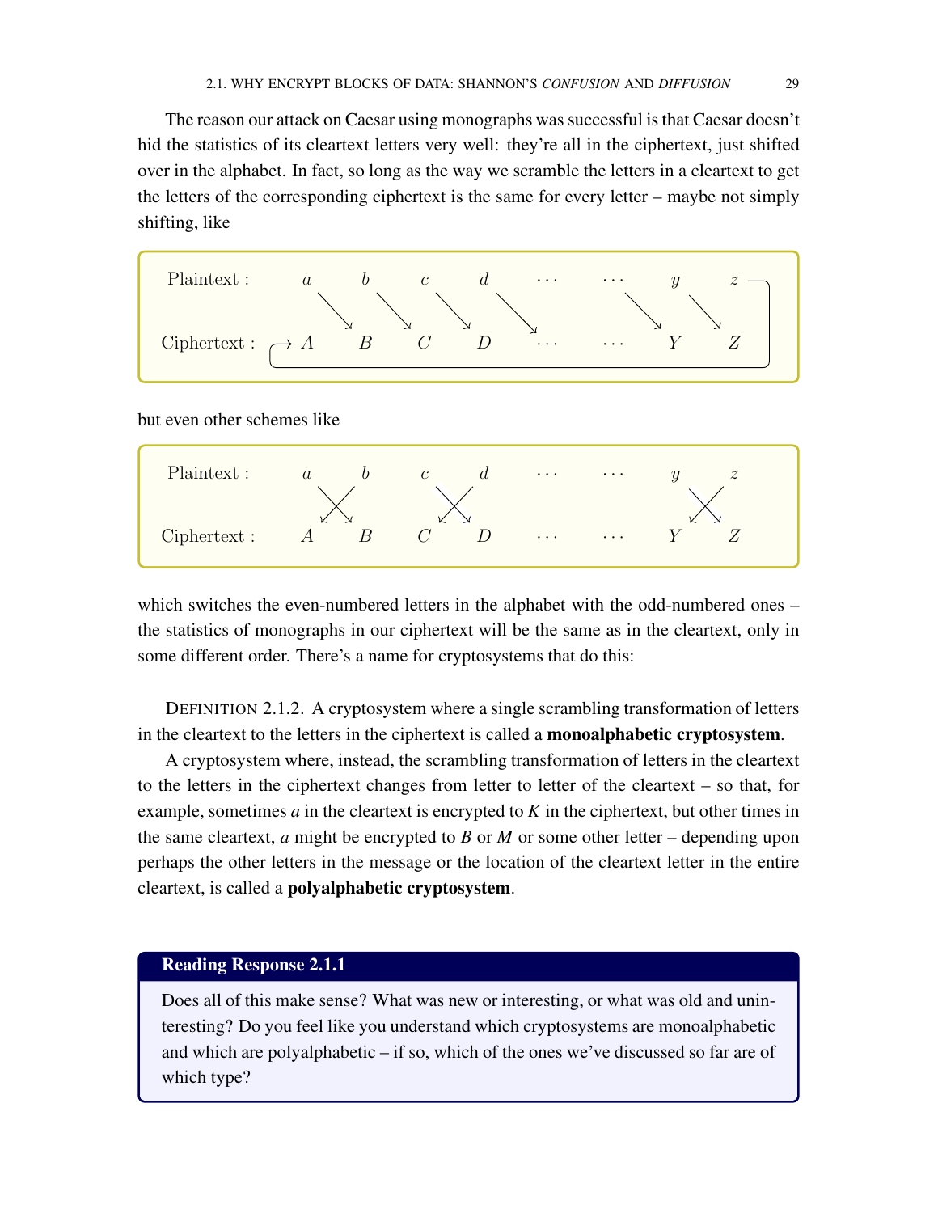The reason our attack on Caesar using monographs was successful is that Caesar doesn't hid the statistics of its cleartext letters very well: they're all in the ciphertext, just shifted over in the alphabet. In fact, so long as the way we scramble the letters in a cleartext to get the letters of the corresponding ciphertext is the same for every letter – maybe not simply shifting, like

| Plaintext : | $a$ | $b$ | $c$ | $d$ | $\cdots$ | $\cdots$ | $y$ | $z$ |
|---|---|---|---|---|---|---|---|---|
| Ciphertext : | $A$ | $B$ | $C$ | $D$ | $\cdots$ | $\cdots$ | $Y$ | $Z$ |

(each plaintext letter maps to the next ciphertext letter: $a \to B$, $b \to C$, $c \to D$, $d \to \cdots$, $\cdots \to Y$, $y \to Z$, $z \to A$)

but even other schemes like

| Plaintext : | $a$ | $b$ | $c$ | $d$ | $\cdots$ | $\cdots$ | $y$ | $z$ |
|---|---|---|---|---|---|---|---|---|
| Ciphertext : | $A$ | $B$ | $C$ | $D$ | $\cdots$ | $\cdots$ | $Y$ | $Z$ |

(pairs swapped: $a \to B$, $b \to A$, $c \to D$, $d \to C$, …, $y \to Z$, $z \to Y$)

which switches the even-numbered letters in the alphabet with the odd-numbered ones – the statistics of monographs in our ciphertext will be the same as in the cleartext, only in some different order. There's a name for cryptosystems that do this:

DEFINITION 2.1.2. A cryptosystem where a single scrambling transformation of letters in the cleartext to the letters in the ciphertext is called a **monoalphabetic cryptosystem**.

A cryptosystem where, instead, the scrambling transformation of letters in the cleartext to the letters in the ciphertext changes from letter to letter of the cleartext – so that, for example, sometimes *a* in the cleartext is encrypted to *K* in the ciphertext, but other times in the same cleartext, *a* might be encrypted to *B* or *M* or some other letter – depending upon perhaps the other letters in the message or the location of the cleartext letter in the entire cleartext, is called a **polyalphabetic cryptosystem**.

**Reading Response 2.1.1**

Does all of this make sense? What was new or interesting, or what was old and uninteresting? Do you feel like you understand which cryptosystems are monoalphabetic and which are polyalphabetic – if so, which of the ones we've discussed so far are of which type?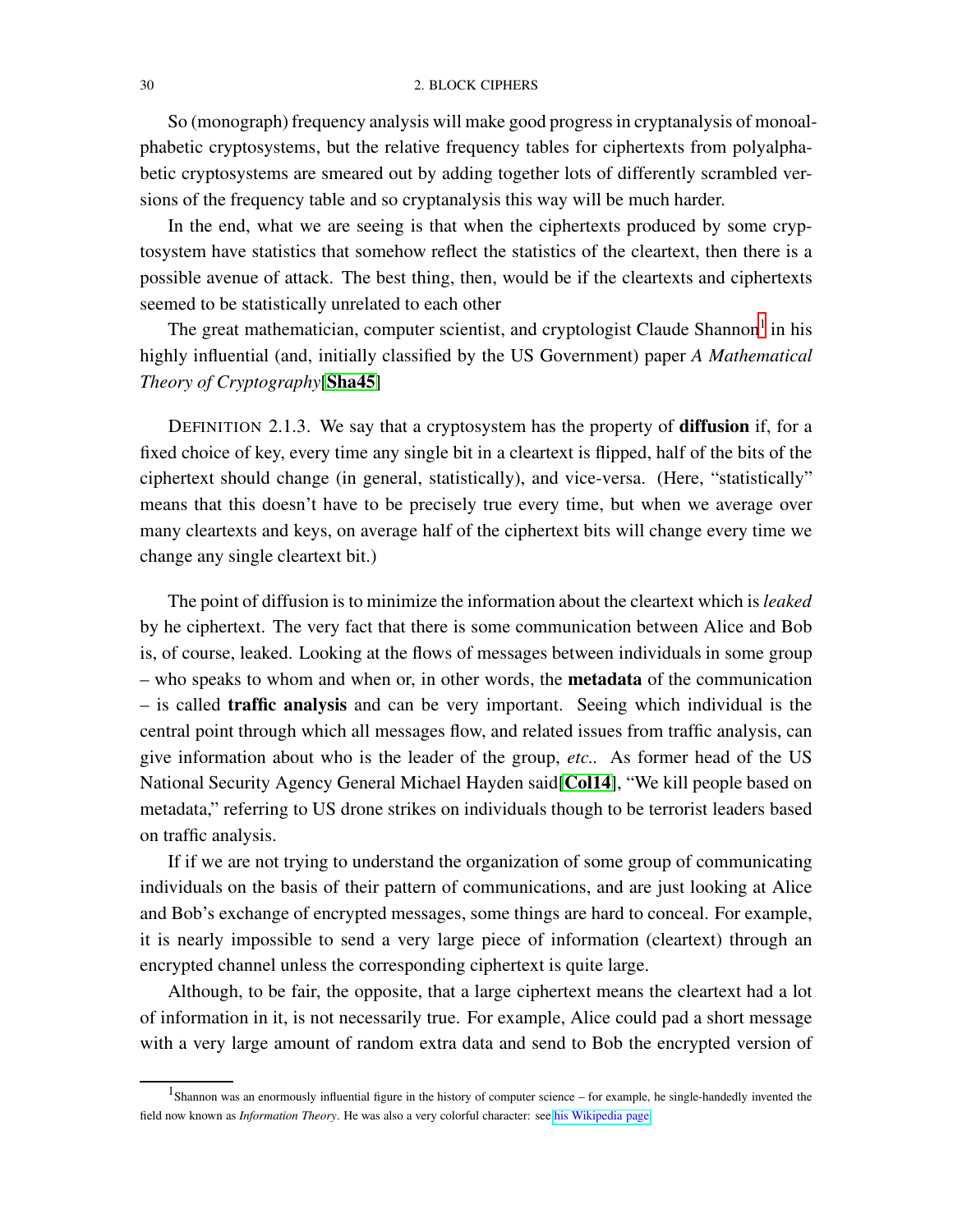So (monograph) frequency analysis will make good progress in cryptanalysis of monoalphabetic cryptosystems, but the relative frequency tables for ciphertexts from polyalphabetic cryptosystems are smeared out by adding together lots of differently scrambled versions of the frequency table and so cryptanalysis this way will be much harder.

In the end, what we are seeing is that when the ciphertexts produced by some cryptosystem have statistics that somehow reflect the statistics of the cleartext, then there is a possible avenue of attack. The best thing, then, would be if the cleartexts and ciphertexts seemed to be statistically unrelated to each other

The great mathematician, computer scientist, and cryptologist Claude Shannon[1] in his highly influential (and, initially classified by the US Government) paper *A Mathematical Theory of Cryptography*[**Sha45**]

DEFINITION 2.1.3. We say that a cryptosystem has the property of **diffusion** if, for a fixed choice of key, every time any single bit in a cleartext is flipped, half of the bits of the ciphertext should change (in general, statistically), and vice-versa. (Here, "statistically" means that this doesn't have to be precisely true every time, but when we average over many cleartexts and keys, on average half of the ciphertext bits will change every time we change any single cleartext bit.)

The point of diffusion is to minimize the information about the cleartext which is *leaked* by he ciphertext. The very fact that there is some communication between Alice and Bob is, of course, leaked. Looking at the flows of messages between individuals in some group – who speaks to whom and when or, in other words, the **metadata** of the communication – is called **traffic analysis** and can be very important. Seeing which individual is the central point through which all messages flow, and related issues from traffic analysis, can give information about who is the leader of the group, *etc.*. As former head of the US National Security Agency General Michael Hayden said[**Col14**], "We kill people based on metadata," referring to US drone strikes on individuals though to be terrorist leaders based on traffic analysis.

If if we are not trying to understand the organization of some group of communicating individuals on the basis of their pattern of communications, and are just looking at Alice and Bob's exchange of encrypted messages, some things are hard to conceal. For example, it is nearly impossible to send a very large piece of information (cleartext) through an encrypted channel unless the corresponding ciphertext is quite large.

Although, to be fair, the opposite, that a large ciphertext means the cleartext had a lot of information in it, is not necessarily true. For example, Alice could pad a short message with a very large amount of random extra data and send to Bob the encrypted version of

---

[1] Shannon was an enormously influential figure in the history of computer science – for example, he single-handedly invented the field now known as *Information Theory*. He was also a very colorful character: see his Wikipedia page.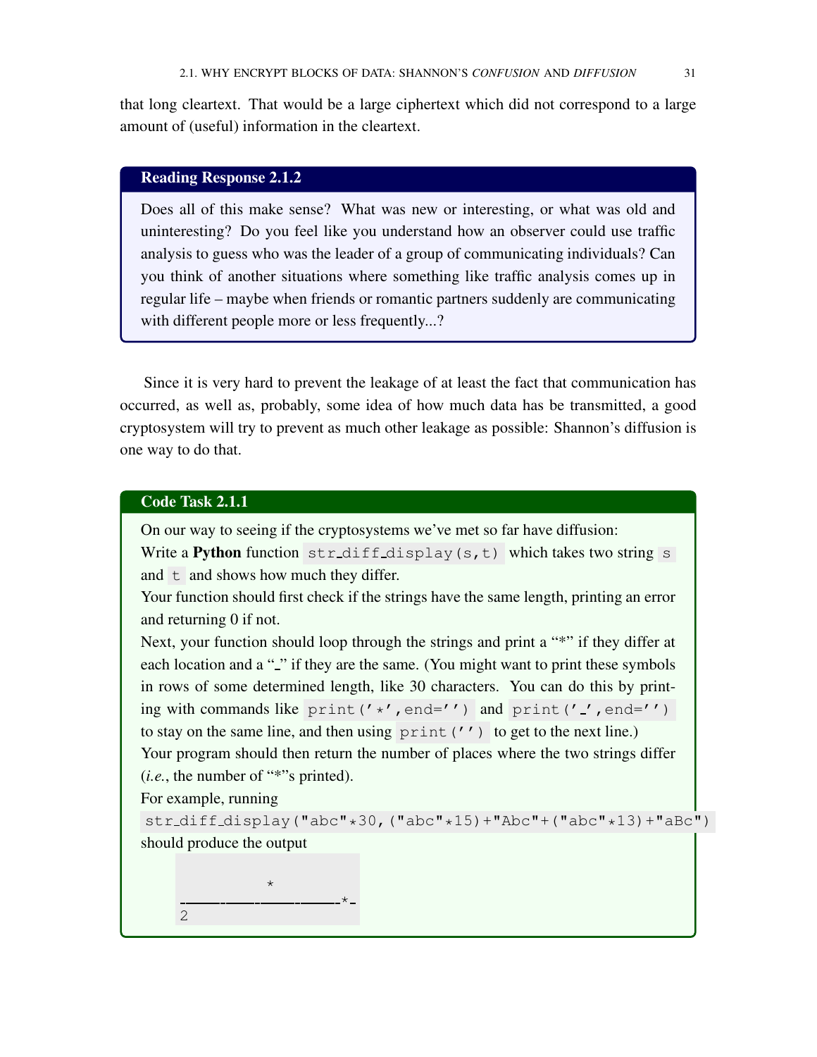that long cleartext. That would be a large ciphertext which did not correspond to a large amount of (useful) information in the cleartext.

**Reading Response 2.1.2**

Does all of this make sense? What was new or interesting, or what was old and uninteresting? Do you feel like you understand how an observer could use traffic analysis to guess who was the leader of a group of communicating individuals? Can you think of another situations where something like traffic analysis comes up in regular life – maybe when friends or romantic partners suddenly are communicating with different people more or less frequently...?

Since it is very hard to prevent the leakage of at least the fact that communication has occurred, as well as, probably, some idea of how much data has be transmitted, a good cryptosystem will try to prevent as much other leakage as possible: Shannon's diffusion is one way to do that.

**Code Task 2.1.1**

On our way to seeing if the cryptosystems we've met so far have diffusion:
Write a **Python** function `str_diff_display(s,t)` which takes two string `s` and `t` and shows how much they differ.
Your function should first check if the strings have the same length, printing an error and returning 0 if not.
Next, your function should loop through the strings and print a "*" if they differ at each location and a "_" if they are the same. (You might want to print these symbols in rows of some determined length, like 30 characters. You can do this by printing with commands like `print('*',end='')` and `print('_',end='')` to stay on the same line, and then using `print('')` to get to the next line.)
Your program should then return the number of places where the two strings differ (*i.e.*, the number of "*"s printed).
For example, running
`str_diff_display("abc"*30,("abc"*15)+"Abc"+("abc"*13)+"aBc")`
should produce the output

```
______________*_______________
____________________________*_
2
```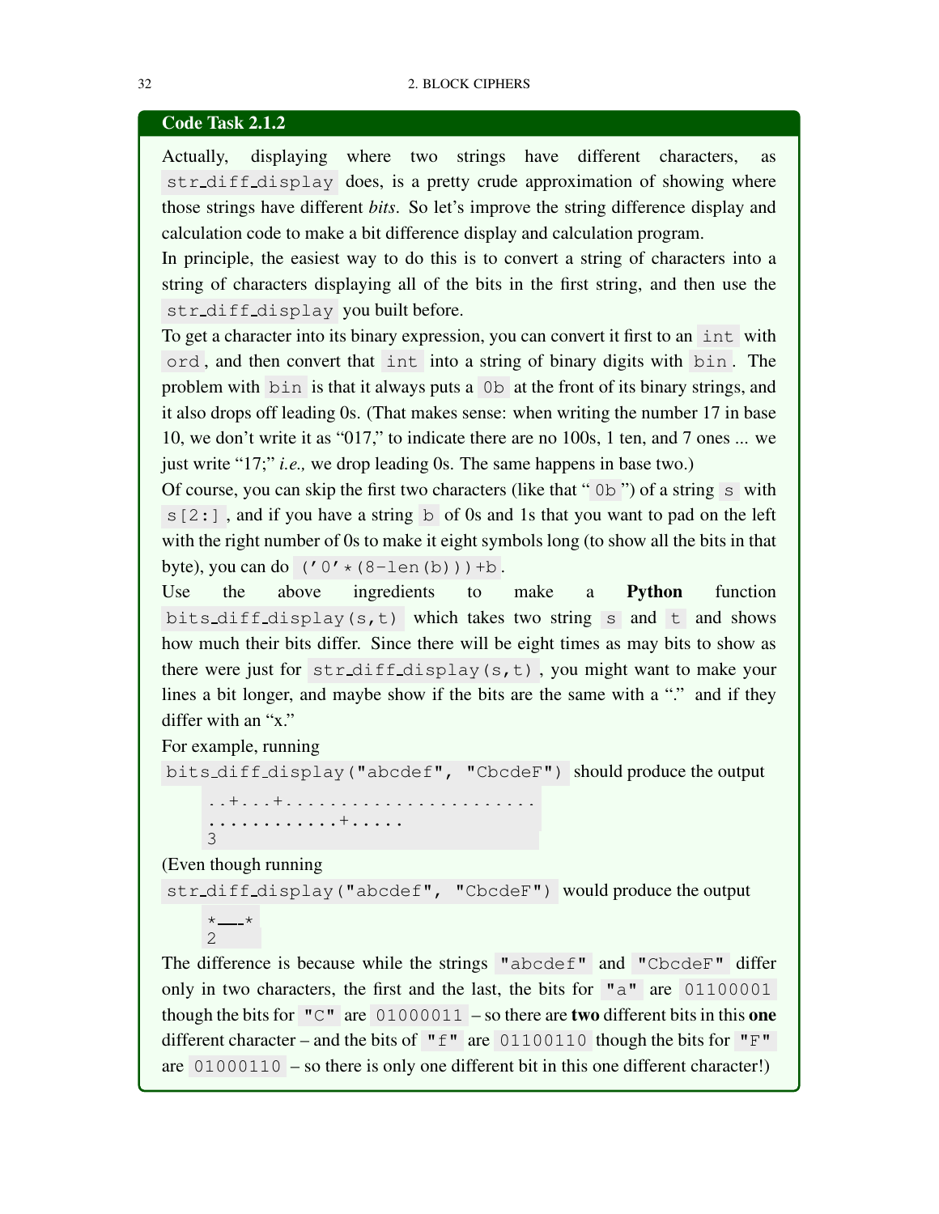**Code Task 2.1.2**

Actually, displaying where two strings have different characters, as `str_diff_display` does, is a pretty crude approximation of showing where those strings have different *bits*. So let's improve the string difference display and calculation code to make a bit difference display and calculation program.

In principle, the easiest way to do this is to convert a string of characters into a string of characters displaying all of the bits in the first string, and then use the `str_diff_display` you built before.

To get a character into its binary expression, you can convert it first to an `int` with `ord`, and then convert that `int` into a string of binary digits with `bin`. The problem with `bin` is that it always puts a `0b` at the front of its binary strings, and it also drops off leading 0s. (That makes sense: when writing the number 17 in base 10, we don't write it as "017," to indicate there are no 100s, 1 ten, and 7 ones ... we just write "17;" *i.e.,* we drop leading 0s. The same happens in base two.)

Of course, you can skip the first two characters (like that "`0b`") of a string `s` with `s[2:]`, and if you have a string `b` of 0s and 1s that you want to pad on the left with the right number of 0s to make it eight symbols long (to show all the bits in that byte), you can do `('0'*(8-len(b)))+b`.

Use the above ingredients to make a **Python** function `bits_diff_display(s,t)` which takes two string `s` and `t` and shows how much their bits differ. Since there will be eight times as may bits to show as there were just for `str_diff_display(s,t)`, you might want to make your lines a bit longer, and maybe show if the bits are the same with a "." and if they differ with an "x."

For example, running `bits_diff_display("abcdef", "CbcdeF")` should produce the output

```
..+...+.......................
.............+.....
3
```

(Even though running `str_diff_display("abcdef", "CbcdeF")` would produce the output

```
*____*
2
```

The difference is because while the strings `"abcdef"` and `"CbcdeF"` differ only in two characters, the first and the last, the bits for `"a"` are `01100001` though the bits for `"C"` are `01000011` – so there are **two** different bits in this **one** different character – and the bits of `"f"` are `01100110` though the bits for `"F"` are `01000110` – so there is only one different bit in this one different character!)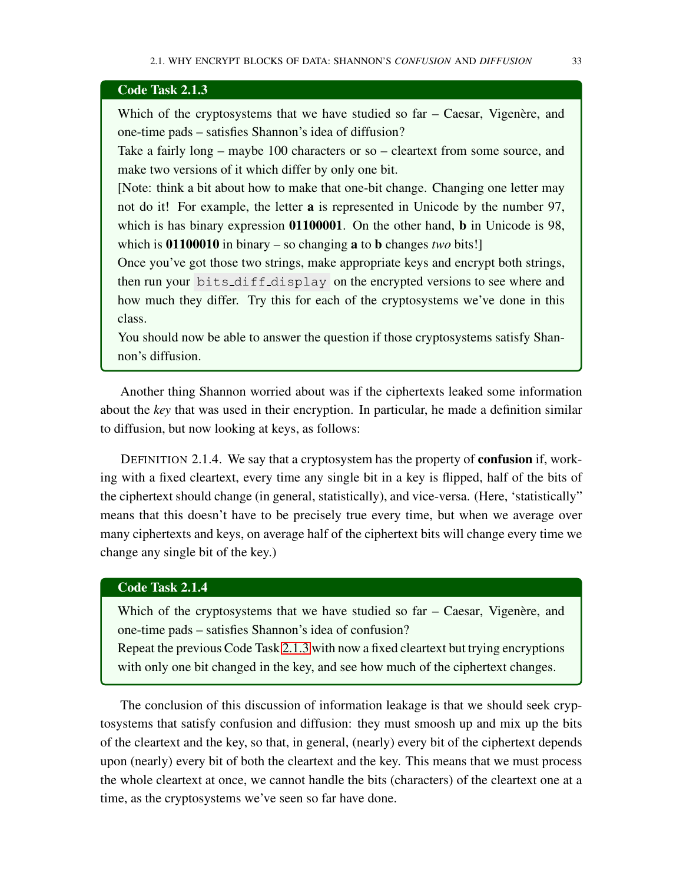**Code Task 2.1.3**

Which of the cryptosystems that we have studied so far – Caesar, Vigenère, and one-time pads – satisfies Shannon's idea of diffusion?

Take a fairly long – maybe 100 characters or so – cleartext from some source, and make two versions of it which differ by only one bit.

[Note: think a bit about how to make that one-bit change. Changing one letter may not do it! For example, the letter **a** is represented in Unicode by the number 97, which is has binary expression **01100001**. On the other hand, **b** in Unicode is 98, which is **01100010** in binary – so changing **a** to **b** changes *two* bits!]

Once you've got those two strings, make appropriate keys and encrypt both strings, then run your `bits_diff_display` on the encrypted versions to see where and how much they differ. Try this for each of the cryptosystems we've done in this class.

You should now be able to answer the question if those cryptosystems satisfy Shannon's diffusion.

Another thing Shannon worried about was if the ciphertexts leaked some information about the *key* that was used in their encryption. In particular, he made a definition similar to diffusion, but now looking at keys, as follows:

DEFINITION 2.1.4. We say that a cryptosystem has the property of **confusion** if, working with a fixed cleartext, every time any single bit in a key is flipped, half of the bits of the ciphertext should change (in general, statistically), and vice-versa. (Here, 'statistically" means that this doesn't have to be precisely true every time, but when we average over many ciphertexts and keys, on average half of the ciphertext bits will change every time we change any single bit of the key.)

**Code Task 2.1.4**

Which of the cryptosystems that we have studied so far – Caesar, Vigenère, and one-time pads – satisfies Shannon's idea of confusion?

Repeat the previous Code Task 2.1.3 with now a fixed cleartext but trying encryptions with only one bit changed in the key, and see how much of the ciphertext changes.

The conclusion of this discussion of information leakage is that we should seek cryptosystems that satisfy confusion and diffusion: they must smoosh up and mix up the bits of the cleartext and the key, so that, in general, (nearly) every bit of the ciphertext depends upon (nearly) every bit of both the cleartext and the key. This means that we must process the whole cleartext at once, we cannot handle the bits (characters) of the cleartext one at a time, as the cryptosystems we've seen so far have done.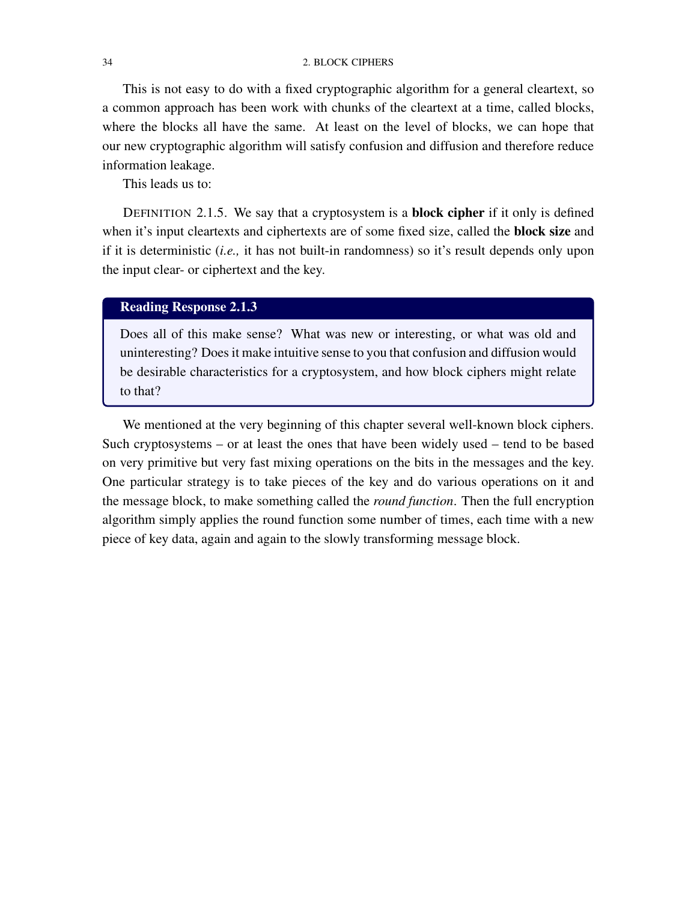This is not easy to do with a fixed cryptographic algorithm for a general cleartext, so a common approach has been work with chunks of the cleartext at a time, called blocks, where the blocks all have the same. At least on the level of blocks, we can hope that our new cryptographic algorithm will satisfy confusion and diffusion and therefore reduce information leakage.

This leads us to:

DEFINITION 2.1.5. We say that a cryptosystem is a **block cipher** if it only is defined when it's input cleartexts and ciphertexts are of some fixed size, called the **block size** and if it is deterministic (*i.e.,* it has not built-in randomness) so it's result depends only upon the input clear- or ciphertext and the key.

> **Reading Response 2.1.3**
>
> Does all of this make sense? What was new or interesting, or what was old and uninteresting? Does it make intuitive sense to you that confusion and diffusion would be desirable characteristics for a cryptosystem, and how block ciphers might relate to that?

We mentioned at the very beginning of this chapter several well-known block ciphers. Such cryptosystems – or at least the ones that have been widely used – tend to be based on very primitive but very fast mixing operations on the bits in the messages and the key. One particular strategy is to take pieces of the key and do various operations on it and the message block, to make something called the *round function*. Then the full encryption algorithm simply applies the round function some number of times, each time with a new piece of key data, again and again to the slowly transforming message block.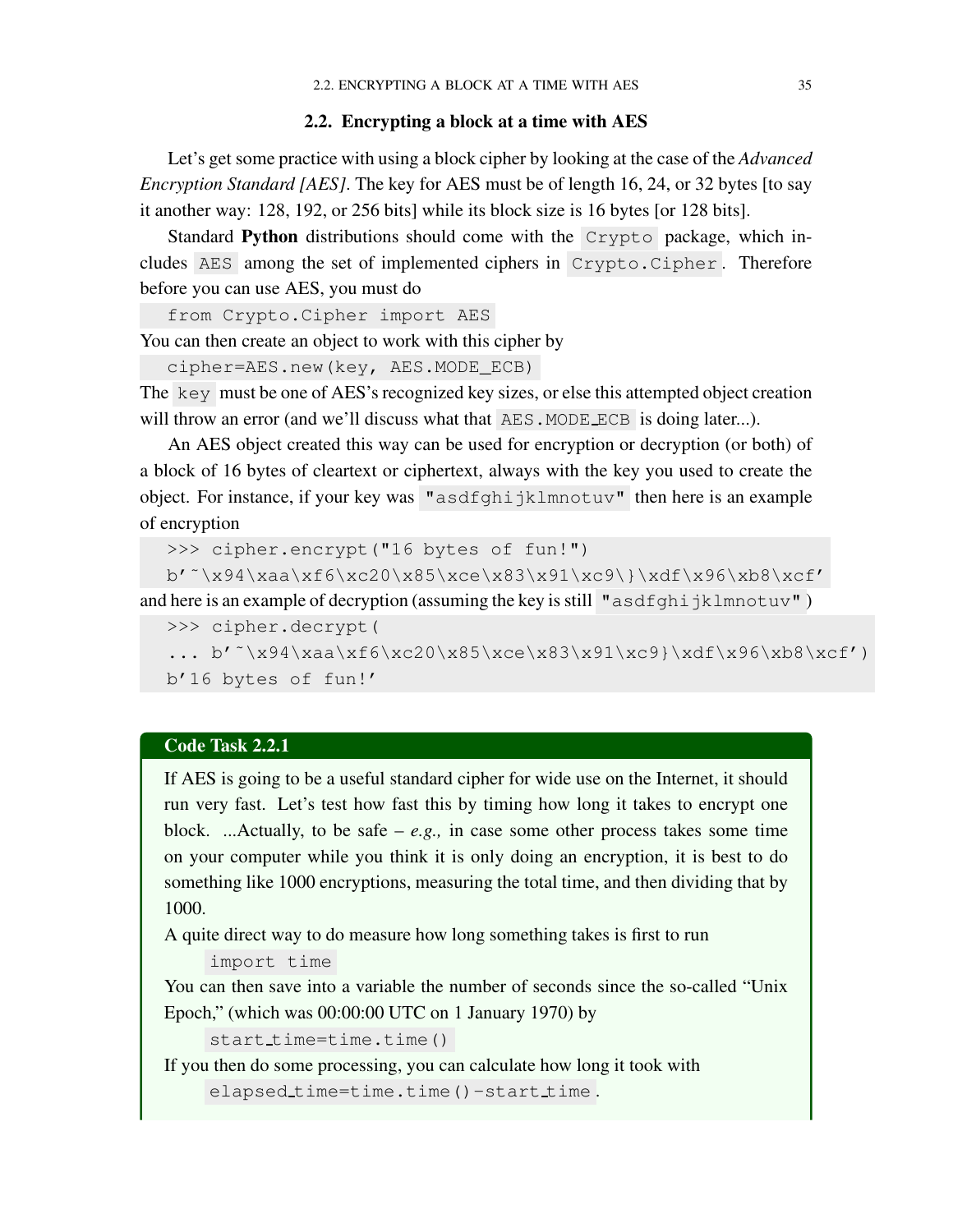## 2.2. Encrypting a block at a time with AES

Let's get some practice with using a block cipher by looking at the case of the *Advanced Encryption Standard [AES]*. The key for AES must be of length 16, 24, or 32 bytes [to say it another way: 128, 192, or 256 bits] while its block size is 16 bytes [or 128 bits].

Standard **Python** distributions should come with the `Crypto` package, which includes `AES` among the set of implemented ciphers in `Crypto.Cipher`. Therefore before you can use AES, you must do

```
from Crypto.Cipher import AES
```

You can then create an object to work with this cipher by

```
cipher=AES.new(key, AES.MODE_ECB)
```

The `key` must be one of AES's recognized key sizes, or else this attempted object creation will throw an error (and we'll discuss what that `AES.MODE_ECB` is doing later...).

An AES object created this way can be used for encryption or decryption (or both) of a block of 16 bytes of cleartext or ciphertext, always with the key you used to create the object. For instance, if your key was `"asdfghijklmnotuv"` then here is an example of encryption

```
>>> cipher.encrypt("16 bytes of fun!")
b'~\x94\xaa\xf6\xc20\x85\xce\x83\x91\xc9\}\xdf\x96\xb8\xcf'
```

and here is an example of decryption (assuming the key is still `"asdfghijklmnotuv"`)

```
>>> cipher.decrypt(
... b'~\x94\xaa\xf6\xc20\x85\xce\x83\x91\xc9}\xdf\x96\xb8\xcf')
b'16 bytes of fun!'
```

**Code Task 2.2.1**

If AES is going to be a useful standard cipher for wide use on the Internet, it should run very fast. Let's test how fast this by timing how long it takes to encrypt one block. ...Actually, to be safe – *e.g.,* in case some other process takes some time on your computer while you think it is only doing an encryption, it is best to do something like 1000 encryptions, measuring the total time, and then dividing that by 1000.

A quite direct way to do measure how long something takes is first to run

```
import time
```

You can then save into a variable the number of seconds since the so-called "Unix Epoch," (which was 00:00:00 UTC on 1 January 1970) by

```
start_time=time.time()
```

If you then do some processing, you can calculate how long it took with

```
elapsed_time=time.time()-start_time
```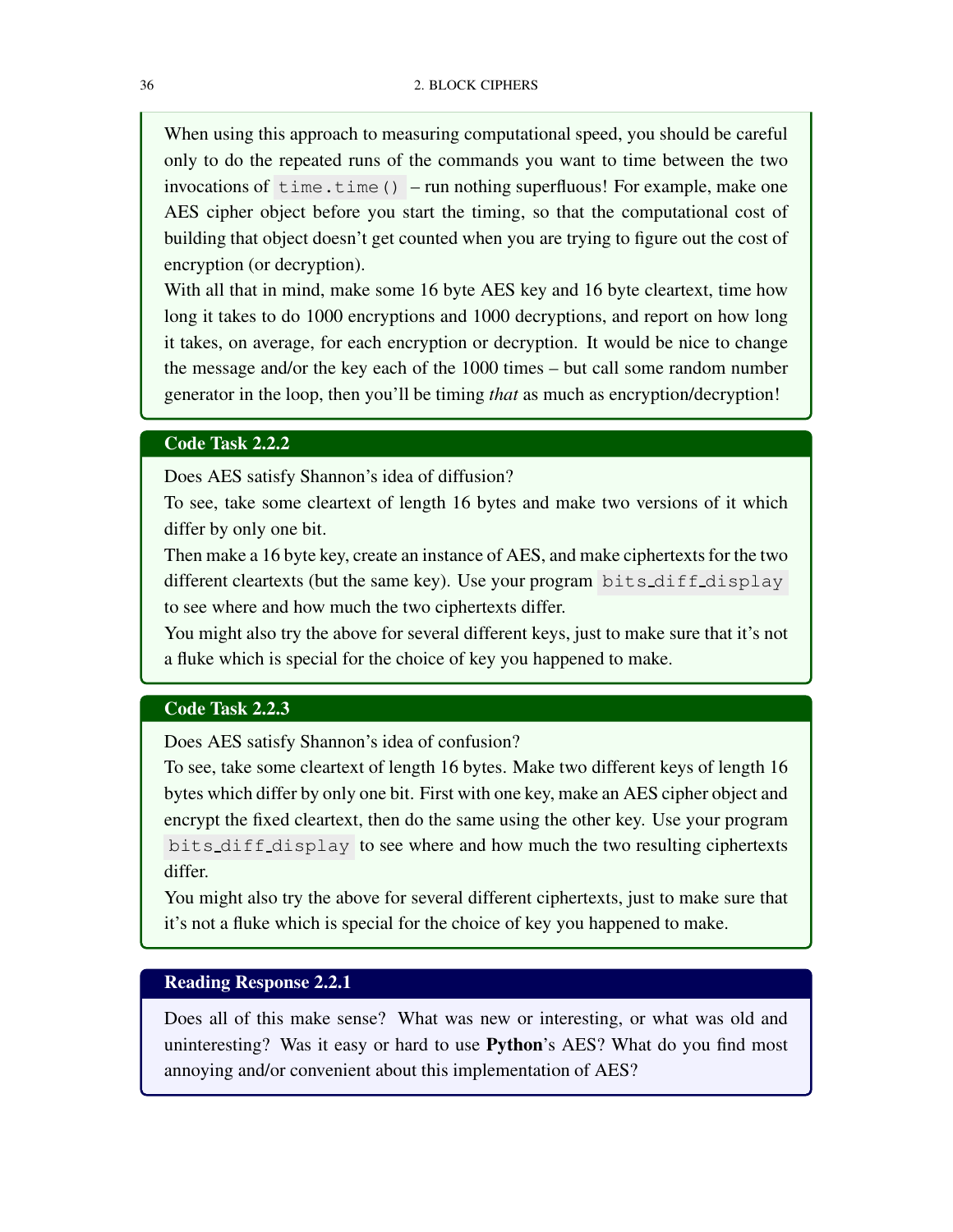When using this approach to measuring computational speed, you should be careful only to do the repeated runs of the commands you want to time between the two invocations of `time.time()` – run nothing superfluous! For example, make one AES cipher object before you start the timing, so that the computational cost of building that object doesn't get counted when you are trying to figure out the cost of encryption (or decryption).

With all that in mind, make some 16 byte AES key and 16 byte cleartext, time how long it takes to do 1000 encryptions and 1000 decryptions, and report on how long it takes, on average, for each encryption or decryption. It would be nice to change the message and/or the key each of the 1000 times – but call some random number generator in the loop, then you'll be timing *that* as much as encryption/decryption!

**Code Task 2.2.2**

Does AES satisfy Shannon's idea of diffusion?

To see, take some cleartext of length 16 bytes and make two versions of it which differ by only one bit.

Then make a 16 byte key, create an instance of AES, and make ciphertexts for the two different cleartexts (but the same key). Use your program `bits_diff_display` to see where and how much the two ciphertexts differ.

You might also try the above for several different keys, just to make sure that it's not a fluke which is special for the choice of key you happened to make.

**Code Task 2.2.3**

Does AES satisfy Shannon's idea of confusion?

To see, take some cleartext of length 16 bytes. Make two different keys of length 16 bytes which differ by only one bit. First with one key, make an AES cipher object and encrypt the fixed cleartext, then do the same using the other key. Use your program `bits_diff_display` to see where and how much the two resulting ciphertexts differ.

You might also try the above for several different ciphertexts, just to make sure that it's not a fluke which is special for the choice of key you happened to make.

**Reading Response 2.2.1**

Does all of this make sense? What was new or interesting, or what was old and uninteresting? Was it easy or hard to use **Python**'s AES? What do you find most annoying and/or convenient about this implementation of AES?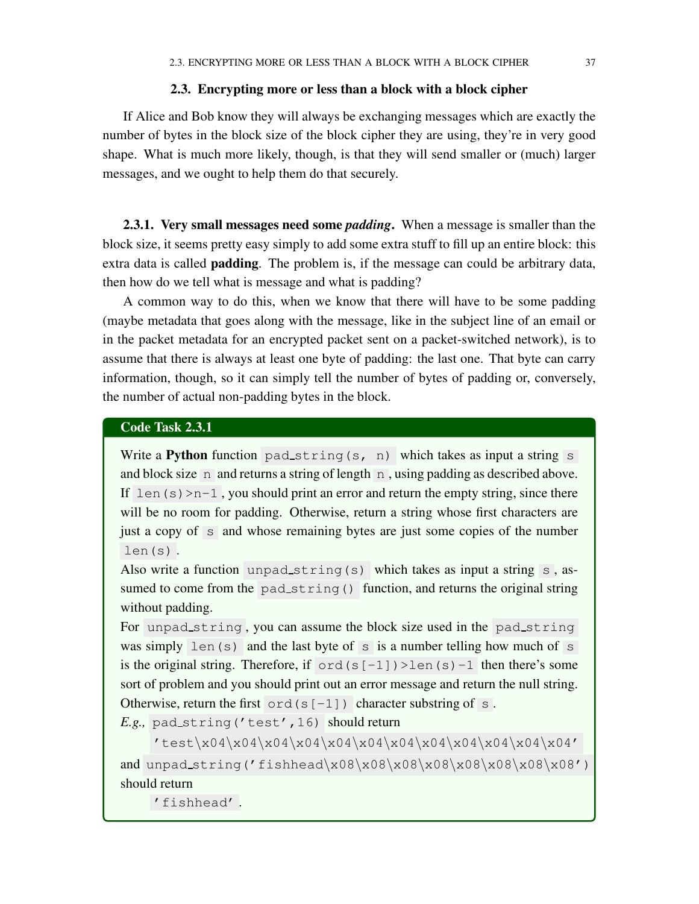### 2.3. Encrypting more or less than a block with a block cipher

If Alice and Bob know they will always be exchanging messages which are exactly the number of bytes in the block size of the block cipher they are using, they're in very good shape. What is much more likely, though, is that they will send smaller or (much) larger messages, and we ought to help them do that securely.

**2.3.1. Very small messages need some *padding*.** When a message is smaller than the block size, it seems pretty easy simply to add some extra stuff to fill up an entire block: this extra data is called **padding**. The problem is, if the message can could be arbitrary data, then how do we tell what is message and what is padding?

A common way to do this, when we know that there will have to be some padding (maybe metadata that goes along with the message, like in the subject line of an email or in the packet metadata for an encrypted packet sent on a packet-switched network), is to assume that there is always at least one byte of padding: the last one. That byte can carry information, though, so it can simply tell the number of bytes of padding or, conversely, the number of actual non-padding bytes in the block.

**Code Task 2.3.1**

Write a **Python** function `pad_string(s, n)` which takes as input a string `s` and block size `n` and returns a string of length `n`, using padding as described above. If `len(s)>n-1`, you should print an error and return the empty string, since there will be no room for padding. Otherwise, return a string whose first characters are just a copy of `s` and whose remaining bytes are just some copies of the number `len(s)`.

Also write a function `unpad_string(s)` which takes as input a string `s`, assumed to come from the `pad_string()` function, and returns the original string without padding.

For `unpad_string`, you can assume the block size used in the `pad_string` was simply `len(s)` and the last byte of `s` is a number telling how much of `s` is the original string. Therefore, if `ord(s[-1])>len(s)-1` then there's some sort of problem and you should print out an error message and return the null string. Otherwise, return the first `ord(s[-1])` character substring of `s`.

*E.g.,* `pad_string('test',16)` should return

`'test\x04\x04\x04\x04\x04\x04\x04\x04\x04\x04\x04\x04'`

and `unpad_string('fishhead\x08\x08\x08\x08\x08\x08\x08\x08')` should return

`'fishhead'`.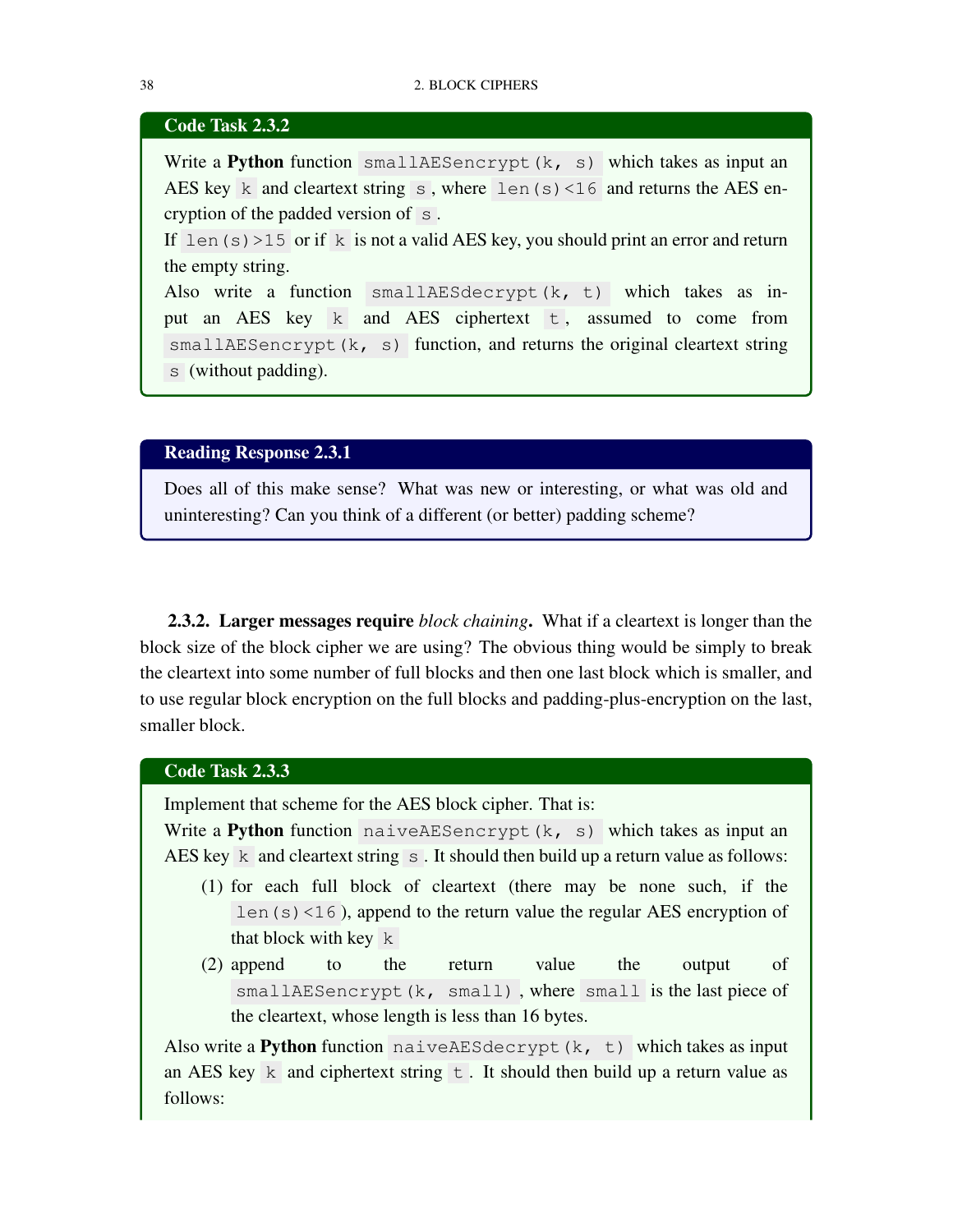**Code Task 2.3.2**

Write a **Python** function `smallAESencrypt(k, s)` which takes as input an AES key `k` and cleartext string `s`, where `len(s)<16` and returns the AES encryption of the padded version of `s`.

If `len(s)>15` or if `k` is not a valid AES key, you should print an error and return the empty string.

Also write a function `smallAESdecrypt(k, t)` which takes as input an AES key `k` and AES ciphertext `t`, assumed to come from `smallAESencrypt(k, s)` function, and returns the original cleartext string `s` (without padding).

**Reading Response 2.3.1**

Does all of this make sense? What was new or interesting, or what was old and uninteresting? Can you think of a different (or better) padding scheme?

**2.3.2. Larger messages require *block chaining*.** What if a cleartext is longer than the block size of the block cipher we are using? The obvious thing would be simply to break the cleartext into some number of full blocks and then one last block which is smaller, and to use regular block encryption on the full blocks and padding-plus-encryption on the last, smaller block.

**Code Task 2.3.3**

Implement that scheme for the AES block cipher. That is:

Write a **Python** function `naiveAESencrypt(k, s)` which takes as input an AES key `k` and cleartext string `s`. It should then build up a return value as follows:

1. for each full block of cleartext (there may be none such, if the `len(s)<16`), append to the return value the regular AES encryption of that block with key `k`
2. append to the return value the output of `smallAESencrypt(k, small)`, where `small` is the last piece of the cleartext, whose length is less than 16 bytes.

Also write a **Python** function `naiveAESdecrypt(k, t)` which takes as input an AES key `k` and ciphertext string `t`. It should then build up a return value as follows: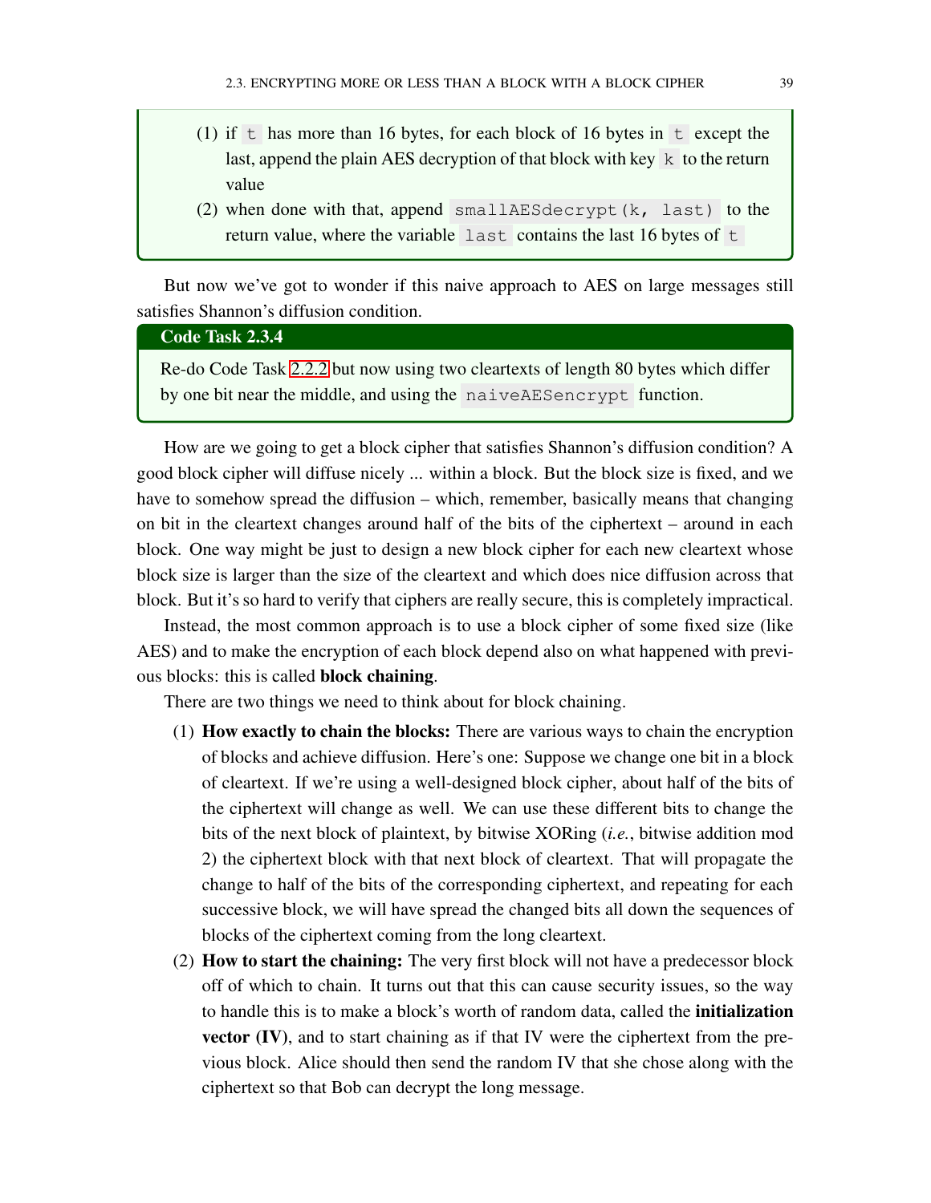(1) if `t` has more than 16 bytes, for each block of 16 bytes in `t` except the last, append the plain AES decryption of that block with key `k` to the return value
(2) when done with that, append `smallAESdecrypt(k, last)` to the return value, where the variable `last` contains the last 16 bytes of `t`

But now we've got to wonder if this naive approach to AES on large messages still satisfies Shannon's diffusion condition.

**Code Task 2.3.4**

Re-do Code Task 2.2.2 but now using two cleartexts of length 80 bytes which differ by one bit near the middle, and using the `naiveAESencrypt` function.

How are we going to get a block cipher that satisfies Shannon's diffusion condition? A good block cipher will diffuse nicely ... within a block. But the block size is fixed, and we have to somehow spread the diffusion – which, remember, basically means that changing on bit in the cleartext changes around half of the bits of the ciphertext – around in each block. One way might be just to design a new block cipher for each new cleartext whose block size is larger than the size of the cleartext and which does nice diffusion across that block. But it's so hard to verify that ciphers are really secure, this is completely impractical.

Instead, the most common approach is to use a block cipher of some fixed size (like AES) and to make the encryption of each block depend also on what happened with previous blocks: this is called **block chaining**.

There are two things we need to think about for block chaining.

(1) **How exactly to chain the blocks:** There are various ways to chain the encryption of blocks and achieve diffusion. Here's one: Suppose we change one bit in a block of cleartext. If we're using a well-designed block cipher, about half of the bits of the ciphertext will change as well. We can use these different bits to change the bits of the next block of plaintext, by bitwise XORing (*i.e.*, bitwise addition mod 2) the ciphertext block with that next block of cleartext. That will propagate the change to half of the bits of the corresponding ciphertext, and repeating for each successive block, we will have spread the changed bits all down the sequences of blocks of the ciphertext coming from the long cleartext.
(2) **How to start the chaining:** The very first block will not have a predecessor block off of which to chain. It turns out that this can cause security issues, so the way to handle this is to make a block's worth of random data, called the **initialization vector (IV)**, and to start chaining as if that IV were the ciphertext from the previous block. Alice should then send the random IV that she chose along with the ciphertext so that Bob can decrypt the long message.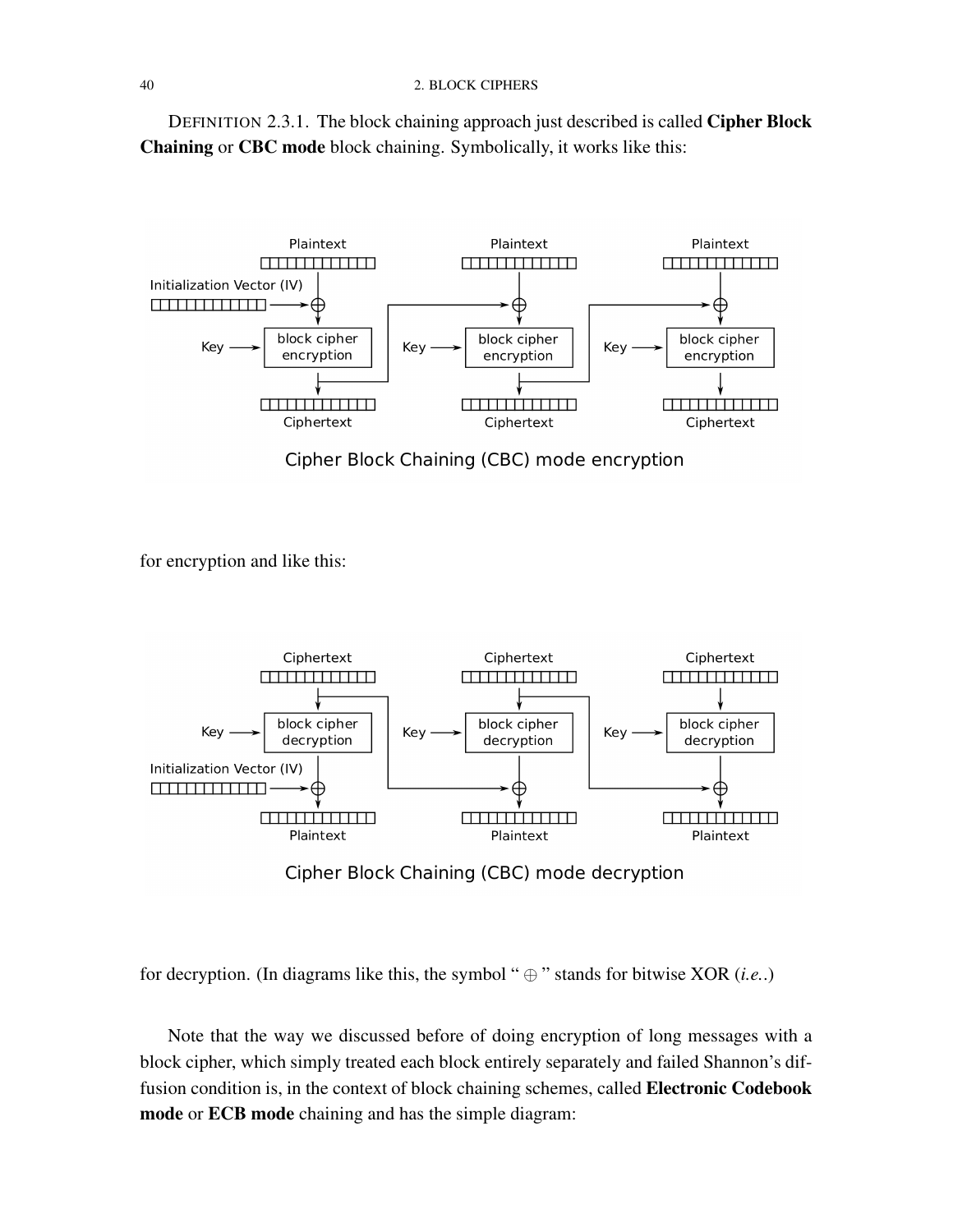DEFINITION 2.3.1. The block chaining approach just described is called **Cipher Block Chaining** or **CBC mode** block chaining. Symbolically, it works like this:

Cipher Block Chaining (CBC) mode encryption

for encryption and like this:

Cipher Block Chaining (CBC) mode decryption

for decryption. (In diagrams like this, the symbol " $\oplus$ " stands for bitwise XOR (*i.e.*.)

Note that the way we discussed before of doing encryption of long messages with a block cipher, which simply treated each block entirely separately and failed Shannon's diffusion condition is, in the context of block chaining schemes, called **Electronic Codebook mode** or **ECB mode** chaining and has the simple diagram: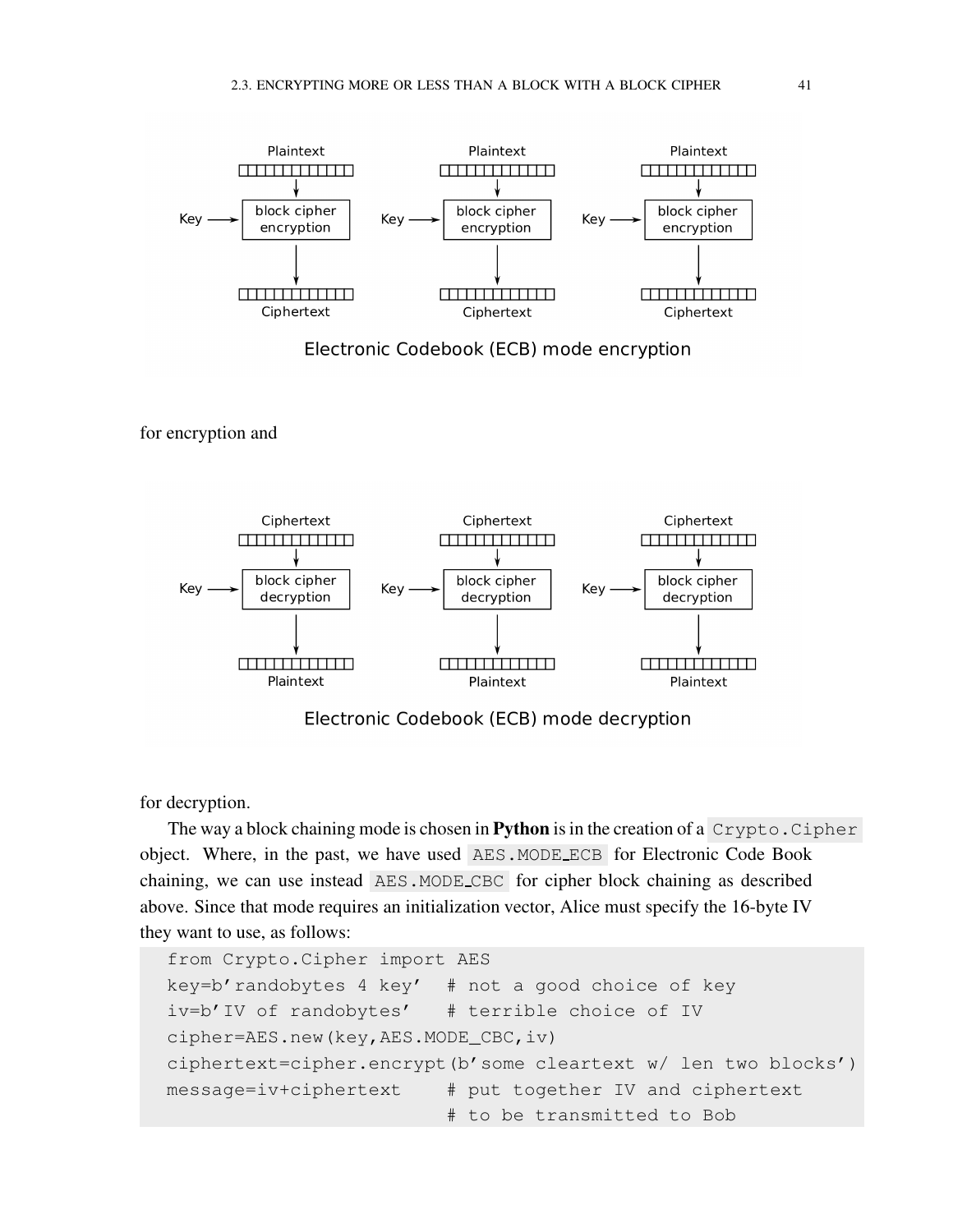for encryption and

for decryption.

The way a block chaining mode is chosen in **Python** is in the creation of a `Crypto.Cipher` object. Where, in the past, we have used `AES.MODE_ECB` for Electronic Code Book chaining, we can use instead `AES.MODE_CBC` for cipher block chaining as described above. Since that mode requires an initialization vector, Alice must specify the 16-byte IV they want to use, as follows:

```
from Crypto.Cipher import AES
key=b'randobytes 4 key'  # not a good choice of key
iv=b'IV of randobytes'   # terrible choice of IV
cipher=AES.new(key,AES.MODE_CBC,iv)
ciphertext=cipher.encrypt(b'some cleartext w/ len two blocks')
message=iv+ciphertext    # put together IV and ciphertext
                         # to be transmitted to Bob
```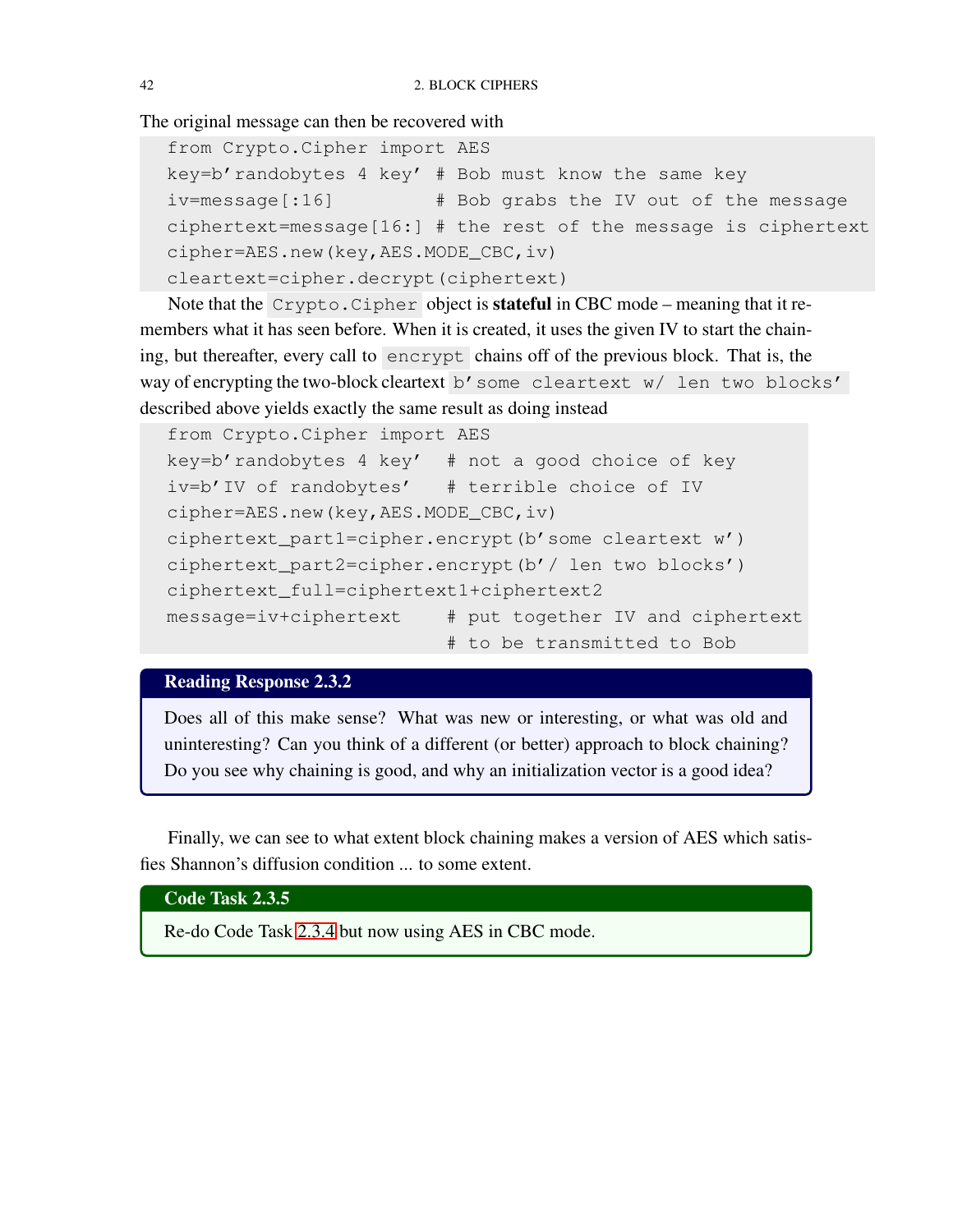The original message can then be recovered with

```
from Crypto.Cipher import AES
key=b'randobytes 4 key' # Bob must know the same key
iv=message[:16]         # Bob grabs the IV out of the message
ciphertext=message[16:] # the rest of the message is ciphertext
cipher=AES.new(key,AES.MODE_CBC,iv)
cleartext=cipher.decrypt(ciphertext)
```

Note that the `Crypto.Cipher` object is **stateful** in CBC mode – meaning that it remembers what it has seen before. When it is created, it uses the given IV to start the chaining, but thereafter, every call to `encrypt` chains off of the previous block. That is, the way of encrypting the two-block cleartext `b'some cleartext w/ len two blocks'` described above yields exactly the same result as doing instead

```
from Crypto.Cipher import AES
key=b'randobytes 4 key'  # not a good choice of key
iv=b'IV of randobytes'   # terrible choice of IV
cipher=AES.new(key,AES.MODE_CBC,iv)
ciphertext_part1=cipher.encrypt(b'some cleartext w')
ciphertext_part2=cipher.encrypt(b'/ len two blocks')
ciphertext_full=ciphertext1+ciphertext2
message=iv+ciphertext    # put together IV and ciphertext
                         # to be transmitted to Bob
```

**Reading Response 2.3.2**

Does all of this make sense? What was new or interesting, or what was old and uninteresting? Can you think of a different (or better) approach to block chaining? Do you see why chaining is good, and why an initialization vector is a good idea?

Finally, we can see to what extent block chaining makes a version of AES which satisfies Shannon's diffusion condition ... to some extent.

**Code Task 2.3.5**

Re-do Code Task 2.3.4 but now using AES in CBC mode.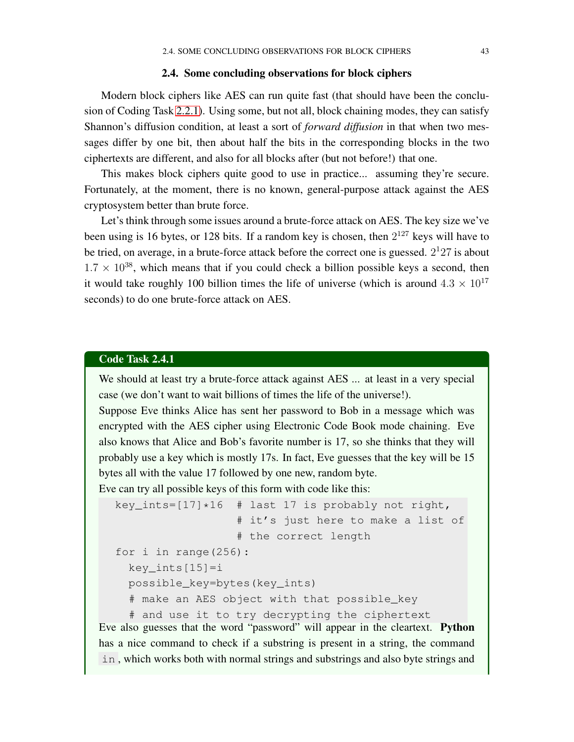## 2.4. Some concluding observations for block ciphers

Modern block ciphers like AES can run quite fast (that should have been the conclusion of Coding Task 2.2.1). Using some, but not all, block chaining modes, they can satisfy Shannon's diffusion condition, at least a sort of *forward diffusion* in that when two messages differ by one bit, then about half the bits in the corresponding blocks in the two ciphertexts are different, and also for all blocks after (but not before!) that one.

This makes block ciphers quite good to use in practice... assuming they're secure. Fortunately, at the moment, there is no known, general-purpose attack against the AES cryptosystem better than brute force.

Let's think through some issues around a brute-force attack on AES. The key size we've been using is 16 bytes, or 128 bits. If a random key is chosen, then $2^{127}$ keys will have to be tried, on average, in a brute-force attack before the correct one is guessed. $2^127$ is about $1.7 \times 10^{38}$, which means that if you could check a billion possible keys a second, then it would take roughly 100 billion times the life of universe (which is around $4.3 \times 10^{17}$ seconds) to do one brute-force attack on AES.

**Code Task 2.4.1**

We should at least try a brute-force attack against AES ... at least in a very special case (we don't want to wait billions of times the life of the universe!).

Suppose Eve thinks Alice has sent her password to Bob in a message which was encrypted with the AES cipher using Electronic Code Book mode chaining. Eve also knows that Alice and Bob's favorite number is 17, so she thinks that they will probably use a key which is mostly 17s. In fact, Eve guesses that the key will be 15 bytes all with the value 17 followed by one new, random byte.

Eve can try all possible keys of this form with code like this:

```
key_ints=[17]*16  # last 17 is probably not right,
                  # it's just here to make a list of
                  # the correct length
for i in range(256):
  key_ints[15]=i
  possible_key=bytes(key_ints)
  # make an AES object with that possible_key
  # and use it to try decrypting the ciphertext
```

Eve also guesses that the word "password" will appear in the cleartext. **Python** has a nice command to check if a substring is present in a string, the command `in`, which works both with normal strings and substrings and also byte strings and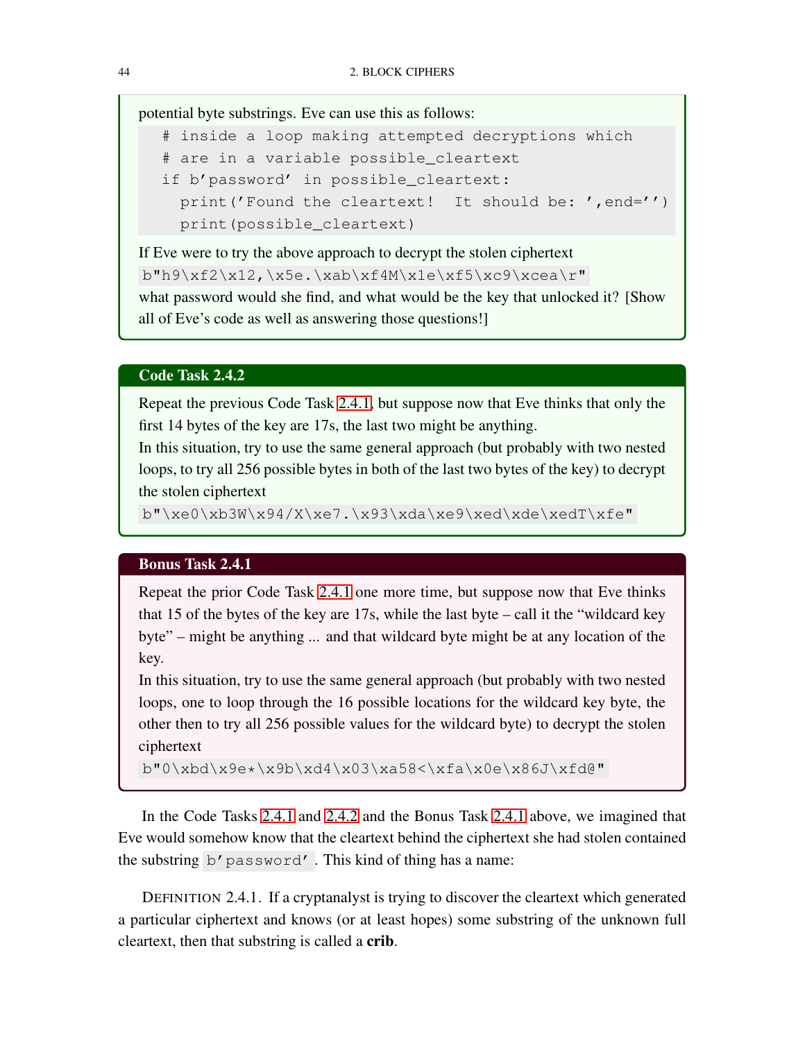potential byte substrings. Eve can use this as follows:

```
# inside a loop making attempted decryptions which
# are in a variable possible_cleartext
if b'password' in possible_cleartext:
  print('Found the cleartext!  It should be: ',end='')
  print(possible_cleartext)
```

If Eve were to try the above approach to decrypt the stolen ciphertext `b"h9\xf2\x12,\x5e.\xab\xf4M\x1e\xf5\xc9\xcea\r"` what password would she find, and what would be the key that unlocked it? [Show all of Eve's code as well as answering those questions!]

### Code Task 2.4.2

Repeat the previous Code Task 2.4.1, but suppose now that Eve thinks that only the first 14 bytes of the key are 17s, the last two might be anything.

In this situation, try to use the same general approach (but probably with two nested loops, to try all 256 possible bytes in both of the last two bytes of the key) to decrypt the stolen ciphertext `b"\xe0\xb3W\x94/X\xe7.\x93\xda\xe9\xed\xde\xedT\xfe"`

### Bonus Task 2.4.1

Repeat the prior Code Task 2.4.1 one more time, but suppose now that Eve thinks that 15 of the bytes of the key are 17s, while the last byte – call it the "wildcard key byte" – might be anything ... and that wildcard byte might be at any location of the key.

In this situation, try to use the same general approach (but probably with two nested loops, one to loop through the 16 possible locations for the wildcard key byte, the other then to try all 256 possible values for the wildcard byte) to decrypt the stolen ciphertext `b"0\xbd\x9e*\x9b\xd4\x03\xa58<\xfa\x0e\x86J\xfd@"`

In the Code Tasks 2.4.1 and 2.4.2 and the Bonus Task 2.4.1 above, we imagined that Eve would somehow know that the cleartext behind the ciphertext she had stolen contained the substring `b'password'`. This kind of thing has a name:

DEFINITION 2.4.1. If a cryptanalyst is trying to discover the cleartext which generated a particular ciphertext and knows (or at least hopes) some substring of the unknown full cleartext, then that substring is called a **crib**.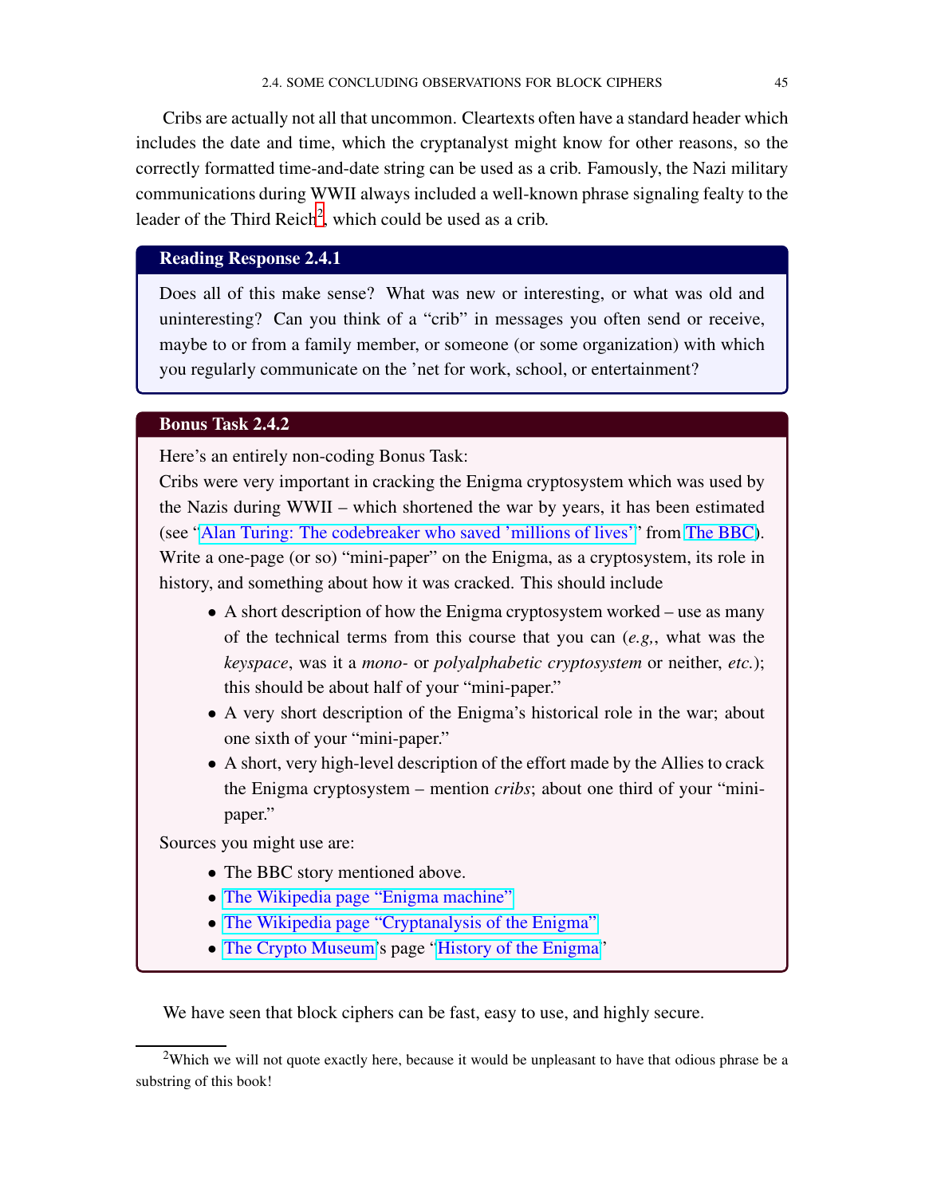Cribs are actually not all that uncommon. Cleartexts often have a standard header which includes the date and time, which the cryptanalyst might know for other reasons, so the correctly formatted time-and-date string can be used as a crib. Famously, the Nazi military communications during WWII always included a well-known phrase signaling fealty to the leader of the Third Reich[2], which could be used as a crib.

**Reading Response 2.4.1**

Does all of this make sense? What was new or interesting, or what was old and uninteresting? Can you think of a "crib" in messages you often send or receive, maybe to or from a family member, or someone (or some organization) with which you regularly communicate on the 'net for work, school, or entertainment?

**Bonus Task 2.4.2**

Here's an entirely non-coding Bonus Task:

Cribs were very important in cracking the Enigma cryptosystem which was used by the Nazis during WWII – which shortened the war by years, it has been estimated (see "Alan Turing: The codebreaker who saved 'millions of lives'" from The BBC). Write a one-page (or so) "mini-paper" on the Enigma, as a cryptosystem, its role in history, and something about how it was cracked. This should include

- A short description of how the Enigma cryptosystem worked – use as many of the technical terms from this course that you can (*e.g.*, what was the *keyspace*, was it a *mono-* or *polyalphabetic cryptosystem* or neither, *etc.*); this should be about half of your "mini-paper."
- A very short description of the Enigma's historical role in the war; about one sixth of your "mini-paper."
- A short, very high-level description of the effort made by the Allies to crack the Enigma cryptosystem – mention *cribs*; about one third of your "mini-paper."

Sources you might use are:

- The BBC story mentioned above.
- The Wikipedia page "Enigma machine"
- The Wikipedia page "Cryptanalysis of the Enigma"
- The Crypto Museum's page "History of the Enigma"

We have seen that block ciphers can be fast, easy to use, and highly secure.

[2] Which we will not quote exactly here, because it would be unpleasant to have that odious phrase be a substring of this book!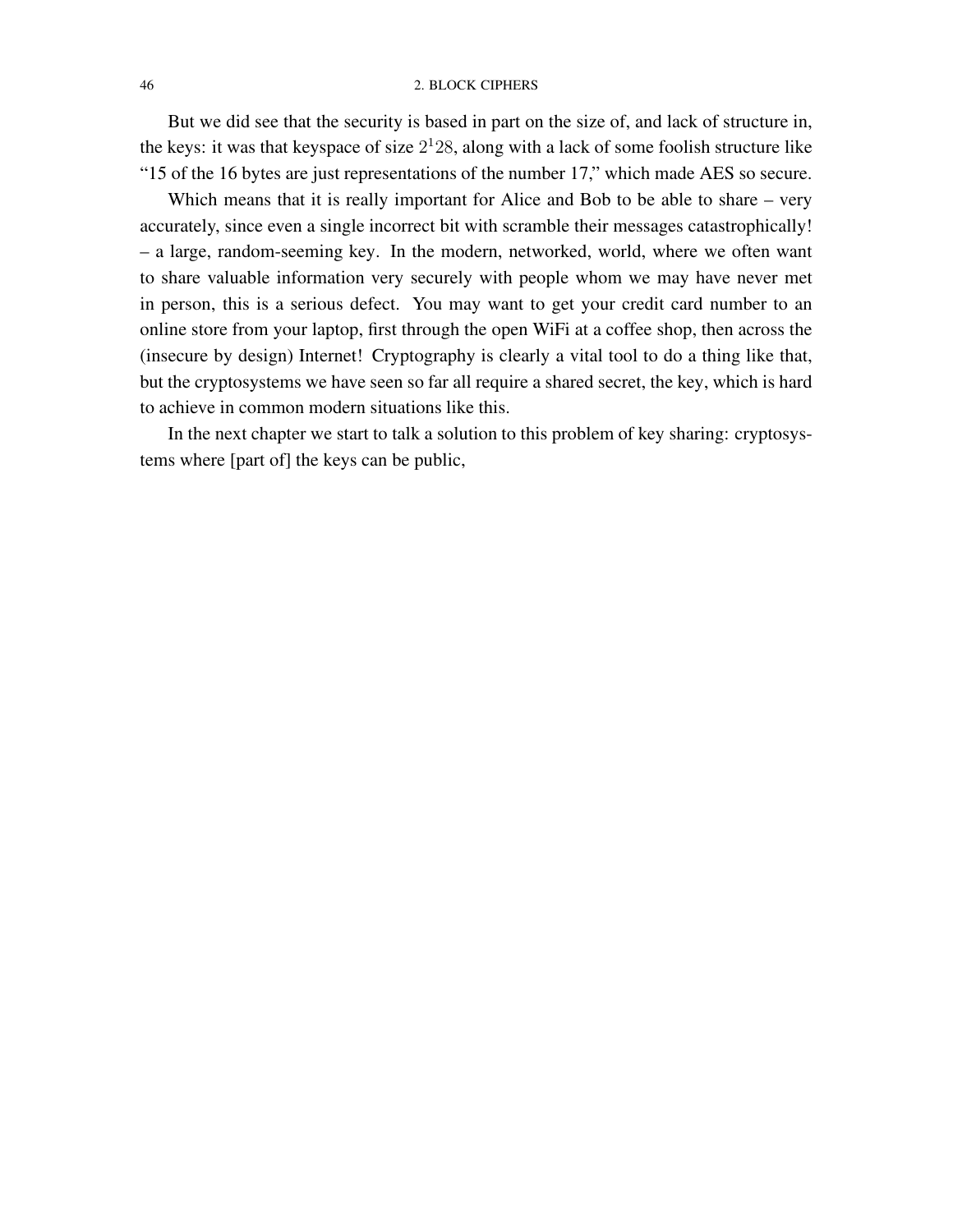But we did see that the security is based in part on the size of, and lack of structure in, the keys: it was that keyspace of size $2^128$, along with a lack of some foolish structure like "15 of the 16 bytes are just representations of the number 17," which made AES so secure.

Which means that it is really important for Alice and Bob to be able to share – very accurately, since even a single incorrect bit with scramble their messages catastrophically! – a large, random-seeming key. In the modern, networked, world, where we often want to share valuable information very securely with people whom we may have never met in person, this is a serious defect. You may want to get your credit card number to an online store from your laptop, first through the open WiFi at a coffee shop, then across the (insecure by design) Internet! Cryptography is clearly a vital tool to do a thing like that, but the cryptosystems we have seen so far all require a shared secret, the key, which is hard to achieve in common modern situations like this.

In the next chapter we start to talk a solution to this problem of key sharing: cryptosystems where [part of] the keys can be public,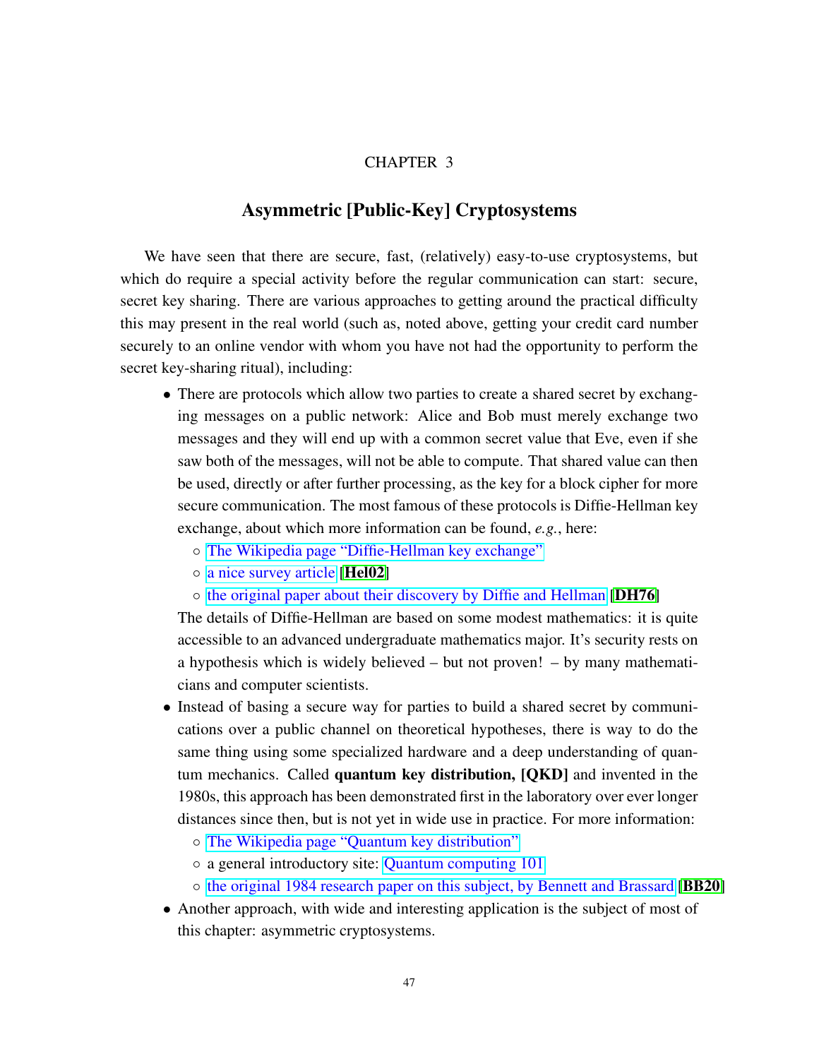# CHAPTER 3

# Asymmetric [Public-Key] Cryptosystems

We have seen that there are secure, fast, (relatively) easy-to-use cryptosystems, but which do require a special activity before the regular communication can start: secure, secret key sharing. There are various approaches to getting around the practical difficulty this may present in the real world (such as, noted above, getting your credit card number securely to an online vendor with whom you have not had the opportunity to perform the secret key-sharing ritual), including:

- There are protocols which allow two parties to create a shared secret by exchanging messages on a public network: Alice and Bob must merely exchange two messages and they will end up with a common secret value that Eve, even if she saw both of the messages, will not be able to compute. That shared value can then be used, directly or after further processing, as the key for a block cipher for more secure communication. The most famous of these protocols is Diffie-Hellman key exchange, about which more information can be found, *e.g.*, here:
  - The Wikipedia page "Diffie-Hellman key exchange"
  - a nice survey article [**Hel02**]
  - the original paper about their discovery by Diffie and Hellman [**DH76**]

  The details of Diffie-Hellman are based on some modest mathematics: it is quite accessible to an advanced undergraduate mathematics major. It's security rests on a hypothesis which is widely believed – but not proven! – by many mathematicians and computer scientists.
- Instead of basing a secure way for parties to build a shared secret by communications over a public channel on theoretical hypotheses, there is way to do the same thing using some specialized hardware and a deep understanding of quantum mechanics. Called **quantum key distribution, [QKD]** and invented in the 1980s, this approach has been demonstrated first in the laboratory over ever longer distances since then, but is not yet in wide use in practice. For more information:
  - The Wikipedia page "Quantum key distribution"
  - a general introductory site: Quantum computing 101
  - the original 1984 research paper on this subject, by Bennett and Brassard [**BB20**]
- Another approach, with wide and interesting application is the subject of most of this chapter: asymmetric cryptosystems.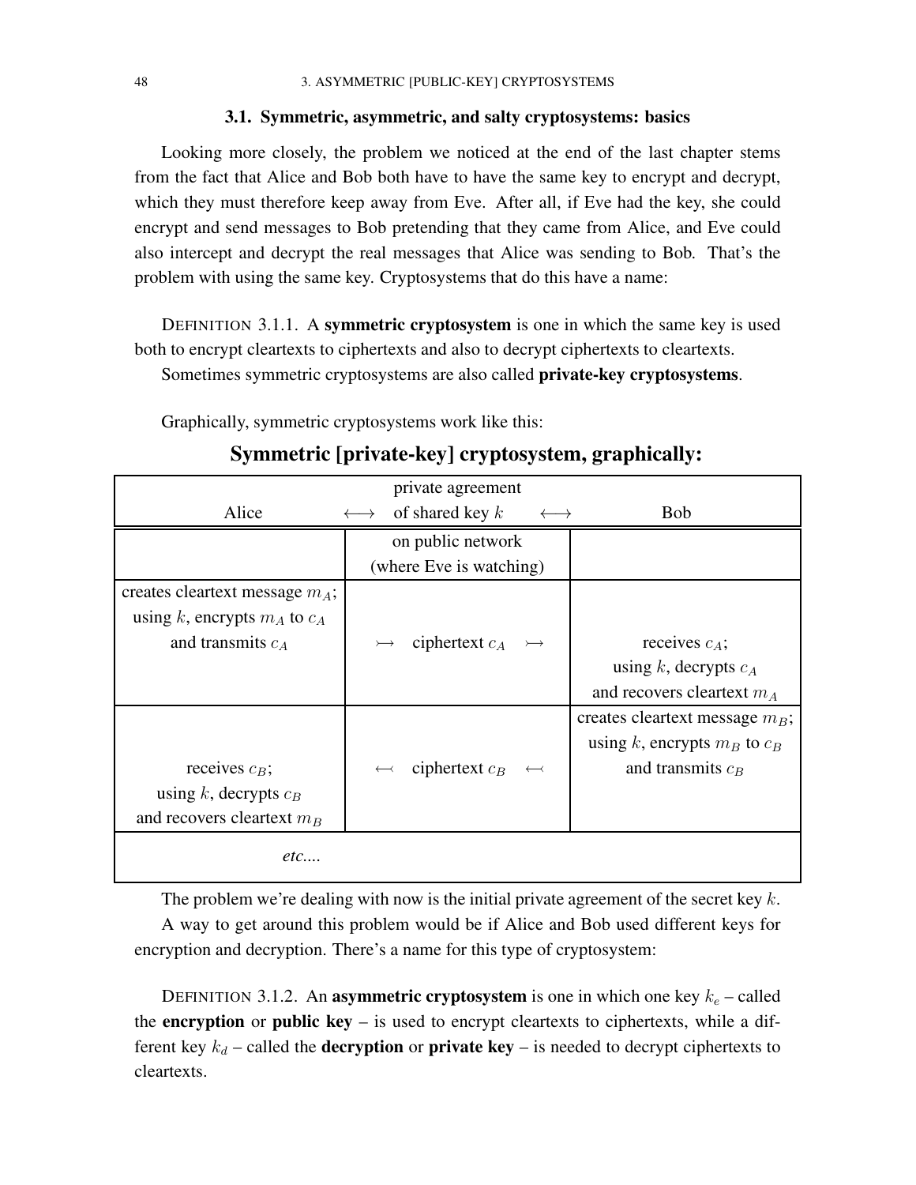## 3.1. Symmetric, asymmetric, and salty cryptosystems: basics

Looking more closely, the problem we noticed at the end of the last chapter stems from the fact that Alice and Bob both have to have the same key to encrypt and decrypt, which they must therefore keep away from Eve. After all, if Eve had the key, she could encrypt and send messages to Bob pretending that they came from Alice, and Eve could also intercept and decrypt the real messages that Alice was sending to Bob. That's the problem with using the same key. Cryptosystems that do this have a name:

DEFINITION 3.1.1. A **symmetric cryptosystem** is one in which the same key is used both to encrypt cleartexts to ciphertexts and also to decrypt ciphertexts to cleartexts.

Sometimes symmetric cryptosystems are also called **private-key cryptosystems**.

Graphically, symmetric cryptosystems work like this:

**Symmetric [private-key] cryptosystem, graphically:**

| Alice | $\longleftrightarrow$ private agreement of shared key $k$ $\longleftrightarrow$ | Bob |
|---|---|---|
| | on public network (where Eve is watching) | |
| creates cleartext message $m_A$; using $k$, encrypts $m_A$ to $c_A$ and transmits $c_A$ | $\rightarrowtail$ ciphertext $c_A$ $\rightarrowtail$ | receives $c_A$; using $k$, decrypts $c_A$ and recovers cleartext $m_A$ |
| receives $c_B$; using $k$, decrypts $c_B$ and recovers cleartext $m_B$ | $\leftarrowtail$ ciphertext $c_B$ $\leftarrowtail$ | creates cleartext message $m_B$; using $k$, encrypts $m_B$ to $c_B$ and transmits $c_B$ |
| *etc....* | | |

The problem we're dealing with now is the initial private agreement of the secret key $k$.

A way to get around this problem would be if Alice and Bob used different keys for encryption and decryption. There's a name for this type of cryptosystem:

DEFINITION 3.1.2. An **asymmetric cryptosystem** is one in which one key $k_e$ – called the **encryption** or **public key** – is used to encrypt cleartexts to ciphertexts, while a different key $k_d$ – called the **decryption** or **private key** – is needed to decrypt ciphertexts to cleartexts.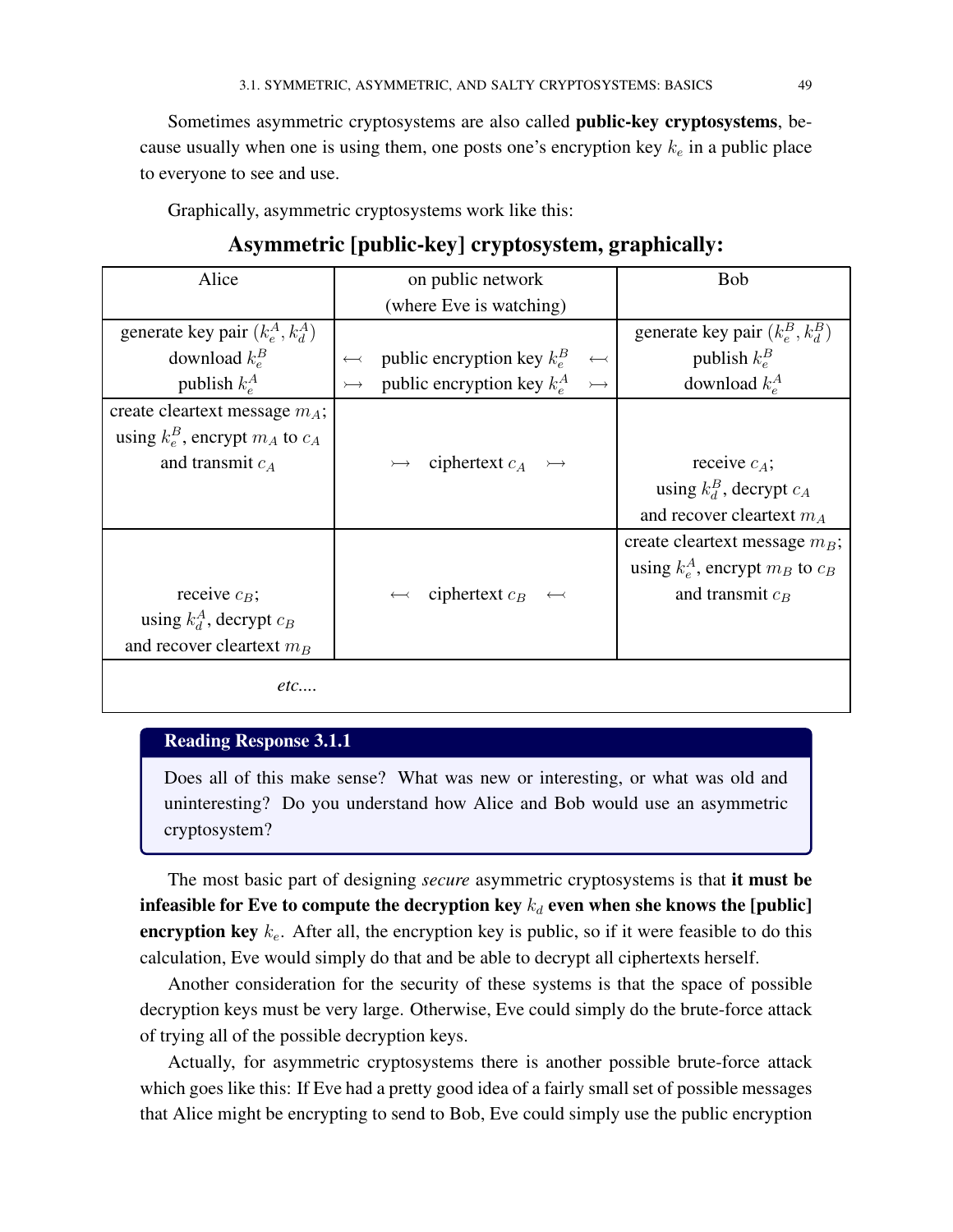Sometimes asymmetric cryptosystems are also called **public-key cryptosystems**, because usually when one is using them, one posts one's encryption key $k_e$ in a public place to everyone to see and use.

Graphically, asymmetric cryptosystems work like this:

## Asymmetric [public-key] cryptosystem, graphically:

| Alice | on public network (where Eve is watching) | Bob |
|---|---|---|
| generate key pair $(k_e^A, k_d^A)$<br>download $k_e^B$<br>publish $k_e^A$ | <br>$\leftarrowtail$ public encryption key $k_e^B$ $\leftarrowtail$<br>$\rightarrowtail$ public encryption key $k_e^A$ $\rightarrowtail$ | generate key pair $(k_e^B, k_d^B)$<br>publish $k_e^B$<br>download $k_e^A$ |
| create cleartext message $m_A$;<br>using $k_e^B$, encrypt $m_A$ to $c_A$<br>and transmit $c_A$ | $\rightarrowtail$ ciphertext $c_A$ $\rightarrowtail$ | receive $c_A$;<br>using $k_d^B$, decrypt $c_A$<br>and recover cleartext $m_A$ |
| receive $c_B$;<br>using $k_d^A$, decrypt $c_B$<br>and recover cleartext $m_B$ | $\leftarrowtail$ ciphertext $c_B$ $\leftarrowtail$ | create cleartext message $m_B$;<br>using $k_e^A$, encrypt $m_B$ to $c_B$<br>and transmit $c_B$ |
| *etc....* | | |

**Reading Response 3.1.1**

Does all of this make sense? What was new or interesting, or what was old and uninteresting? Do you understand how Alice and Bob would use an asymmetric cryptosystem?

The most basic part of designing *secure* asymmetric cryptosystems is that **it must be infeasible for Eve to compute the decryption key $k_d$ even when she knows the [public] encryption key $k_e$.** After all, the encryption key is public, so if it were feasible to do this calculation, Eve would simply do that and be able to decrypt all ciphertexts herself.

Another consideration for the security of these systems is that the space of possible decryption keys must be very large. Otherwise, Eve could simply do the brute-force attack of trying all of the possible decryption keys.

Actually, for asymmetric cryptosystems there is another possible brute-force attack which goes like this: If Eve had a pretty good idea of a fairly small set of possible messages that Alice might be encrypting to send to Bob, Eve could simply use the public encryption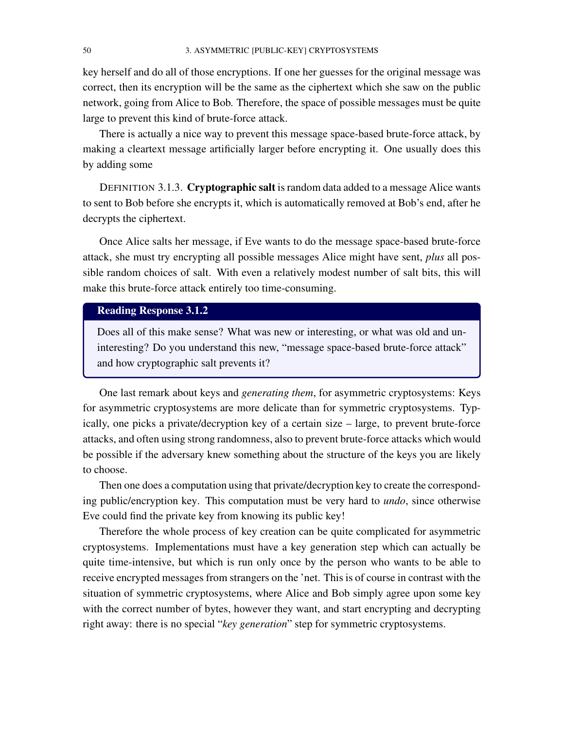key herself and do all of those encryptions. If one her guesses for the original message was correct, then its encryption will be the same as the ciphertext which she saw on the public network, going from Alice to Bob. Therefore, the space of possible messages must be quite large to prevent this kind of brute-force attack.

There is actually a nice way to prevent this message space-based brute-force attack, by making a cleartext message artificially larger before encrypting it. One usually does this by adding some

DEFINITION 3.1.3. **Cryptographic salt** is random data added to a message Alice wants to sent to Bob before she encrypts it, which is automatically removed at Bob's end, after he decrypts the ciphertext.

Once Alice salts her message, if Eve wants to do the message space-based brute-force attack, she must try encrypting all possible messages Alice might have sent, *plus* all possible random choices of salt. With even a relatively modest number of salt bits, this will make this brute-force attack entirely too time-consuming.

> **Reading Response 3.1.2**
>
> Does all of this make sense? What was new or interesting, or what was old and uninteresting? Do you understand this new, "message space-based brute-force attack" and how cryptographic salt prevents it?

One last remark about keys and *generating them*, for asymmetric cryptosystems: Keys for asymmetric cryptosystems are more delicate than for symmetric cryptosystems. Typically, one picks a private/decryption key of a certain size – large, to prevent brute-force attacks, and often using strong randomness, also to prevent brute-force attacks which would be possible if the adversary knew something about the structure of the keys you are likely to choose.

Then one does a computation using that private/decryption key to create the corresponding public/encryption key. This computation must be very hard to *undo*, since otherwise Eve could find the private key from knowing its public key!

Therefore the whole process of key creation can be quite complicated for asymmetric cryptosystems. Implementations must have a key generation step which can actually be quite time-intensive, but which is run only once by the person who wants to be able to receive encrypted messages from strangers on the 'net. This is of course in contrast with the situation of symmetric cryptosystems, where Alice and Bob simply agree upon some key with the correct number of bytes, however they want, and start encrypting and decrypting right away: there is no special "*key generation*" step for symmetric cryptosystems.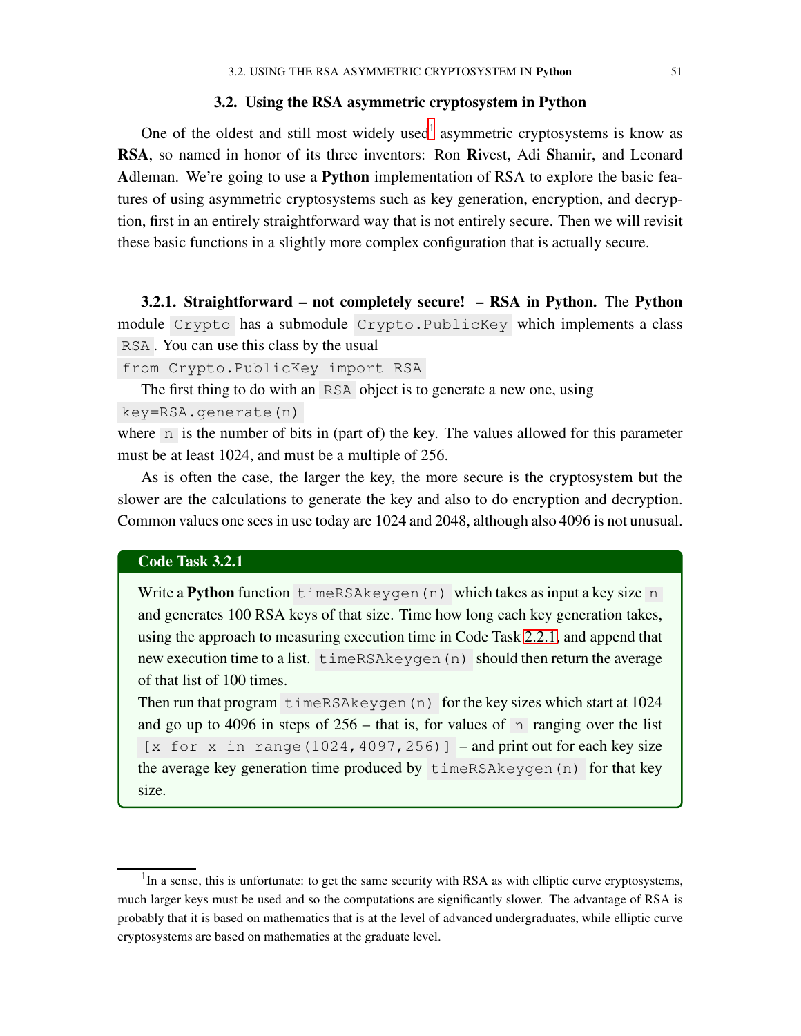## 3.2. Using the RSA asymmetric cryptosystem in Python

One of the oldest and still most widely used[1] asymmetric cryptosystems is know as **RSA**, so named in honor of its three inventors: Ron **R**ivest, Adi **S**hamir, and Leonard **A**dleman. We're going to use a **Python** implementation of RSA to explore the basic features of using asymmetric cryptosystems such as key generation, encryption, and decryption, first in an entirely straightforward way that is not entirely secure. Then we will revisit these basic functions in a slightly more complex configuration that is actually secure.

### 3.2.1. Straightforward – not completely secure! – RSA in Python.

The **Python** module `Crypto` has a submodule `Crypto.PublicKey` which implements a class `RSA`. You can use this class by the usual

```
from Crypto.PublicKey import RSA
```

The first thing to do with an `RSA` object is to generate a new one, using

```
key=RSA.generate(n)
```

where `n` is the number of bits in (part of) the key. The values allowed for this parameter must be at least 1024, and must be a multiple of 256.

As is often the case, the larger the key, the more secure is the cryptosystem but the slower are the calculations to generate the key and also to do encryption and decryption. Common values one sees in use today are 1024 and 2048, although also 4096 is not unusual.

**Code Task 3.2.1**

Write a **Python** function `timeRSAkeygen(n)` which takes as input a key size `n` and generates 100 RSA keys of that size. Time how long each key generation takes, using the approach to measuring execution time in Code Task 2.2.1, and append that new execution time to a list. `timeRSAkeygen(n)` should then return the average of that list of 100 times.

Then run that program `timeRSAkeygen(n)` for the key sizes which start at 1024 and go up to 4096 in steps of 256 – that is, for values of `n` ranging over the list `[x for x in range(1024,4097,256)]` – and print out for each key size the average key generation time produced by `timeRSAkeygen(n)` for that key size.

---

[1] In a sense, this is unfortunate: to get the same security with RSA as with elliptic curve cryptosystems, much larger keys must be used and so the computations are significantly slower. The advantage of RSA is probably that it is based on mathematics that is at the level of advanced undergraduates, while elliptic curve cryptosystems are based on mathematics at the graduate level.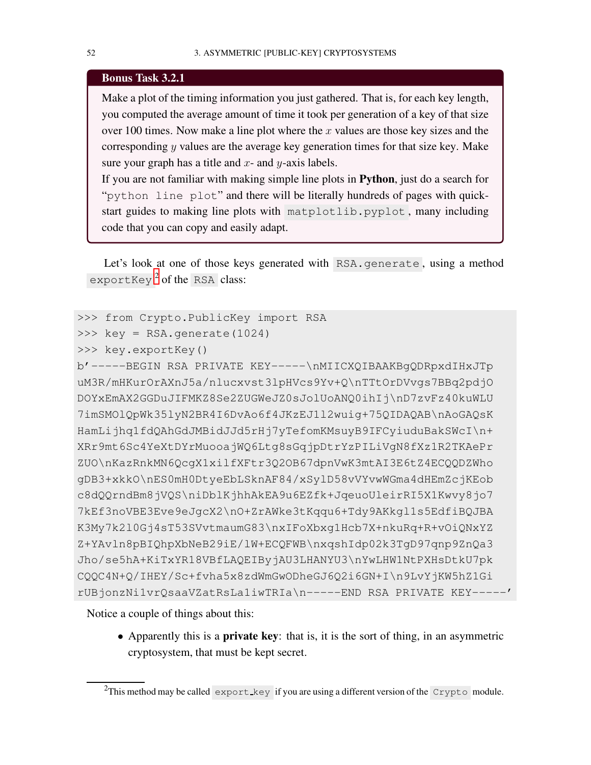**Bonus Task 3.2.1**

Make a plot of the timing information you just gathered. That is, for each key length, you computed the average amount of time it took per generation of a key of that size over 100 times. Now make a line plot where the $x$ values are those key sizes and the corresponding $y$ values are the average key generation times for that size key. Make sure your graph has a title and $x$- and $y$-axis labels.

If you are not familiar with making simple line plots in **Python**, just do a search for "`python line plot`" and there will be literally hundreds of pages with quick-start guides to making line plots with `matplotlib.pyplot`, many including code that you can copy and easily adapt.

Let's look at one of those keys generated with `RSA.generate`, using a method `exportKey`[2] of the `RSA` class:

```
>>> from Crypto.PublicKey import RSA
>>> key = RSA.generate(1024)
>>> key.exportKey()
b'-----BEGIN RSA PRIVATE KEY-----\nMIICXQIBAAKBgQDRpxdIHxJTp
uM3R/mHKurOrAXnJ5a/nlucxvst3lpHVcs9Yv+Q\nTTtOrDVvgs7BBq2pdjO
DOYxEmAX2GGDuJIFMKZ8Se2ZUGWeJZ0sJolUoANQ0ihIj\nD7zvFz40kuWLU
7imSMOlQpWk35lyN2BR4I6DvAo6f4JKzEJ1l2wuig+75QIDAQAB\nAoGAQsK
HamLijhq1fdQAhGdJMBidJJd5rHj7yTefomKMsuyB9IFCyiuduBakSWcI\n+
XRr9mt6Sc4YeXtDYrMuooajWQ6Ltg8sGqjpDtrYzPILiVgN8fXz1R2TKAePr
ZUO\nKazRnkMN6QcgX1xilfXFtr3Q2OB67dpnVwK3mtAI3E6tZ4ECQQDZWho
gDB3+xkkO\nES0mH0DtyeEbLSknAF84/xSylD58vVYvwWGma4dHEmZcjKEob
c8dQQrndBm8jVQS\niDblKjhhAkEA9u6EZfk+JqeuoUleirRI5X1Kwvy8jo7
7kEf3noVBE3Eve9eJgcX2\nO+ZrAWke3tKqqu6+Tdy9AKkgl1s5EdfiBQJBA
K3My7k2l0Gj4sT53SVvtmaumG83\nxIFoXbxg1Hcb7X+nkuRq+R+vOiQNxYZ
Z+YAvln8pBIQhpXbNeB29iE/lW+ECQFWB\nxqshIdp02k3TgD97qnp9ZnQa3
Jho/se5hA+KiTxYR18VBfLAQEIByjAU3LHANYU3\nYwLHW1NtPXHsDtkU7pk
CQQC4N+Q/IHEY/Sc+fvha5x8zdWmGwODheGJ6Q2i6GN+I\n9LvYjKW5hZ1Gi
rUBjonzNi1vrQsaaVZatRsLa1iwTRIa\n-----END RSA PRIVATE KEY-----'
```

Notice a couple of things about this:

- Apparently this is a **private key**: that is, it is the sort of thing, in an asymmetric cryptosystem, that must be kept secret.

[2] This method may be called `export_key` if you are using a different version of the `Crypto` module.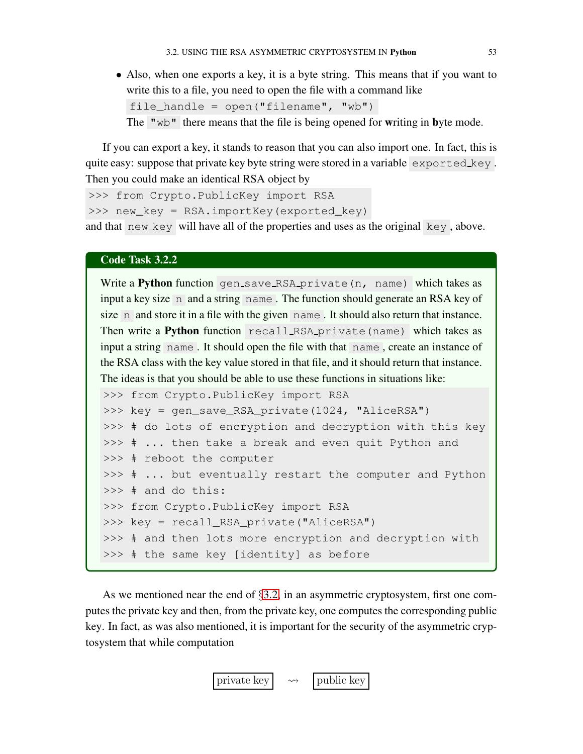- Also, when one exports a key, it is a byte string. This means that if you want to write this to a file, you need to open the file with a command like `file_handle = open("filename", "wb")` The `"wb"` there means that the file is being opened for **w**riting in **b**yte mode.

If you can export a key, it stands to reason that you can also import one. In fact, this is quite easy: suppose that private key byte string were stored in a variable `exported_key`. Then you could make an identical RSA object by

```
>>> from Crypto.PublicKey import RSA
>>> new_key = RSA.importKey(exported_key)
```

and that `new_key` will have all of the properties and uses as the original `key`, above.

**Code Task 3.2.2**

Write a **Python** function `gen_save_RSA_private(n, name)` which takes as input a key size `n` and a string `name`. The function should generate an RSA key of size `n` and store it in a file with the given `name`. It should also return that instance. Then write a **Python** function `recall_RSA_private(name)` which takes as input a string `name`. It should open the file with that `name`, create an instance of the RSA class with the key value stored in that file, and it should return that instance. The ideas is that you should be able to use these functions in situations like:

```
>>> from Crypto.PublicKey import RSA
>>> key = gen_save_RSA_private(1024, "AliceRSA")
>>> # do lots of encryption and decryption with this key
>>> # ... then take a break and even quit Python and
>>> # reboot the computer
>>> # ... but eventually restart the computer and Python
>>> # and do this:
>>> from Crypto.PublicKey import RSA
>>> key = recall_RSA_private("AliceRSA")
>>> # and then lots more encryption and decryption with
>>> # the same key [identity] as before
```

As we mentioned near the end of §3.2, in an asymmetric cryptosystem, first one computes the private key and then, from the private key, one computes the corresponding public key. In fact, as was also mentioned, it is important for the security of the asymmetric cryptosystem that while computation

$$\boxed{\text{private key}} \rightsquigarrow \boxed{\text{public key}}$$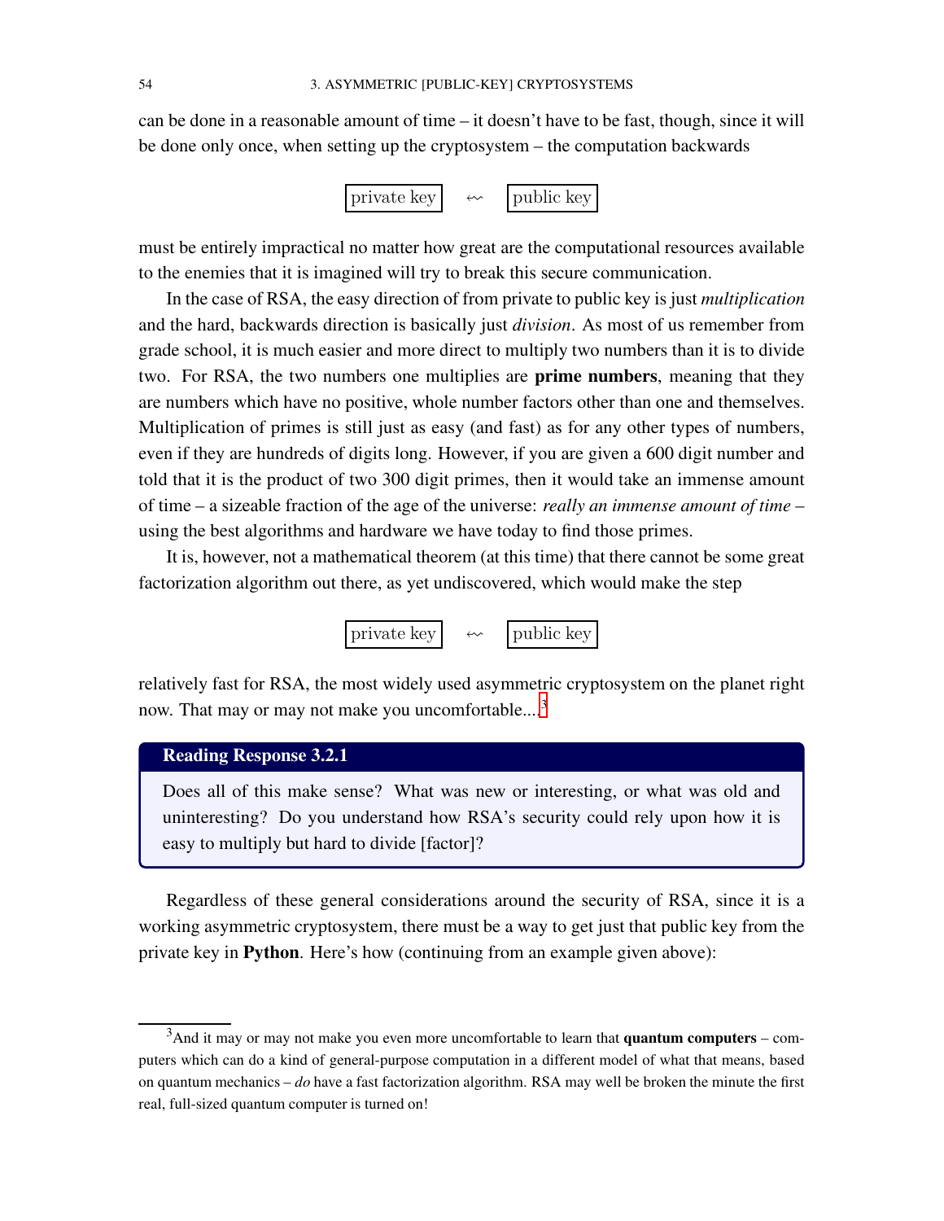can be done in a reasonable amount of time – it doesn't have to be fast, though, since it will be done only once, when setting up the cryptosystem – the computation backwards

$$\boxed{\text{private key}} \quad \leftsquigarrow \quad \boxed{\text{public key}}$$

must be entirely impractical no matter how great are the computational resources available to the enemies that it is imagined will try to break this secure communication.

In the case of RSA, the easy direction of from private to public key is just *multiplication* and the hard, backwards direction is basically just *division*. As most of us remember from grade school, it is much easier and more direct to multiply two numbers than it is to divide two. For RSA, the two numbers one multiplies are **prime numbers**, meaning that they are numbers which have no positive, whole number factors other than one and themselves. Multiplication of primes is still just as easy (and fast) as for any other types of numbers, even if they are hundreds of digits long. However, if you are given a 600 digit number and told that it is the product of two 300 digit primes, then it would take an immense amount of time – a sizeable fraction of the age of the universe: *really an immense amount of time* – using the best algorithms and hardware we have today to find those primes.

It is, however, not a mathematical theorem (at this time) that there cannot be some great factorization algorithm out there, as yet undiscovered, which would make the step

$$\boxed{\text{private key}} \quad \leftsquigarrow \quad \boxed{\text{public key}}$$

relatively fast for RSA, the most widely used asymmetric cryptosystem on the planet right now. That may or may not make you uncomfortable...[3]

**Reading Response 3.2.1**

Does all of this make sense? What was new or interesting, or what was old and uninteresting? Do you understand how RSA's security could rely upon how it is easy to multiply but hard to divide [factor]?

Regardless of these general considerations around the security of RSA, since it is a working asymmetric cryptosystem, there must be a way to get just that public key from the private key in **Python**. Here's how (continuing from an example given above):

---

[3] And it may or may not make you even more uncomfortable to learn that **quantum computers** – computers which can do a kind of general-purpose computation in a different model of what that means, based on quantum mechanics – *do* have a fast factorization algorithm. RSA may well be broken the minute the first real, full-sized quantum computer is turned on!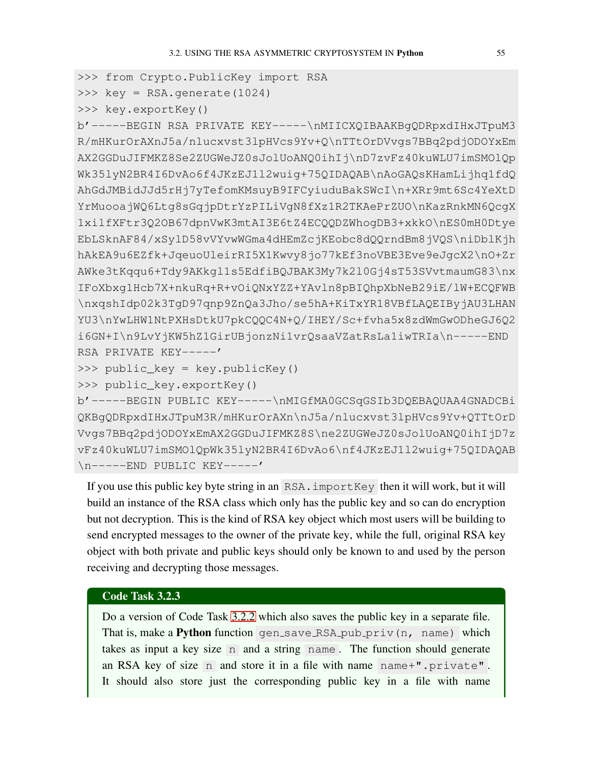```
>>> from Crypto.PublicKey import RSA
>>> key = RSA.generate(1024)
>>> key.exportKey()
b'-----BEGIN RSA PRIVATE KEY-----\nMIICXQIBAAKBgQDRpxdIHxJTpuM3
R/mHKurOrAXnJ5a/nlucxvst3lpHVcs9Yv+Q\nTTtOrDVvgs7BBq2pdjODOYxEm
AX2GGDuJIFMKZ8Se2ZUGWeJZ0sJolUoANQ0ihIj\nD7zvFz40kuWLU7imSMOlQp
Wk35lyN2BR4I6DvAo6f4JKzEJ1l2wuig+75QIDAQAB\nAoGAQsKHamLijhq1fdQ
AhGdJMBidJJd5rHj7yTefomKMsuyB9IFCyiuduBakSWcI\n+XRr9mt6Sc4YeXtD
YrMuooajWQ6Ltg8sGqjpDtrYzPILiVgN8fXz1R2TKAePrZUO\nKazRnkMN6QcgX
1xilfXFtr3Q2OB67dpnVwK3mtAI3E6tZ4ECQQDZWhogDB3+xkkO\nES0mH0Dtye
EbLSknAF84/xSylD58vVYvwWGma4dHEmZcjKEobc8dQQrndBm8jVQS\niDblKjh
hAkEA9u6EZfk+JqeuoUleirRI5X1Kwvy8jo77kEf3noVBE3Eve9eJgcX2\nO+Zr
AWke3tKqqu6+Tdy9AKkgl1s5EdfiBQJBAK3My7k2l0Gj4sT53SVvtmaumG83\nx
IFoXbxg1Hcb7X+nkuRq+R+vOiQNxYZZ+YAvln8pBIQhpXbNeB29iE/lW+ECQFWB
\nxqshIdp02k3TgD97qnp9ZnQa3Jho/se5hA+KiTxYR18VBfLAQEIByjAU3LHAN
YU3\nYwLHW1NtPXHsDtkU7pkCQQC4N+Q/IHEY/Sc+fvha5x8zdWmGwODheGJ6Q2
i6GN+I\n9LvYjKW5hZ1GirUBjonzNi1vrQsaaVZatRsLa1iwTRIa\n-----END
RSA PRIVATE KEY-----'
>>> public_key = key.publicKey()
>>> public_key.exportKey()
b'-----BEGIN PUBLIC KEY-----\nMIGfMA0GCSqGSIb3DQEBAQUAA4GNADCBi
QKBgQDRpxdIHxJTpuM3R/mHKurOrAXn\nJ5a/nlucxvst3lpHVcs9Yv+QTTtOrD
Vvgs7BBq2pdjODOYxEmAX2GGDuJIFMKZ8S\ne2ZUGWeJZ0sJolUoANQ0ihIjD7z
vFz40kuWLU7imSMOlQpWk35lyN2BR4I6DvAo6\nf4JKzEJ1l2wuig+75QIDAQAB
\n-----END PUBLIC KEY-----'
```

If you use this public key byte string in an `RSA.importKey` then it will work, but it will build an instance of the RSA class which only has the public key and so can do encryption but not decryption. This is the kind of RSA key object which most users will be building to send encrypted messages to the owner of the private key, while the full, original RSA key object with both private and public keys should only be known to and used by the person receiving and decrypting those messages.

**Code Task 3.2.3**

Do a version of Code Task 3.2.2 which also saves the public key in a separate file. That is, make a **Python** function `gen_save_RSA_pub_priv(n, name)` which takes as input a key size `n` and a string `name`. The function should generate an RSA key of size `n` and store it in a file with name `name+".private"`. It should also store just the corresponding public key in a file with name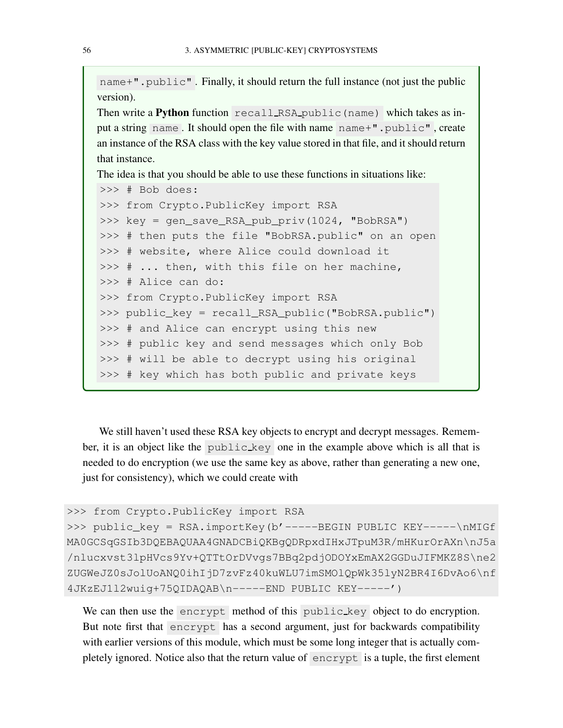`name+".public"`. Finally, it should return the full instance (not just the public version).

Then write a **Python** function `recall_RSA_public(name)` which takes as input a string `name`. It should open the file with name `name+".public"`, create an instance of the RSA class with the key value stored in that file, and it should return that instance.

The idea is that you should be able to use these functions in situations like:

```
>>> # Bob does:
>>> from Crypto.PublicKey import RSA
>>> key = gen_save_RSA_pub_priv(1024, "BobRSA")
>>> # then puts the file "BobRSA.public" on an open
>>> # website, where Alice could download it
>>> # ... then, with this file on her machine,
>>> # Alice can do:
>>> from Crypto.PublicKey import RSA
>>> public_key = recall_RSA_public("BobRSA.public")
>>> # and Alice can encrypt using this new
>>> # public key and send messages which only Bob
>>> # will be able to decrypt using his original
>>> # key which has both public and private keys
```

We still haven't used these RSA key objects to encrypt and decrypt messages. Remember, it is an object like the `public_key` one in the example above which is all that is needed to do encryption (we use the same key as above, rather than generating a new one, just for consistency), which we could create with

```
>>> from Crypto.PublicKey import RSA
>>> public_key = RSA.importKey(b'-----BEGIN PUBLIC KEY-----\nMIGf
MA0GCSqGSIb3DQEBAQUAA4GNADCBiQKBgQDRpxdIHxJTpuM3R/mHKurOrAXn\nJ5a
/nlucxvst3lpHVcs9Yv+QTTtOrDVvgs7BBq2pdjODOYxEmAX2GGDuJIFMKZ8S\ne2
ZUGWeJZ0sJolUoANQ0ihIjD7zvFz40kuWLU7imSMOlQpWk35lyN2BR4I6DvAo6\nf
4JKzEJ1l2wuig+75QIDAQAB\n-----END PUBLIC KEY-----')
```

We can then use the `encrypt` method of this `public_key` object to do encryption. But note first that `encrypt` has a second argument, just for backwards compatibility with earlier versions of this module, which must be some long integer that is actually completely ignored. Notice also that the return value of `encrypt` is a tuple, the first element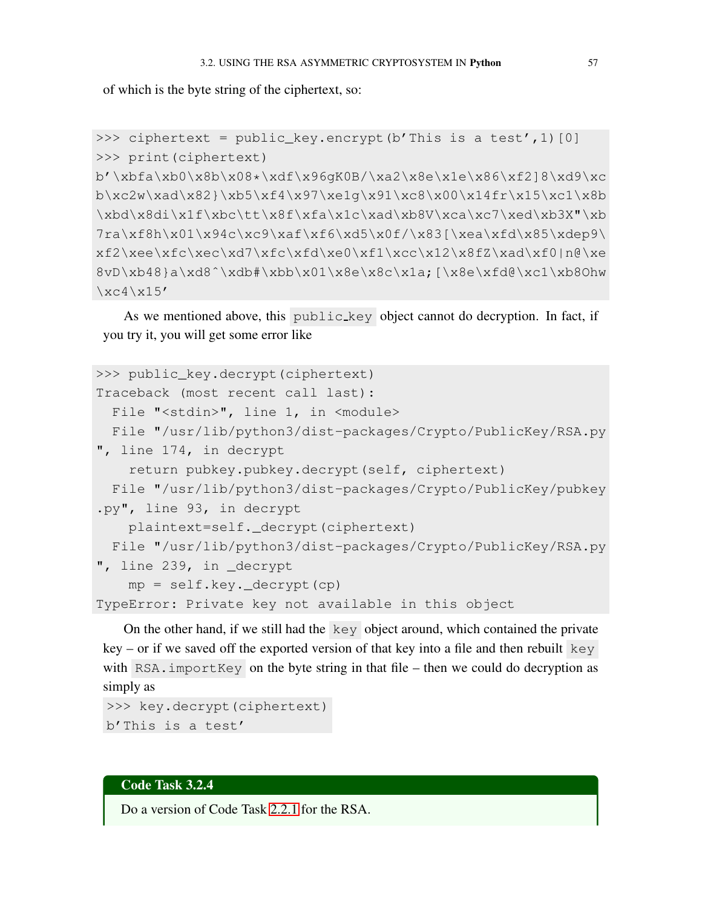of which is the byte string of the ciphertext, so:

```
>>> ciphertext = public_key.encrypt(b'This is a test',1)[0]
>>> print(ciphertext)
b'\xbfa\xb0\x8b\x08*\xdf\x96gK0B/\xa2\x8e\x1e\x86\xf2]8\xd9\xc
b\xc2w\xad\x82}\xb5\xf4\x97\xe1g\x91\xc8\x00\x14fr\x15\xc1\x8b
\xbd\x8di\x1f\xbc\tt\x8f\xfa\x1c\xad\xb8V\xca\xc7\xed\xb3X"\xb
7ra\xf8h\x01\x94c\xc9\xaf\xf6\xd5\x0f/\x83[\xea\xfd\x85\xdep9\
xf2\xee\xfc\xec\xd7\xfc\xfd\xe0\xf1\xcc\x12\x8fZ\xad\xf0|n@\xe
8vD\xb48}a\xd8^\xdb#\xbb\x01\x8e\x8c\x1a;[\x8e\xfd@\xc1\xb8Ohw
\xc4\x15'
```

As we mentioned above, this `public_key` object cannot do decryption. In fact, if you try it, you will get some error like

```
>>> public_key.decrypt(ciphertext)
Traceback (most recent call last):
  File "<stdin>", line 1, in <module>
  File "/usr/lib/python3/dist-packages/Crypto/PublicKey/RSA.py
", line 174, in decrypt
    return pubkey.pubkey.decrypt(self, ciphertext)
  File "/usr/lib/python3/dist-packages/Crypto/PublicKey/pubkey
.py", line 93, in decrypt
    plaintext=self._decrypt(ciphertext)
  File "/usr/lib/python3/dist-packages/Crypto/PublicKey/RSA.py
", line 239, in _decrypt
    mp = self.key._decrypt(cp)
TypeError: Private key not available in this object
```

On the other hand, if we still had the `key` object around, which contained the private key – or if we saved off the exported version of that key into a file and then rebuilt `key` with `RSA.importKey` on the byte string in that file – then we could do decryption as simply as

```
>>> key.decrypt(ciphertext)
b'This is a test'
```

**Code Task 3.2.4**

Do a version of Code Task 2.2.1 for the RSA.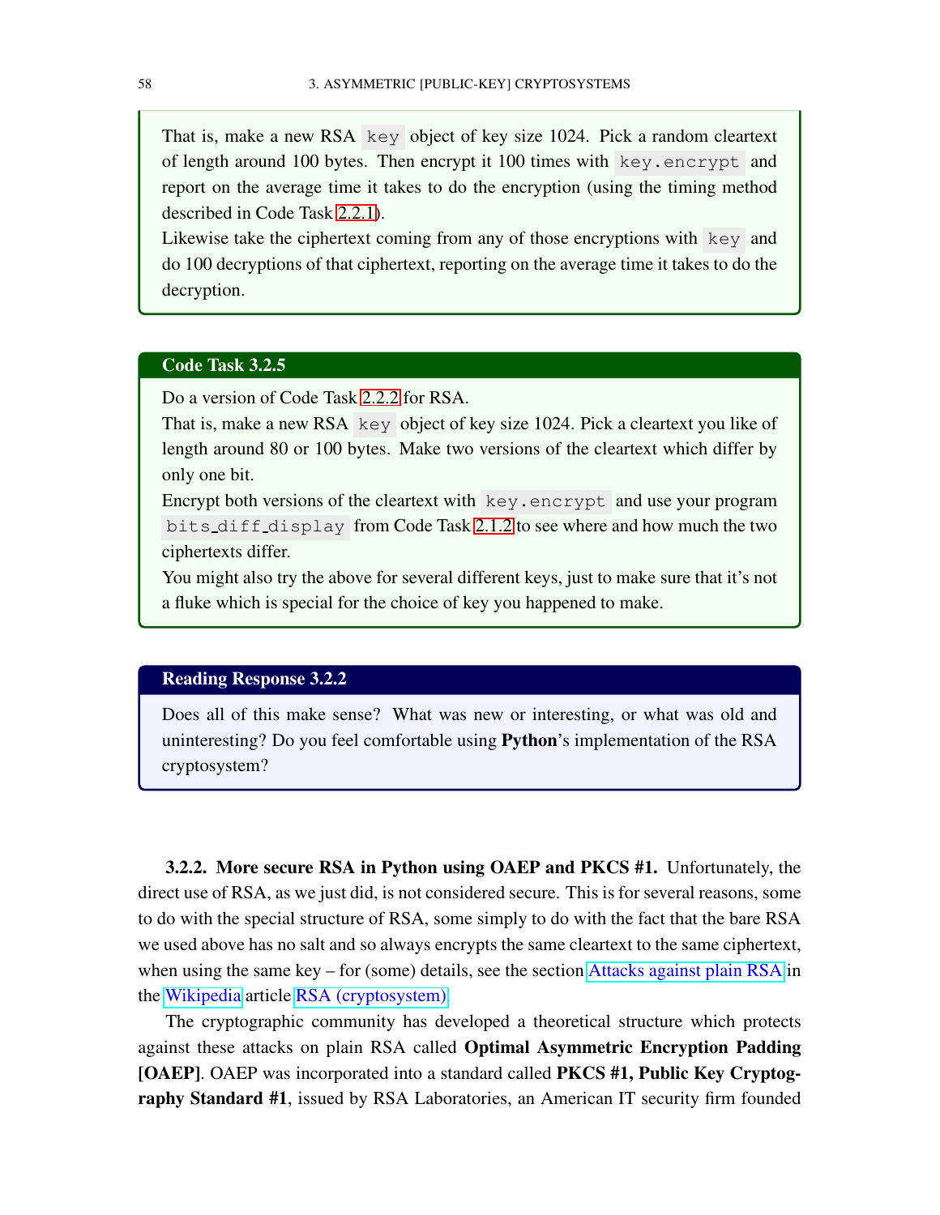That is, make a new RSA `key` object of key size 1024. Pick a random cleartext of length around 100 bytes. Then encrypt it 100 times with `key.encrypt` and report on the average time it takes to do the encryption (using the timing method described in Code Task 2.2.1).

Likewise take the ciphertext coming from any of those encryptions with `key` and do 100 decryptions of that ciphertext, reporting on the average time it takes to do the decryption.

**Code Task 3.2.5**

Do a version of Code Task 2.2.2 for RSA.

That is, make a new RSA `key` object of key size 1024. Pick a cleartext you like of length around 80 or 100 bytes. Make two versions of the cleartext which differ by only one bit.

Encrypt both versions of the cleartext with `key.encrypt` and use your program `bits_diff_display` from Code Task 2.1.2 to see where and how much the two ciphertexts differ.

You might also try the above for several different keys, just to make sure that it's not a fluke which is special for the choice of key you happened to make.

**Reading Response 3.2.2**

Does all of this make sense? What was new or interesting, or what was old and uninteresting? Do you feel comfortable using **Python**'s implementation of the RSA cryptosystem?

### 3.2.2. More secure RSA in Python using OAEP and PKCS #1.

Unfortunately, the direct use of RSA, as we just did, is not considered secure. This is for several reasons, some to do with the special structure of RSA, some simply to do with the fact that the bare RSA we used above has no salt and so always encrypts the same cleartext to the same ciphertext, when using the same key – for (some) details, see the section Attacks against plain RSA in the Wikipedia article RSA (cryptosystem).

The cryptographic community has developed a theoretical structure which protects against these attacks on plain RSA called **Optimal Asymmetric Encryption Padding [OAEP]**. OAEP was incorporated into a standard called **PKCS #1, Public Key Cryptography Standard #1**, issued by RSA Laboratories, an American IT security firm founded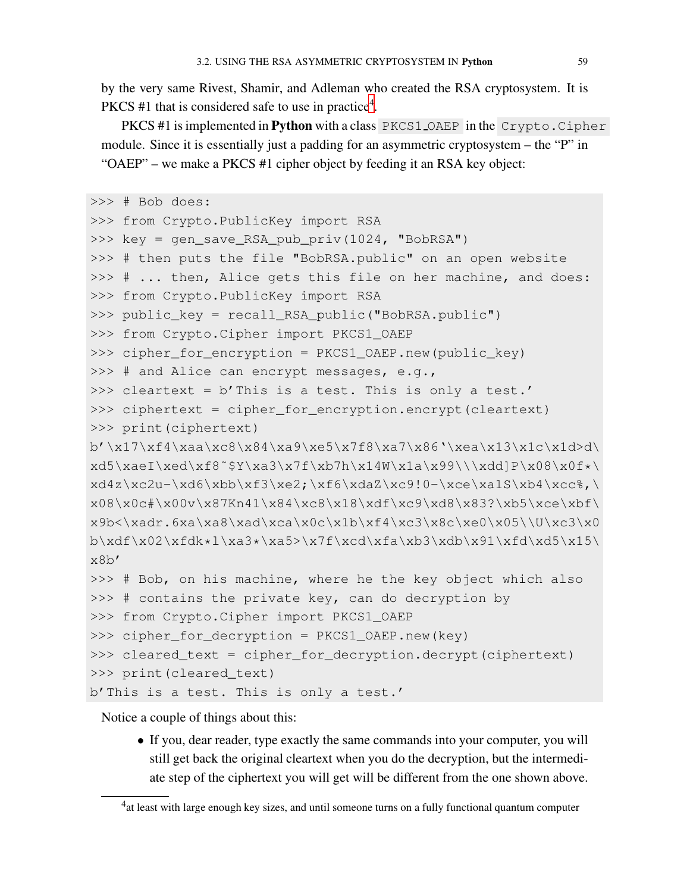by the very same Rivest, Shamir, and Adleman who created the RSA cryptosystem. It is PKCS #1 that is considered safe to use in practice[4].

PKCS #1 is implemented in **Python** with a class `PKCS1_OAEP` in the `Crypto.Cipher` module. Since it is essentially just a padding for an asymmetric cryptosystem – the "P" in "OAEP" – we make a PKCS #1 cipher object by feeding it an RSA key object:

```
>>> # Bob does:
>>> from Crypto.PublicKey import RSA
>>> key = gen_save_RSA_pub_priv(1024, "BobRSA")
>>> # then puts the file "BobRSA.public" on an open website
>>> # ... then, Alice gets this file on her machine, and does:
>>> from Crypto.PublicKey import RSA
>>> public_key = recall_RSA_public("BobRSA.public")
>>> from Crypto.Cipher import PKCS1_OAEP
>>> cipher_for_encryption = PKCS1_OAEP.new(public_key)
>>> # and Alice can encrypt messages, e.g.,
>>> cleartext = b'This is a test. This is only a test.'
>>> ciphertext = cipher_for_encryption.encrypt(cleartext)
>>> print(ciphertext)
b'\x17\xf4\xaa\xc8\x84\xa9\xe5\x7f8\xa7\x86`\xea\x13\x1c\x1d>d\
xd5\xaeI\xed\xf8~$Y\xa3\x7f\xb7h\x14W\x1a\x99\\\xdd]P\x08\x0f*\
xd4z\xc2u-\xd6\xbb\xf3\xe2;\xf6\xdaZ\xc9!0-\xce\xa1S\xb4\xcc%,\
x08\x0c#\x00v\x87Kn41\x84\xc8\x18\xdf\xc9\xd8\x83?\xb5\xce\xbf\
x9b<\xadr.6xa\xa8\xad\xca\x0c\x1b\xf4\xc3\x8c\xe0\x05\\U\xc3\x0
b\xdf\x02\xfdk*l\xa3*\xa5>\x7f\xcd\xfa\xb3\xdb\x91\xfd\xd5\x15\
x8b'
>>> # Bob, on his machine, where he the key object which also
>>> # contains the private key, can do decryption by
>>> from Crypto.Cipher import PKCS1_OAEP
>>> cipher_for_decryption = PKCS1_OAEP.new(key)
>>> cleared_text = cipher_for_decryption.decrypt(ciphertext)
>>> print(cleared_text)
b'This is a test. This is only a test.'
```

Notice a couple of things about this:

- If you, dear reader, type exactly the same commands into your computer, you will still get back the original cleartext when you do the decryption, but the intermediate step of the ciphertext you will get will be different from the one shown above.

[4] at least with large enough key sizes, and until someone turns on a fully functional quantum computer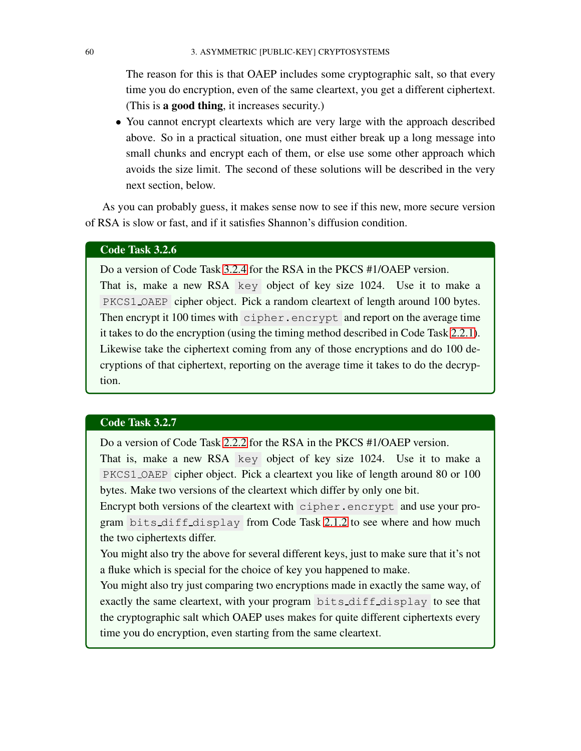The reason for this is that OAEP includes some cryptographic salt, so that every time you do encryption, even of the same cleartext, you get a different ciphertext. (This is **a good thing**, it increases security.)

- You cannot encrypt cleartexts which are very large with the approach described above. So in a practical situation, one must either break up a long message into small chunks and encrypt each of them, or else use some other approach which avoids the size limit. The second of these solutions will be described in the very next section, below.

As you can probably guess, it makes sense now to see if this new, more secure version of RSA is slow or fast, and if it satisfies Shannon's diffusion condition.

**Code Task 3.2.6**

Do a version of Code Task 3.2.4 for the RSA in the PKCS #1/OAEP version.

That is, make a new RSA `key` object of key size 1024. Use it to make a `PKCS1_OAEP` cipher object. Pick a random cleartext of length around 100 bytes. Then encrypt it 100 times with `cipher.encrypt` and report on the average time it takes to do the encryption (using the timing method described in Code Task 2.2.1). Likewise take the ciphertext coming from any of those encryptions and do 100 decryptions of that ciphertext, reporting on the average time it takes to do the decryption.

**Code Task 3.2.7**

Do a version of Code Task 2.2.2 for the RSA in the PKCS #1/OAEP version.

That is, make a new RSA `key` object of key size 1024. Use it to make a `PKCS1_OAEP` cipher object. Pick a cleartext you like of length around 80 or 100 bytes. Make two versions of the cleartext which differ by only one bit.

Encrypt both versions of the cleartext with `cipher.encrypt` and use your program `bits_diff_display` from Code Task 2.1.2 to see where and how much the two ciphertexts differ.

You might also try the above for several different keys, just to make sure that it's not a fluke which is special for the choice of key you happened to make.

You might also try just comparing two encryptions made in exactly the same way, of exactly the same cleartext, with your program `bits_diff_display` to see that the cryptographic salt which OAEP uses makes for quite different ciphertexts every time you do encryption, even starting from the same cleartext.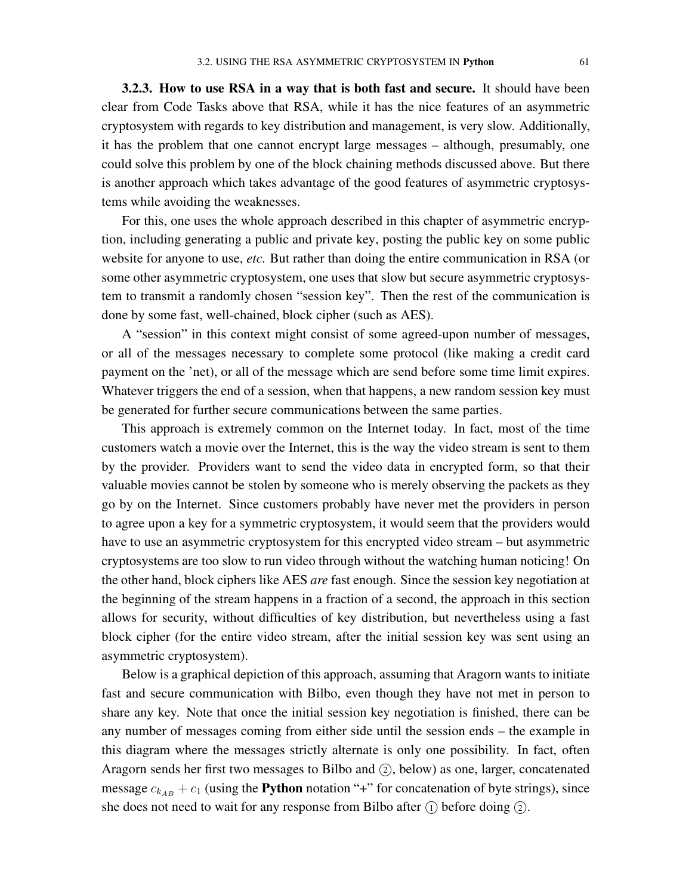**3.2.3. How to use RSA in a way that is both fast and secure.** It should have been clear from Code Tasks above that RSA, while it has the nice features of an asymmetric cryptosystem with regards to key distribution and management, is very slow. Additionally, it has the problem that one cannot encrypt large messages – although, presumably, one could solve this problem by one of the block chaining methods discussed above. But there is another approach which takes advantage of the good features of asymmetric cryptosystems while avoiding the weaknesses.

For this, one uses the whole approach described in this chapter of asymmetric encryption, including generating a public and private key, posting the public key on some public website for anyone to use, *etc.* But rather than doing the entire communication in RSA (or some other asymmetric cryptosystem, one uses that slow but secure asymmetric cryptosystem to transmit a randomly chosen "session key". Then the rest of the communication is done by some fast, well-chained, block cipher (such as AES).

A "session" in this context might consist of some agreed-upon number of messages, or all of the messages necessary to complete some protocol (like making a credit card payment on the 'net), or all of the message which are send before some time limit expires. Whatever triggers the end of a session, when that happens, a new random session key must be generated for further secure communications between the same parties.

This approach is extremely common on the Internet today. In fact, most of the time customers watch a movie over the Internet, this is the way the video stream is sent to them by the provider. Providers want to send the video data in encrypted form, so that their valuable movies cannot be stolen by someone who is merely observing the packets as they go by on the Internet. Since customers probably have never met the providers in person to agree upon a key for a symmetric cryptosystem, it would seem that the providers would have to use an asymmetric cryptosystem for this encrypted video stream – but asymmetric cryptosystems are too slow to run video through without the watching human noticing! On the other hand, block ciphers like AES *are* fast enough. Since the session key negotiation at the beginning of the stream happens in a fraction of a second, the approach in this section allows for security, without difficulties of key distribution, but nevertheless using a fast block cipher (for the entire video stream, after the initial session key was sent using an asymmetric cryptosystem).

Below is a graphical depiction of this approach, assuming that Aragorn wants to initiate fast and secure communication with Bilbo, even though they have not met in person to share any key. Note that once the initial session key negotiation is finished, there can be any number of messages coming from either side until the session ends – the example in this diagram where the messages strictly alternate is only one possibility. In fact, often Aragorn sends her first two messages to Bilbo and ②, below) as one, larger, concatenated message $c_{k_{AB}} + c_1$ (using the **Python** notation "+" for concatenation of byte strings), since she does not need to wait for any response from Bilbo after ① before doing ②.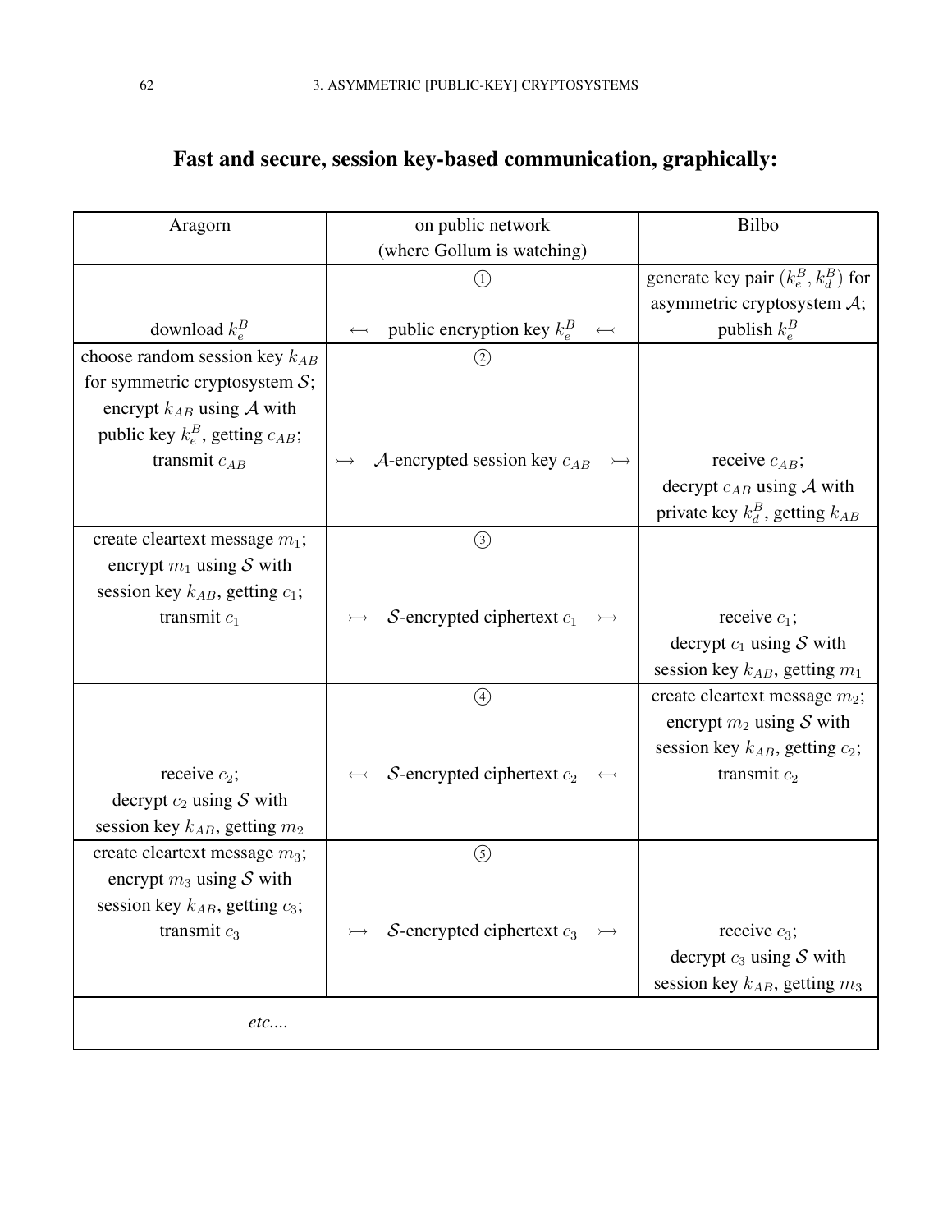## Fast and secure, session key-based communication, graphically:

| Aragorn | on public network (where Gollum is watching) | Bilbo |
|---|---|---|
| download $k_e^B$ | ① $\longleftarrow$ public encryption key $k_e^B$ $\longleftarrow$ | generate key pair $(k_e^B, k_d^B)$ for asymmetric cryptosystem $\mathcal{A}$; publish $k_e^B$ |
| choose random session key $k_{AB}$ for symmetric cryptosystem $\mathcal{S}$; encrypt $k_{AB}$ using $\mathcal{A}$ with public key $k_e^B$, getting $c_{AB}$; transmit $c_{AB}$ | ② $\rightarrowtail$ $\mathcal{A}$-encrypted session key $c_{AB}$ $\rightarrowtail$ | receive $c_{AB}$; decrypt $c_{AB}$ using $\mathcal{A}$ with private key $k_d^B$, getting $k_{AB}$ |
| create cleartext message $m_1$; encrypt $m_1$ using $\mathcal{S}$ with session key $k_{AB}$, getting $c_1$; transmit $c_1$ | ③ $\rightarrowtail$ $\mathcal{S}$-encrypted ciphertext $c_1$ $\rightarrowtail$ | receive $c_1$; decrypt $c_1$ using $\mathcal{S}$ with session key $k_{AB}$, getting $m_1$ |
| receive $c_2$; decrypt $c_2$ using $\mathcal{S}$ with session key $k_{AB}$, getting $m_2$ | ④ $\longleftarrow$ $\mathcal{S}$-encrypted ciphertext $c_2$ $\longleftarrow$ | create cleartext message $m_2$; encrypt $m_2$ using $\mathcal{S}$ with session key $k_{AB}$, getting $c_2$; transmit $c_2$ |
| create cleartext message $m_3$; encrypt $m_3$ using $\mathcal{S}$ with session key $k_{AB}$, getting $c_3$; transmit $c_3$ | ⑤ $\rightarrowtail$ $\mathcal{S}$-encrypted ciphertext $c_3$ $\rightarrowtail$ | receive $c_3$; decrypt $c_3$ using $\mathcal{S}$ with session key $k_{AB}$, getting $m_3$ |
| *etc....* | | |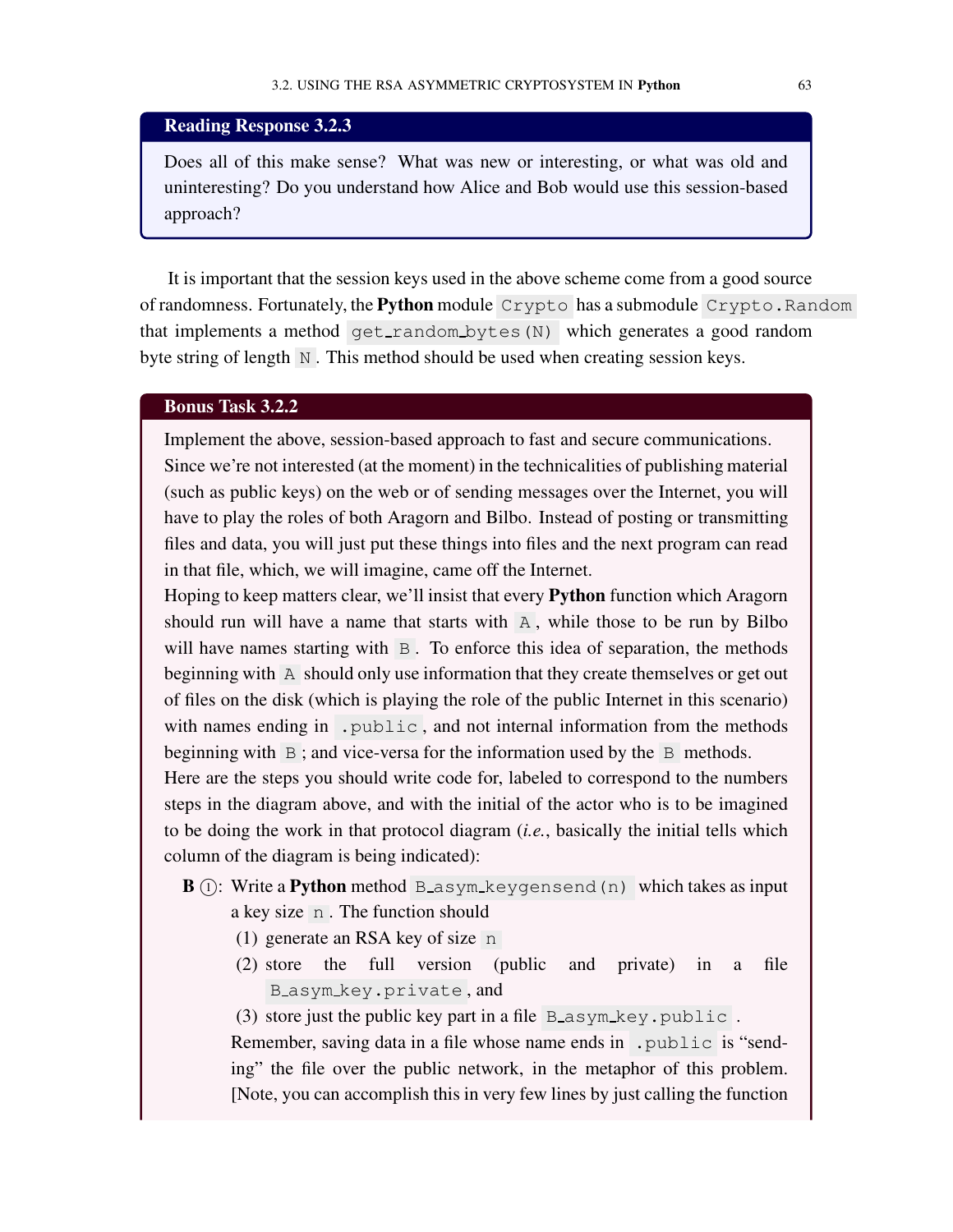**Reading Response 3.2.3**

Does all of this make sense? What was new or interesting, or what was old and uninteresting? Do you understand how Alice and Bob would use this session-based approach?

It is important that the session keys used in the above scheme come from a good source of randomness. Fortunately, the **Python** module `Crypto` has a submodule `Crypto.Random` that implements a method `get_random_bytes(N)` which generates a good random byte string of length `N`. This method should be used when creating session keys.

**Bonus Task 3.2.2**

Implement the above, session-based approach to fast and secure communications. Since we're not interested (at the moment) in the technicalities of publishing material (such as public keys) on the web or of sending messages over the Internet, you will have to play the roles of both Aragorn and Bilbo. Instead of posting or transmitting files and data, you will just put these things into files and the next program can read in that file, which, we will imagine, came off the Internet.

Hoping to keep matters clear, we'll insist that every **Python** function which Aragorn should run will have a name that starts with `A`, while those to be run by Bilbo will have names starting with `B`. To enforce this idea of separation, the methods beginning with `A` should only use information that they create themselves or get out of files on the disk (which is playing the role of the public Internet in this scenario) with names ending in `.public`, and not internal information from the methods beginning with `B`; and vice-versa for the information used by the `B` methods.

Here are the steps you should write code for, labeled to correspond to the numbers steps in the diagram above, and with the initial of the actor who is to be imagined to be doing the work in that protocol diagram (*i.e.*, basically the initial tells which column of the diagram is being indicated):

- **B** ①: Write a **Python** method `B_asym_keygensend(n)` which takes as input a key size `n`. The function should
  1. generate an RSA key of size `n`
  2. store the full version (public and private) in a file `B_asym_key.private`, and
  3. store just the public key part in a file `B_asym_key.public`.

  Remember, saving data in a file whose name ends in `.public` is "sending" the file over the public network, in the metaphor of this problem. [Note, you can accomplish this in very few lines by just calling the function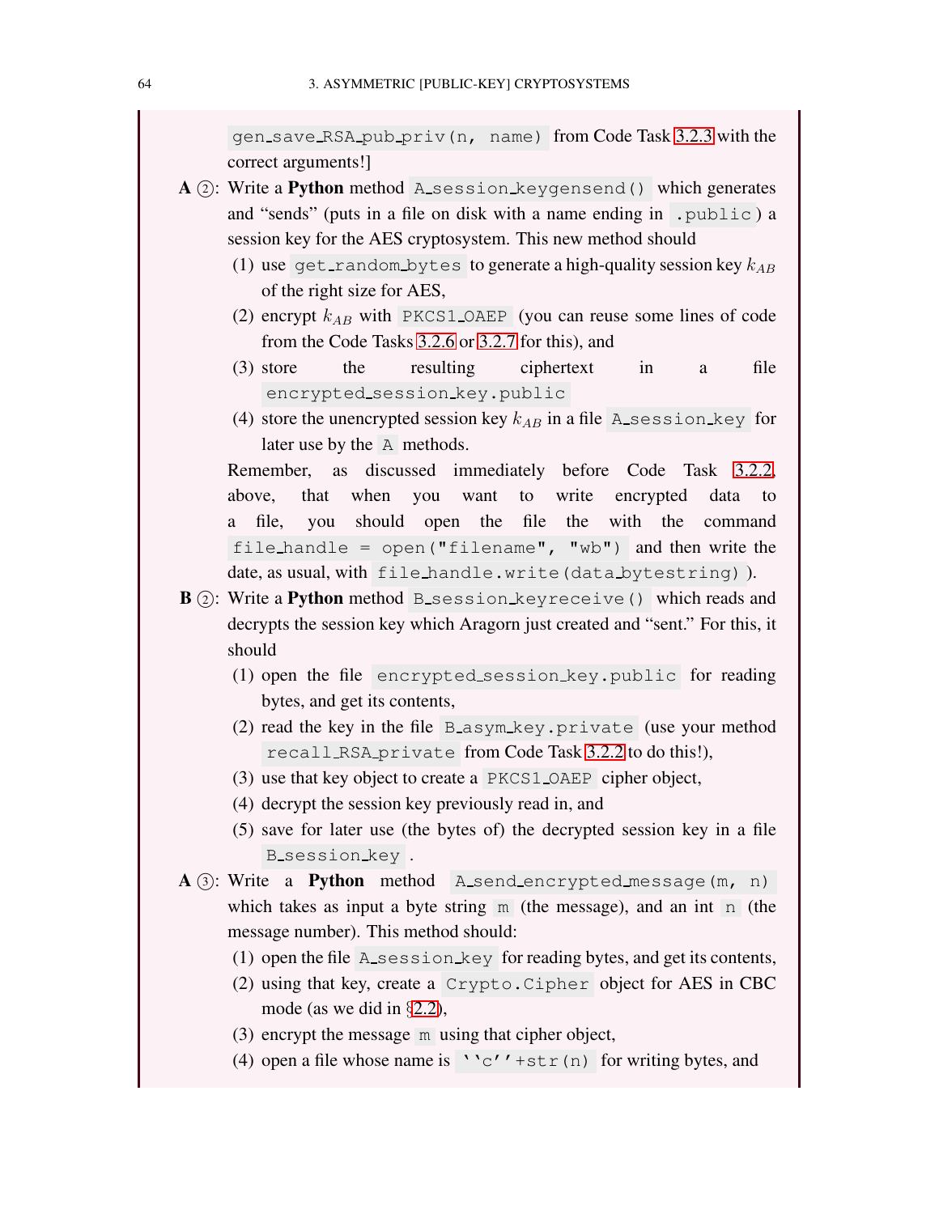`gen_save_RSA_pub_priv(n, name)` from Code Task 3.2.3 with the correct arguments!]

**A** ②: Write a **Python** method `A_session_keygensend()` which generates and "sends" (puts in a file on disk with a name ending in `.public`) a session key for the AES cryptosystem. This new method should

1. use `get_random_bytes` to generate a high-quality session key $k_{AB}$ of the right size for AES,
2. encrypt $k_{AB}$ with `PKCS1_OAEP` (you can reuse some lines of code from the Code Tasks 3.2.6 or 3.2.7 for this), and
3. store the resulting ciphertext in a file `encrypted_session_key.public`
4. store the unencrypted session key $k_{AB}$ in a file `A_session_key` for later use by the `A` methods.

Remember, as discussed immediately before Code Task 3.2.2, above, that when you want to write encrypted data to a file, you should open the file the with the command `file_handle = open("filename", "wb")` and then write the date, as usual, with `file_handle.write(data_bytestring)`.

**B** ②: Write a **Python** method `B_session_keyreceive()` which reads and decrypts the session key which Aragorn just created and "sent." For this, it should

1. open the file `encrypted_session_key.public` for reading bytes, and get its contents,
2. read the key in the file `B_asym_key.private` (use your method `recall_RSA_private` from Code Task 3.2.2 to do this!),
3. use that key object to create a `PKCS1_OAEP` cipher object,
4. decrypt the session key previously read in, and
5. save for later use (the bytes of) the decrypted session key in a file `B_session_key`.

**A** ③: Write a **Python** method `A_send_encrypted_message(m, n)` which takes as input a byte string `m` (the message), and an int `n` (the message number). This method should:

1. open the file `A_session_key` for reading bytes, and get its contents,
2. using that key, create a `Crypto.Cipher` object for AES in CBC mode (as we did in §2.2),
3. encrypt the message `m` using that cipher object,
4. open a file whose name is `''c''+str(n)` for writing bytes, and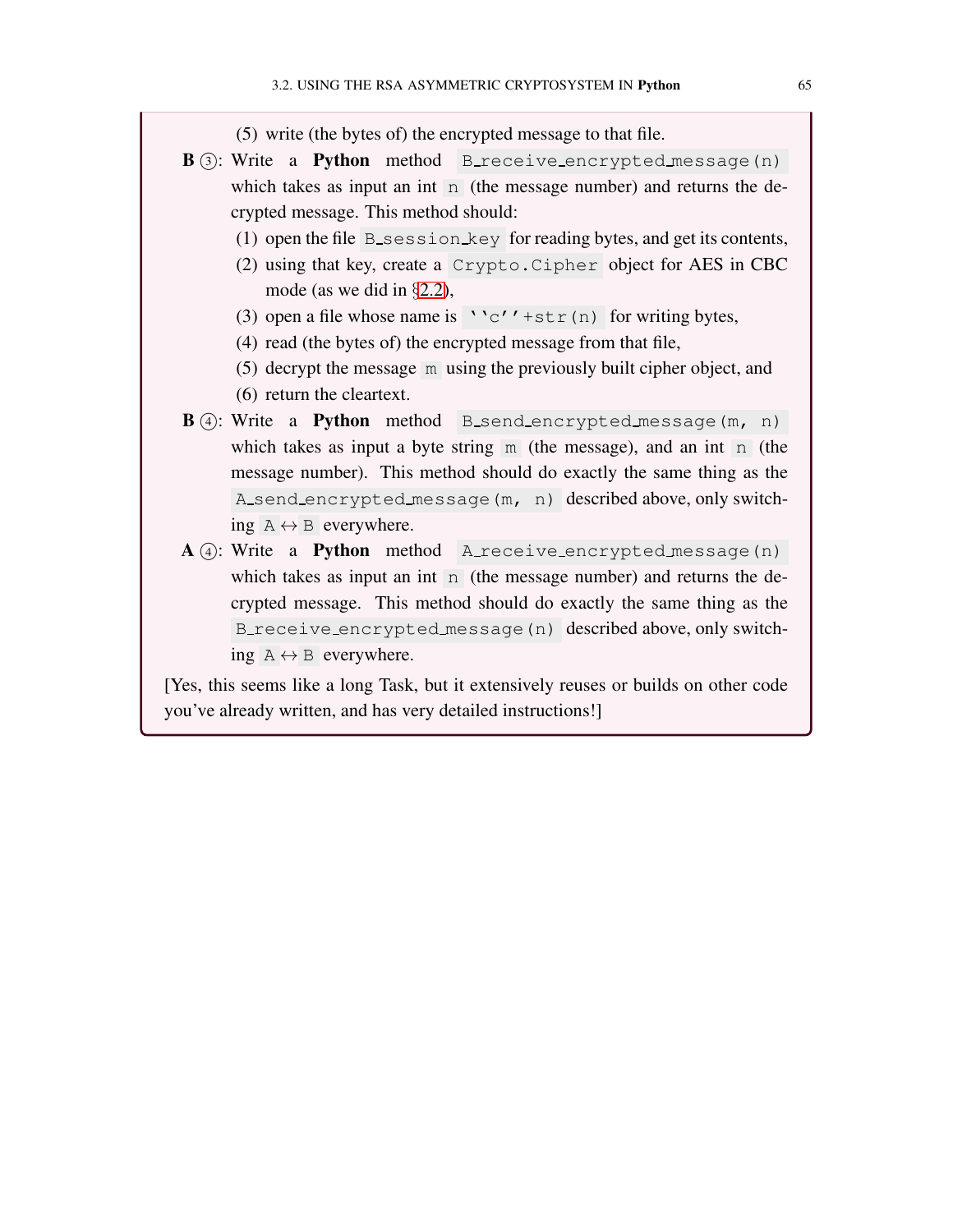(5) write (the bytes of) the encrypted message to that file.

**B** ③: Write a **Python** method `B_receive_encrypted_message(n)` which takes as input an int `n` (the message number) and returns the decrypted message. This method should:

(1) open the file `B_session_key` for reading bytes, and get its contents,

(2) using that key, create a `Crypto.Cipher` object for AES in CBC mode (as we did in §2.2),

(3) open a file whose name is `''c''+str(n)` for writing bytes,

(4) read (the bytes of) the encrypted message from that file,

(5) decrypt the message `m` using the previously built cipher object, and

(6) return the cleartext.

**B** ④: Write a **Python** method `B_send_encrypted_message(m, n)` which takes as input a byte string `m` (the message), and an int `n` (the message number). This method should do exactly the same thing as the `A_send_encrypted_message(m, n)` described above, only switching `A`↔`B` everywhere.

**A** ④: Write a **Python** method `A_receive_encrypted_message(n)` which takes as input an int `n` (the message number) and returns the decrypted message. This method should do exactly the same thing as the `B_receive_encrypted_message(n)` described above, only switching `A`↔`B` everywhere.

[Yes, this seems like a long Task, but it extensively reuses or builds on other code you've already written, and has very detailed instructions!]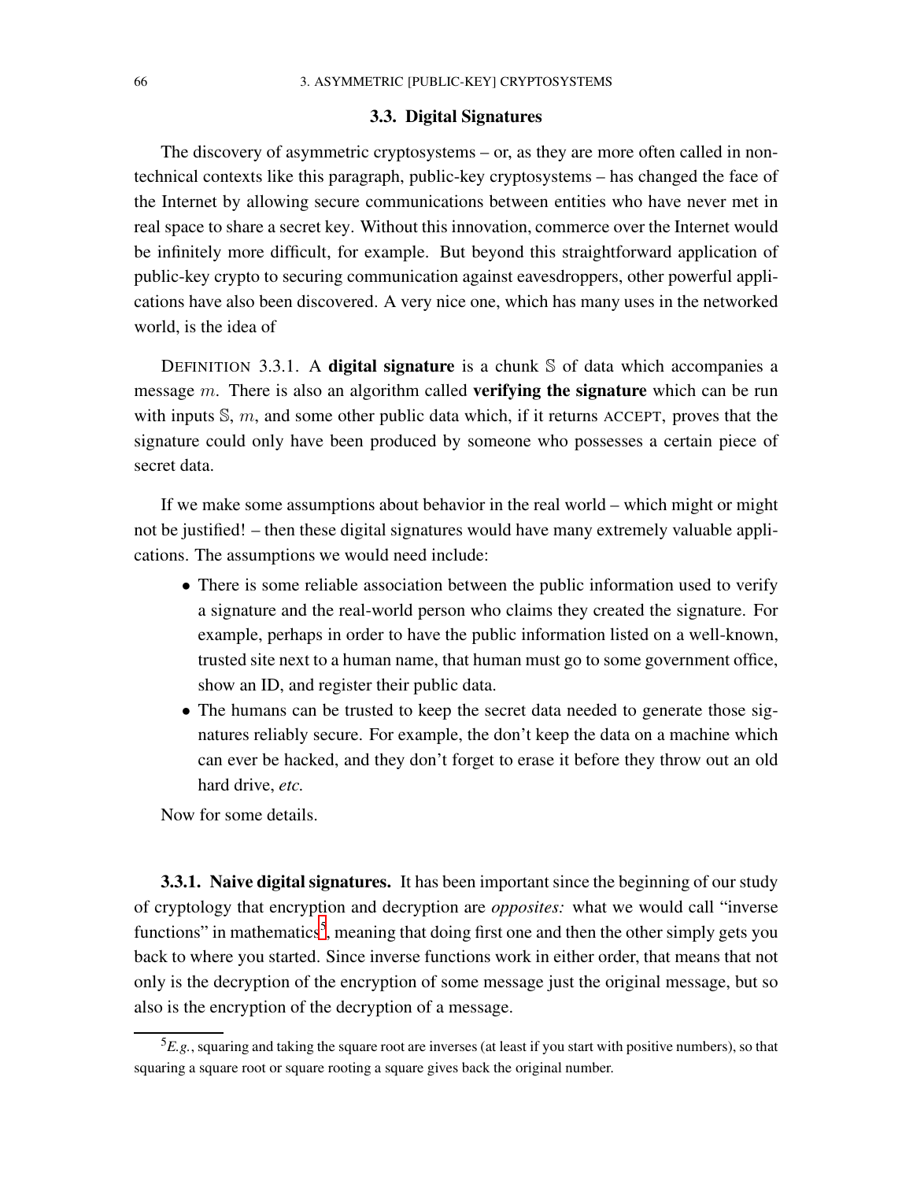## 3.3. Digital Signatures

The discovery of asymmetric cryptosystems – or, as they are more often called in non-technical contexts like this paragraph, public-key cryptosystems – has changed the face of the Internet by allowing secure communications between entities who have never met in real space to share a secret key. Without this innovation, commerce over the Internet would be infinitely more difficult, for example. But beyond this straightforward application of public-key crypto to securing communication against eavesdroppers, other powerful applications have also been discovered. A very nice one, which has many uses in the networked world, is the idea of

DEFINITION 3.3.1. A **digital signature** is a chunk $\mathbb{S}$ of data which accompanies a message $m$. There is also an algorithm called **verifying the signature** which can be run with inputs $\mathbb{S}$, $m$, and some other public data which, if it returns ACCEPT, proves that the signature could only have been produced by someone who possesses a certain piece of secret data.

If we make some assumptions about behavior in the real world – which might or might not be justified! – then these digital signatures would have many extremely valuable applications. The assumptions we would need include:

- There is some reliable association between the public information used to verify a signature and the real-world person who claims they created the signature. For example, perhaps in order to have the public information listed on a well-known, trusted site next to a human name, that human must go to some government office, show an ID, and register their public data.
- The humans can be trusted to keep the secret data needed to generate those signatures reliably secure. For example, the don't keep the data on a machine which can ever be hacked, and they don't forget to erase it before they throw out an old hard drive, *etc.*

Now for some details.

**3.3.1. Naive digital signatures.** It has been important since the beginning of our study of cryptology that encryption and decryption are *opposites:* what we would call "inverse functions" in mathematics[5], meaning that doing first one and then the other simply gets you back to where you started. Since inverse functions work in either order, that means that not only is the decryption of the encryption of some message just the original message, but so also is the encryption of the decryption of a message.

[5] *E.g.*, squaring and taking the square root are inverses (at least if you start with positive numbers), so that squaring a square root or square rooting a square gives back the original number.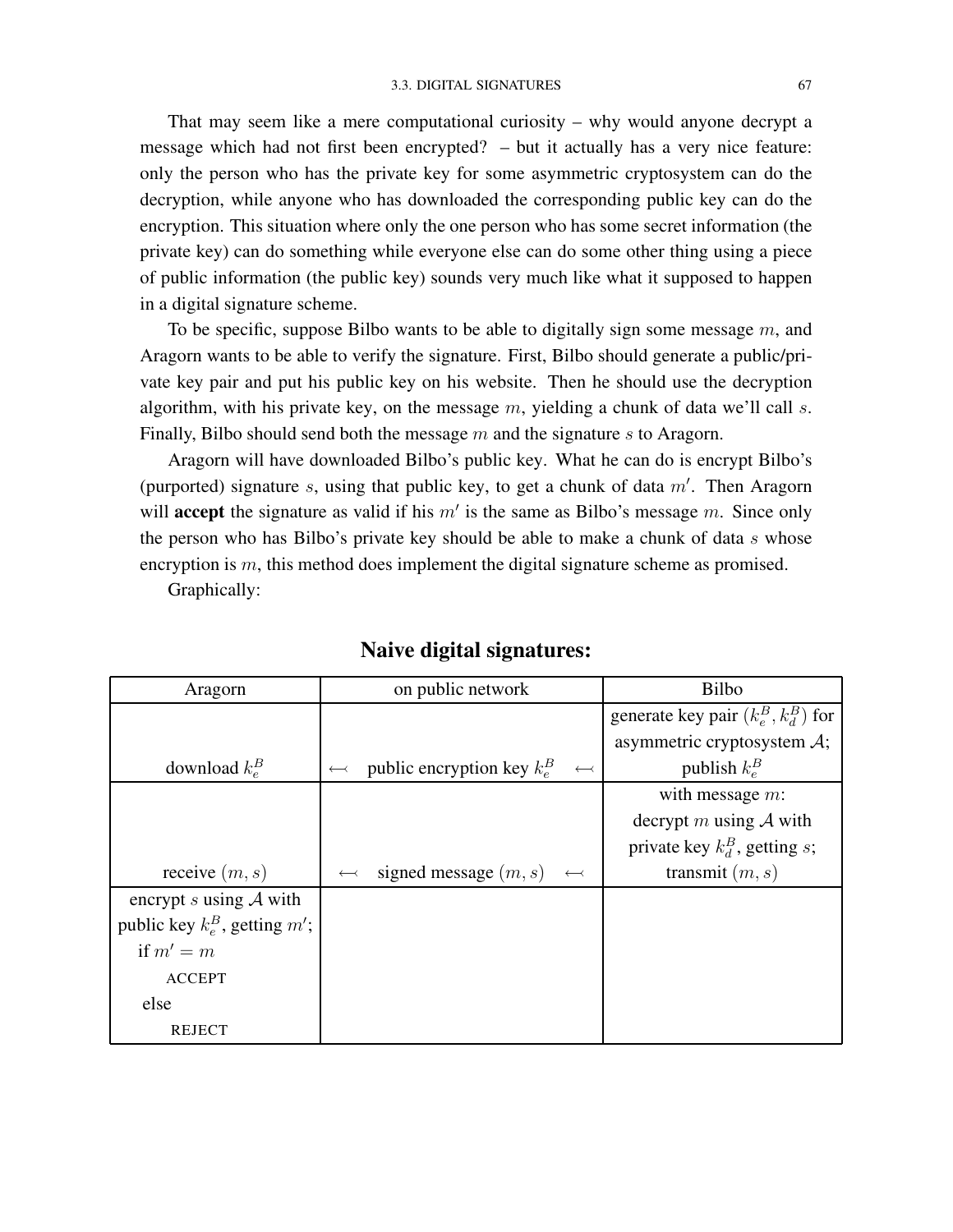That may seem like a mere computational curiosity – why would anyone decrypt a message which had not first been encrypted? – but it actually has a very nice feature: only the person who has the private key for some asymmetric cryptosystem can do the decryption, while anyone who has downloaded the corresponding public key can do the encryption. This situation where only the one person who has some secret information (the private key) can do something while everyone else can do some other thing using a piece of public information (the public key) sounds very much like what it supposed to happen in a digital signature scheme.

To be specific, suppose Bilbo wants to be able to digitally sign some message $m$, and Aragorn wants to be able to verify the signature. First, Bilbo should generate a public/private key pair and put his public key on his website. Then he should use the decryption algorithm, with his private key, on the message $m$, yielding a chunk of data we'll call $s$. Finally, Bilbo should send both the message $m$ and the signature $s$ to Aragorn.

Aragorn will have downloaded Bilbo's public key. What he can do is encrypt Bilbo's (purported) signature $s$, using that public key, to get a chunk of data $m'$. Then Aragorn will **accept** the signature as valid if his $m'$ is the same as Bilbo's message $m$. Since only the person who has Bilbo's private key should be able to make a chunk of data $s$ whose encryption is $m$, this method does implement the digital signature scheme as promised.

Graphically:

## Naive digital signatures:

| Aragorn | on public network | Bilbo |
|---|---|---|
| download $k_e^B$ | $\longleftarrow$ public encryption key $k_e^B$ $\longleftarrow$ | generate key pair $(k_e^B, k_d^B)$ for asymmetric cryptosystem $\mathcal{A}$; publish $k_e^B$ |
| receive $(m, s)$ | $\longleftarrow$ signed message $(m, s)$ $\longleftarrow$ | with message $m$: decrypt $m$ using $\mathcal{A}$ with private key $k_d^B$, getting $s$; transmit $(m, s)$ |
| encrypt $s$ using $\mathcal{A}$ with public key $k_e^B$, getting $m'$; if $m' = m$ ACCEPT else REJECT | | |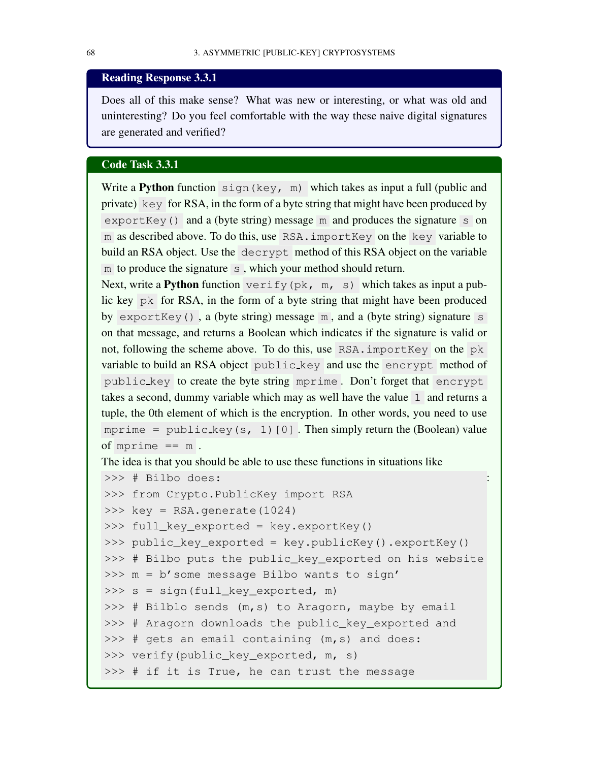### Reading Response 3.3.1

Does all of this make sense? What was new or interesting, or what was old and uninteresting? Do you feel comfortable with the way these naive digital signatures are generated and verified?

### Code Task 3.3.1

Write a **Python** function `sign(key, m)` which takes as input a full (public and private) `key` for RSA, in the form of a byte string that might have been produced by `exportKey()` and a (byte string) message `m` and produces the signature `s` on `m` as described above. To do this, use `RSA.importKey` on the `key` variable to build an RSA object. Use the `decrypt` method of this RSA object on the variable `m` to produce the signature `s`, which your method should return.

Next, write a **Python** function `verify(pk, m, s)` which takes as input a public key `pk` for RSA, in the form of a byte string that might have been produced by `exportKey()`, a (byte string) message `m`, and a (byte string) signature `s` on that message, and returns a Boolean which indicates if the signature is valid or not, following the scheme above. To do this, use `RSA.importKey` on the `pk` variable to build an RSA object `public_key` and use the `encrypt` method of `public_key` to create the byte string `mprime`. Don't forget that `encrypt` takes a second, dummy variable which may as well have the value `1` and returns a tuple, the 0th element of which is the encryption. In other words, you need to use `mprime = public_key(s, 1)[0]`. Then simply return the (Boolean) value of `mprime == m`.

The idea is that you should be able to use these functions in situations like

```
>>> # Bilbo does:
>>> from Crypto.PublicKey import RSA
>>> key = RSA.generate(1024)
>>> full_key_exported = key.exportKey()
>>> public_key_exported = key.publicKey().exportKey()
>>> # Bilbo puts the public_key_exported on his website
>>> m = b'some message Bilbo wants to sign'
>>> s = sign(full_key_exported, m)
>>> # Bilblo sends (m,s) to Aragorn, maybe by email
>>> # Aragorn downloads the public_key_exported and
>>> # gets an email containing (m,s) and does:
>>> verify(public_key_exported, m, s)
>>> # if it is True, he can trust the message
```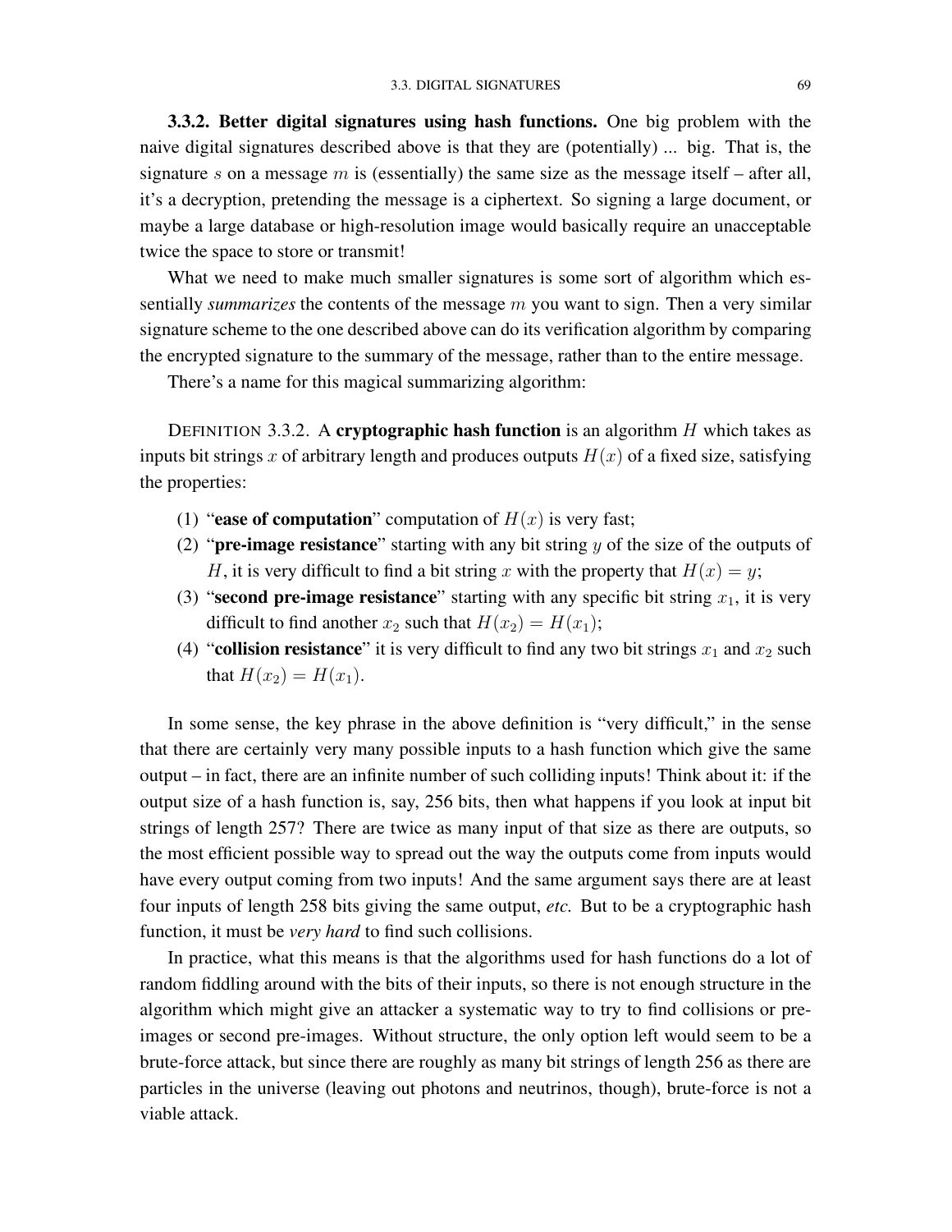**3.3.2. Better digital signatures using hash functions.** One big problem with the naive digital signatures described above is that they are (potentially) ... big. That is, the signature $s$ on a message $m$ is (essentially) the same size as the message itself – after all, it's a decryption, pretending the message is a ciphertext. So signing a large document, or maybe a large database or high-resolution image would basically require an unacceptable twice the space to store or transmit!

What we need to make much smaller signatures is some sort of algorithm which essentially ***summarizes*** the contents of the message $m$ you want to sign. Then a very similar signature scheme to the one described above can do its verification algorithm by comparing the encrypted signature to the summary of the message, rather than to the entire message.

There's a name for this magical summarizing algorithm:

DEFINITION 3.3.2. A **cryptographic hash function** is an algorithm $H$ which takes as inputs bit strings $x$ of arbitrary length and produces outputs $H(x)$ of a fixed size, satisfying the properties:

(1) "**ease of computation**" computation of $H(x)$ is very fast;
(2) "**pre-image resistance**" starting with any bit string $y$ of the size of the outputs of $H$, it is very difficult to find a bit string $x$ with the property that $H(x) = y$;
(3) "**second pre-image resistance**" starting with any specific bit string $x_1$, it is very difficult to find another $x_2$ such that $H(x_2) = H(x_1)$;
(4) "**collision resistance**" it is very difficult to find any two bit strings $x_1$ and $x_2$ such that $H(x_2) = H(x_1)$.

In some sense, the key phrase in the above definition is "very difficult," in the sense that there are certainly very many possible inputs to a hash function which give the same output – in fact, there are an infinite number of such colliding inputs! Think about it: if the output size of a hash function is, say, 256 bits, then what happens if you look at input bit strings of length 257? There are twice as many input of that size as there are outputs, so the most efficient possible way to spread out the way the outputs come from inputs would have every output coming from two inputs! And the same argument says there are at least four inputs of length 258 bits giving the same output, *etc.* But to be a cryptographic hash function, it must be *very hard* to find such collisions.

In practice, what this means is that the algorithms used for hash functions do a lot of random fiddling around with the bits of their inputs, so there is not enough structure in the algorithm which might give an attacker a systematic way to try to find collisions or pre-images or second pre-images. Without structure, the only option left would seem to be a brute-force attack, but since there are roughly as many bit strings of length 256 as there are particles in the universe (leaving out photons and neutrinos, though), brute-force is not a viable attack.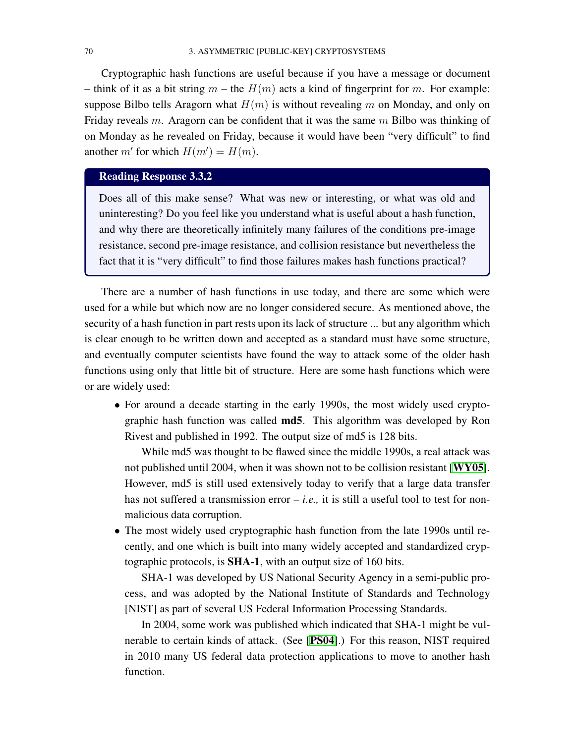Cryptographic hash functions are useful because if you have a message or document – think of it as a bit string $m$ – the $H(m)$ acts a kind of fingerprint for $m$. For example: suppose Bilbo tells Aragorn what $H(m)$ is without revealing $m$ on Monday, and only on Friday reveals $m$. Aragorn can be confident that it was the same $m$ Bilbo was thinking of on Monday as he revealed on Friday, because it would have been "very difficult" to find another $m'$ for which $H(m') = H(m)$.

> **Reading Response 3.3.2**
>
> Does all of this make sense? What was new or interesting, or what was old and uninteresting? Do you feel like you understand what is useful about a hash function, and why there are theoretically infinitely many failures of the conditions pre-image resistance, second pre-image resistance, and collision resistance but nevertheless the fact that it is "very difficult" to find those failures makes hash functions practical?

There are a number of hash functions in use today, and there are some which were used for a while but which now are no longer considered secure. As mentioned above, the security of a hash function in part rests upon its lack of structure ... but any algorithm which is clear enough to be written down and accepted as a standard must have some structure, and eventually computer scientists have found the way to attack some of the older hash functions using only that little bit of structure. Here are some hash functions which were or are widely used:

- For around a decade starting in the early 1990s, the most widely used cryptographic hash function was called **md5**. This algorithm was developed by Ron Rivest and published in 1992. The output size of md5 is 128 bits.

  While md5 was thought to be flawed since the middle 1990s, a real attack was not published until 2004, when it was shown not to be collision resistant [**WY05**]. However, md5 is still used extensively today to verify that a large data transfer has not suffered a transmission error – *i.e.,* it is still a useful tool to test for non-malicious data corruption.

- The most widely used cryptographic hash function from the late 1990s until recently, and one which is built into many widely accepted and standardized cryptographic protocols, is **SHA-1**, with an output size of 160 bits.

  SHA-1 was developed by US National Security Agency in a semi-public process, and was adopted by the National Institute of Standards and Technology [NIST] as part of several US Federal Information Processing Standards.

  In 2004, some work was published which indicated that SHA-1 might be vulnerable to certain kinds of attack. (See [**PS04**].) For this reason, NIST required in 2010 many US federal data protection applications to move to another hash function.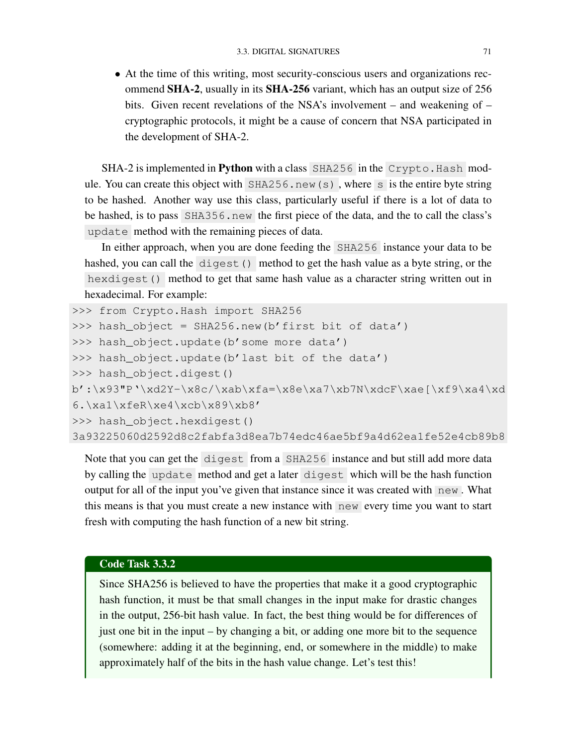- At the time of this writing, most security-conscious users and organizations recommend **SHA-2**, usually in its **SHA-256** variant, which has an output size of 256 bits. Given recent revelations of the NSA's involvement – and weakening of – cryptographic protocols, it might be a cause of concern that NSA participated in the development of SHA-2.

SHA-2 is implemented in **Python** with a class `SHA256` in the `Crypto.Hash` module. You can create this object with `SHA256.new(s)`, where `s` is the entire byte string to be hashed. Another way use this class, particularly useful if there is a lot of data to be hashed, is to pass `SHA356.new` the first piece of the data, and the to call the class's `update` method with the remaining pieces of data.

In either approach, when you are done feeding the `SHA256` instance your data to be hashed, you can call the `digest()` method to get the hash value as a byte string, or the `hexdigest()` method to get that same hash value as a character string written out in hexadecimal. For example:

```
>>> from Crypto.Hash import SHA256
>>> hash_object = SHA256.new(b'first bit of data')
>>> hash_object.update(b'some more data')
>>> hash_object.update(b'last bit of the data')
>>> hash_object.digest()
b':\x93"P'\xd2Y-\x8c/\xab\xfa=\x8e\xa7\xb7N\xdcF\xae[\xf9\xa4\xd
6.\xa1\xfeR\xe4\xcb\x89\xb8'
>>> hash_object.hexdigest()
3a93225060d2592d8c2fabfa3d8ea7b74edc46ae5bf9a4d62ea1fe52e4cb89b8
```

Note that you can get the `digest` from a `SHA256` instance and but still add more data by calling the `update` method and get a later `digest` which will be the hash function output for all of the input you've given that instance since it was created with `new`. What this means is that you must create a new instance with `new` every time you want to start fresh with computing the hash function of a new bit string.

**Code Task 3.3.2**

Since SHA256 is believed to have the properties that make it a good cryptographic hash function, it must be that small changes in the input make for drastic changes in the output, 256-bit hash value. In fact, the best thing would be for differences of just one bit in the input – by changing a bit, or adding one more bit to the sequence (somewhere: adding it at the beginning, end, or somewhere in the middle) to make approximately half of the bits in the hash value change. Let's test this!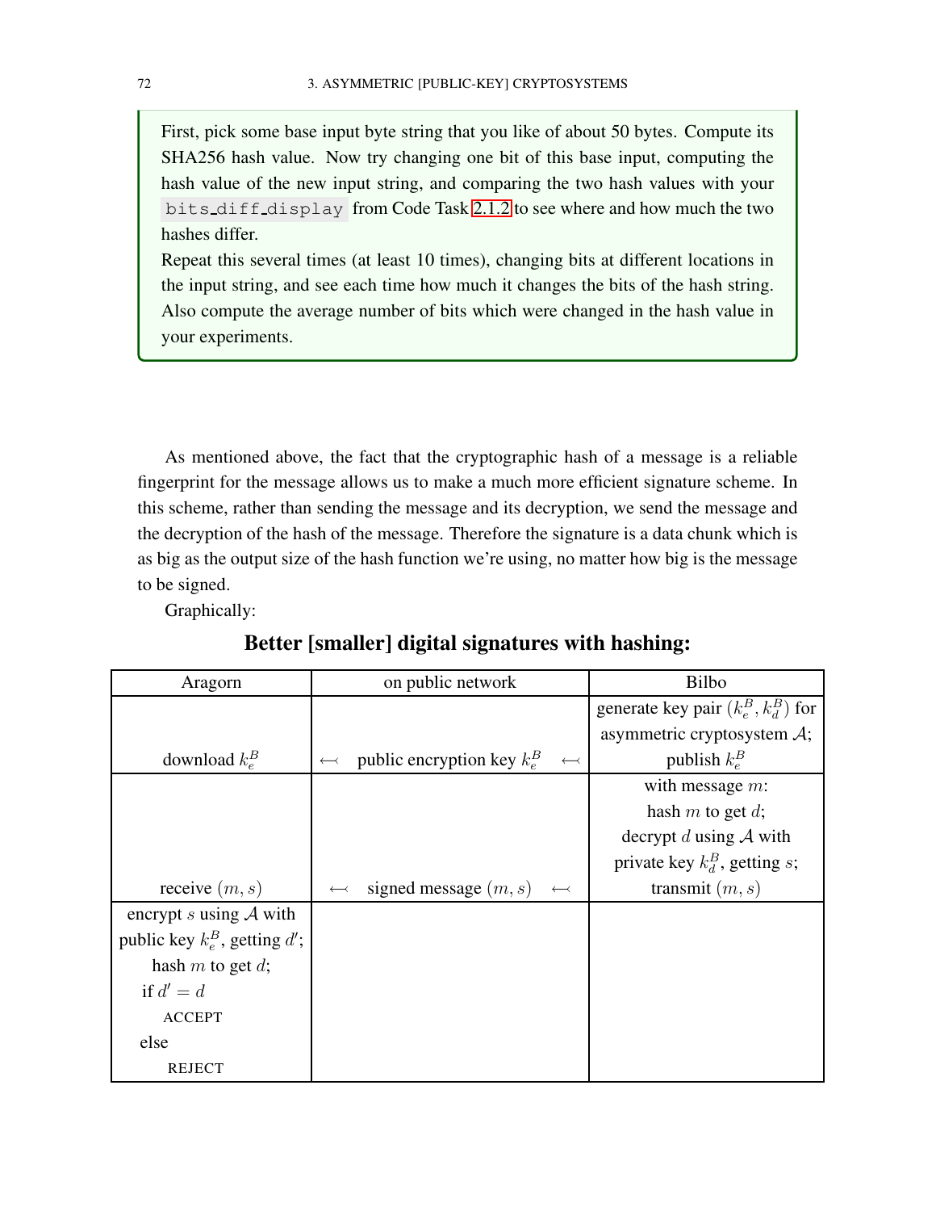First, pick some base input byte string that you like of about 50 bytes. Compute its SHA256 hash value. Now try changing one bit of this base input, computing the hash value of the new input string, and comparing the two hash values with your `bits_diff_display` from Code Task 2.1.2 to see where and how much the two hashes differ.

Repeat this several times (at least 10 times), changing bits at different locations in the input string, and see each time how much it changes the bits of the hash string. Also compute the average number of bits which were changed in the hash value in your experiments.

As mentioned above, the fact that the cryptographic hash of a message is a reliable fingerprint for the message allows us to make a much more efficient signature scheme. In this scheme, rather than sending the message and its decryption, we send the message and the decryption of the hash of the message. Therefore the signature is a data chunk which is as big as the output size of the hash function we're using, no matter how big is the message to be signed.

Graphically:

**Better [smaller] digital signatures with hashing:**

| Aragorn | on public network | Bilbo |
|---|---|---|
| download $k_e^B$ | $\longleftarrow$ public encryption key $k_e^B$ $\longleftarrow$ | generate key pair $(k_e^B, k_d^B)$ for asymmetric cryptosystem $\mathcal{A}$; publish $k_e^B$ |
| receive $(m, s)$ | $\longleftarrow$ signed message $(m, s)$ $\longleftarrow$ | with message $m$: hash $m$ to get $d$; decrypt $d$ using $\mathcal{A}$ with private key $k_d^B$, getting $s$; transmit $(m, s)$ |
| encrypt $s$ using $\mathcal{A}$ with public key $k_e^B$, getting $d'$; hash $m$ to get $d$; if $d' = d$ ACCEPT else REJECT | | |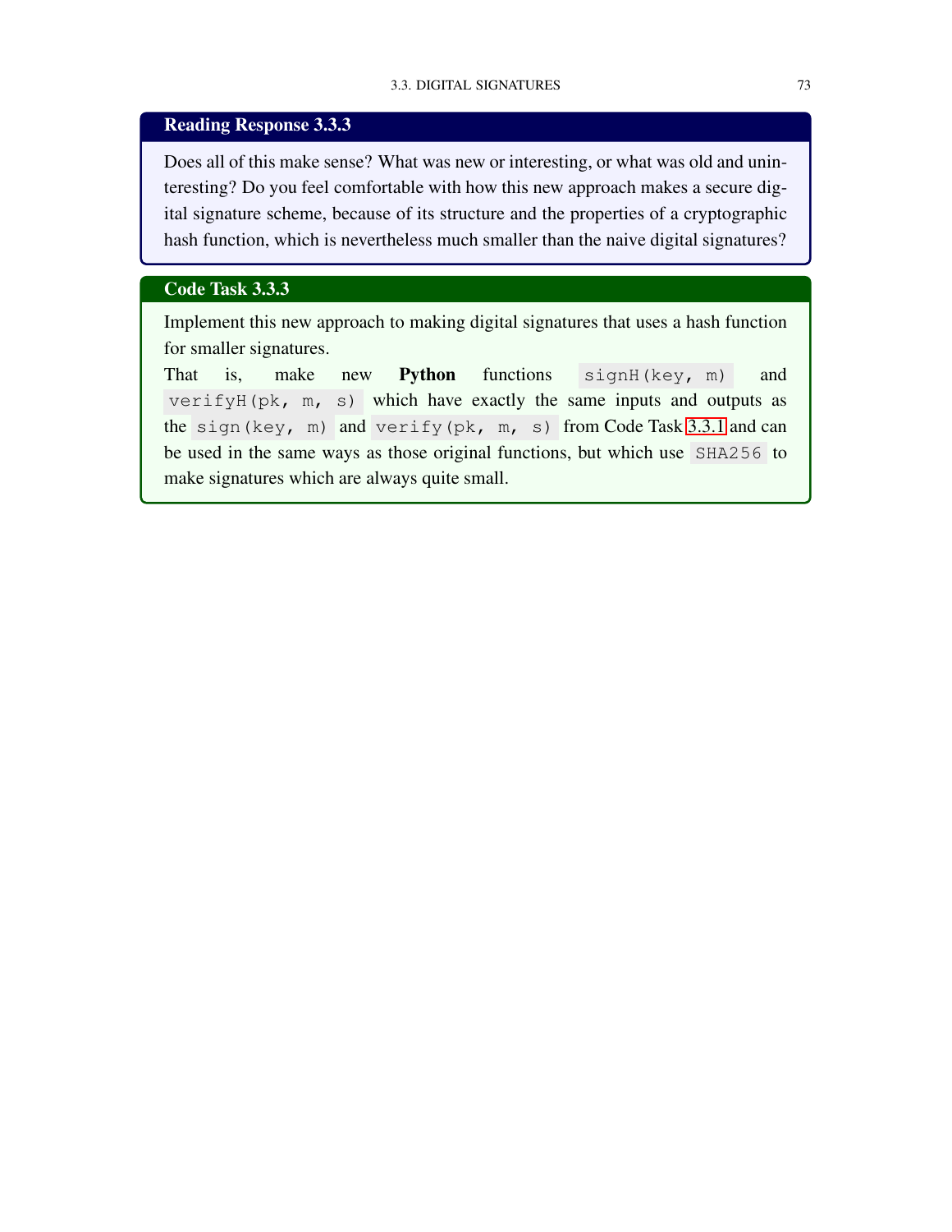### Reading Response 3.3.3

Does all of this make sense? What was new or interesting, or what was old and uninteresting? Do you feel comfortable with how this new approach makes a secure digital signature scheme, because of its structure and the properties of a cryptographic hash function, which is nevertheless much smaller than the naive digital signatures?

### Code Task 3.3.3

Implement this new approach to making digital signatures that uses a hash function for smaller signatures.

That is, make new **Python** functions `signH(key, m)` and `verifyH(pk, m, s)` which have exactly the same inputs and outputs as the `sign(key, m)` and `verify(pk, m, s)` from Code Task 3.3.1 and can be used in the same ways as those original functions, but which use `SHA256` to make signatures which are always quite small.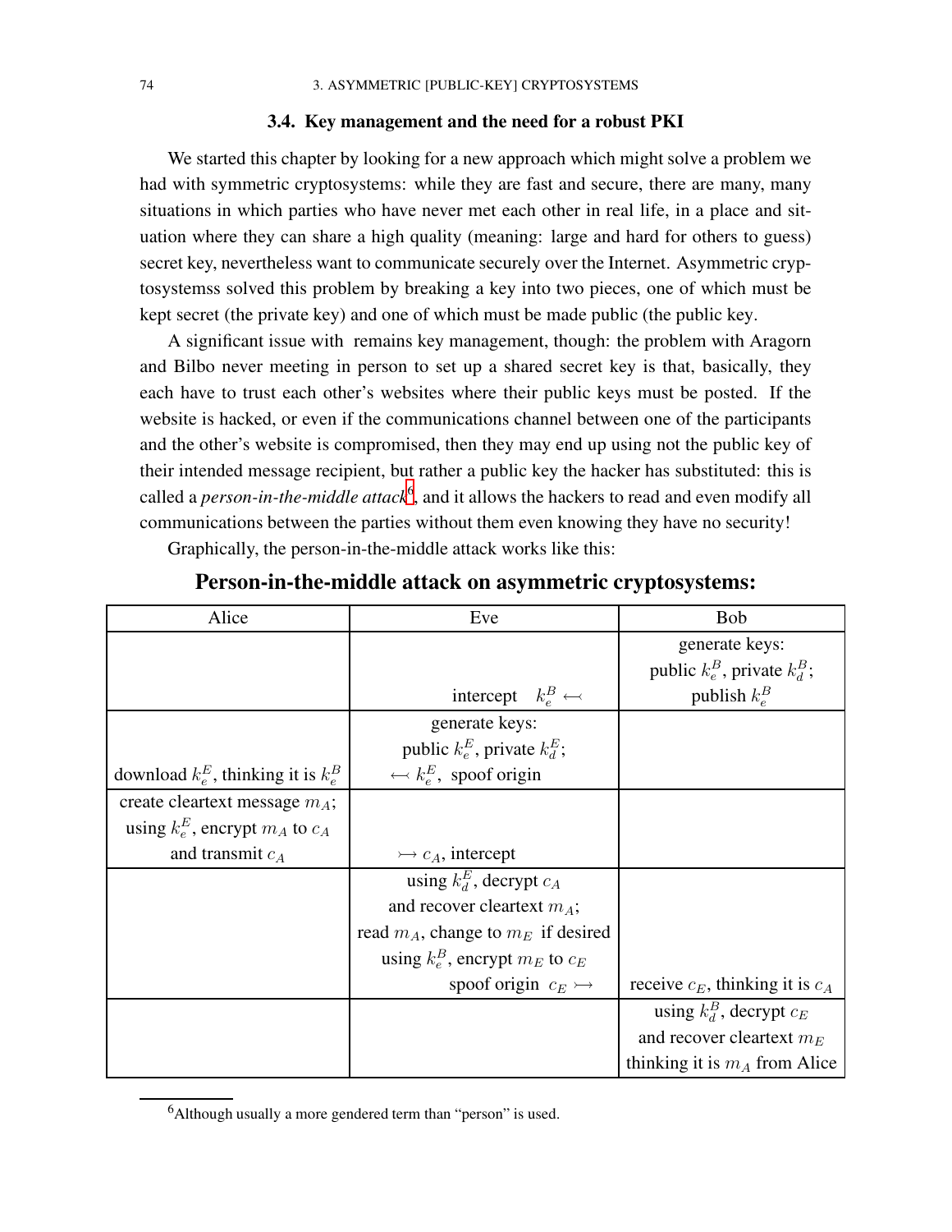### 3.4. Key management and the need for a robust PKI

We started this chapter by looking for a new approach which might solve a problem we had with symmetric cryptosystems: while they are fast and secure, there are many, many situations in which parties who have never met each other in real life, in a place and situation where they can share a high quality (meaning: large and hard for others to guess) secret key, nevertheless want to communicate securely over the Internet. Asymmetric cryptosystemss solved this problem by breaking a key into two pieces, one of which must be kept secret (the private key) and one of which must be made public (the public key.

A significant issue with remains key management, though: the problem with Aragorn and Bilbo never meeting in person to set up a shared secret key is that, basically, they each have to trust each other's websites where their public keys must be posted. If the website is hacked, or even if the communications channel between one of the participants and the other's website is compromised, then they may end up using not the public key of their intended message recipient, but rather a public key the hacker has substituted: this is called a *person-in-the-middle attack*[6], and it allows the hackers to read and even modify all communications between the parties without them even knowing they have no security!

Graphically, the person-in-the-middle attack works like this:

**Person-in-the-middle attack on asymmetric cryptosystems:**

| Alice | Eve | Bob |
|---|---|---|
| | intercept $k_e^B \leftarrow$ | generate keys: public $k_e^B$, private $k_d^B$; publish $k_e^B$ |
| download $k_e^E$, thinking it is $k_e^B$ | generate keys: public $k_e^E$, private $k_d^E$; $\leftarrow k_e^E$, spoof origin | |
| create cleartext message $m_A$; using $k_e^E$, encrypt $m_A$ to $c_A$ and transmit $c_A$ | $\rightarrow c_A$, intercept | |
| | using $k_d^E$, decrypt $c_A$ and recover cleartext $m_A$; read $m_A$, change to $m_E$ if desired using $k_e^B$, encrypt $m_E$ to $c_E$ spoof origin $c_E \rightarrow$ | receive $c_E$, thinking it is $c_A$ |
| | | using $k_d^B$, decrypt $c_E$ and recover cleartext $m_E$ thinking it is $m_A$ from Alice |

[6] Although usually a more gendered term than "person" is used.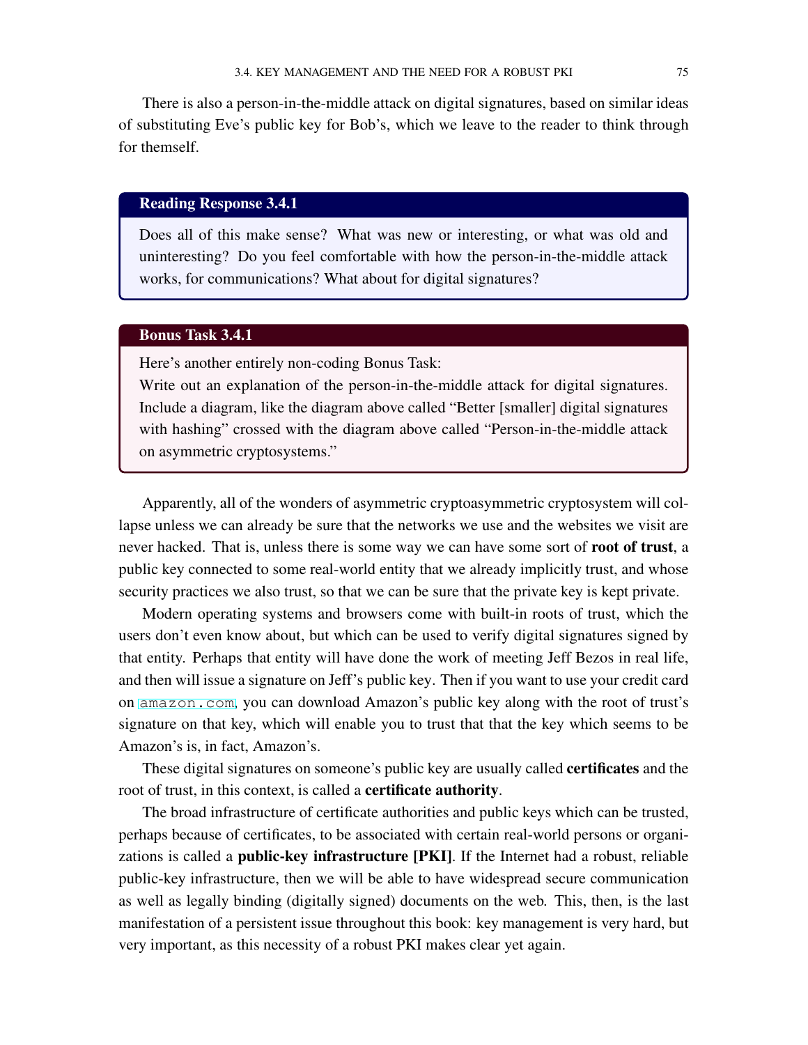There is also a person-in-the-middle attack on digital signatures, based on similar ideas of substituting Eve's public key for Bob's, which we leave to the reader to think through for themself.

> **Reading Response 3.4.1**
>
> Does all of this make sense? What was new or interesting, or what was old and uninteresting? Do you feel comfortable with how the person-in-the-middle attack works, for communications? What about for digital signatures?

> **Bonus Task 3.4.1**
>
> Here's another entirely non-coding Bonus Task:
> Write out an explanation of the person-in-the-middle attack for digital signatures. Include a diagram, like the diagram above called "Better [smaller] digital signatures with hashing" crossed with the diagram above called "Person-in-the-middle attack on asymmetric cryptosystems."

Apparently, all of the wonders of asymmetric cryptoasymmetric cryptosystem will collapse unless we can already be sure that the networks we use and the websites we visit are never hacked. That is, unless there is some way we can have some sort of **root of trust**, a public key connected to some real-world entity that we already implicitly trust, and whose security practices we also trust, so that we can be sure that the private key is kept private.

Modern operating systems and browsers come with built-in roots of trust, which the users don't even know about, but which can be used to verify digital signatures signed by that entity. Perhaps that entity will have done the work of meeting Jeff Bezos in real life, and then will issue a signature on Jeff's public key. Then if you want to use your credit card on `amazon.com`, you can download Amazon's public key along with the root of trust's signature on that key, which will enable you to trust that that the key which seems to be Amazon's is, in fact, Amazon's.

These digital signatures on someone's public key are usually called **certificates** and the root of trust, in this context, is called a **certificate authority**.

The broad infrastructure of certificate authorities and public keys which can be trusted, perhaps because of certificates, to be associated with certain real-world persons or organizations is called a **public-key infrastructure [PKI]**. If the Internet had a robust, reliable public-key infrastructure, then we will be able to have widespread secure communication as well as legally binding (digitally signed) documents on the web. This, then, is the last manifestation of a persistent issue throughout this book: key management is very hard, but very important, as this necessity of a robust PKI makes clear yet again.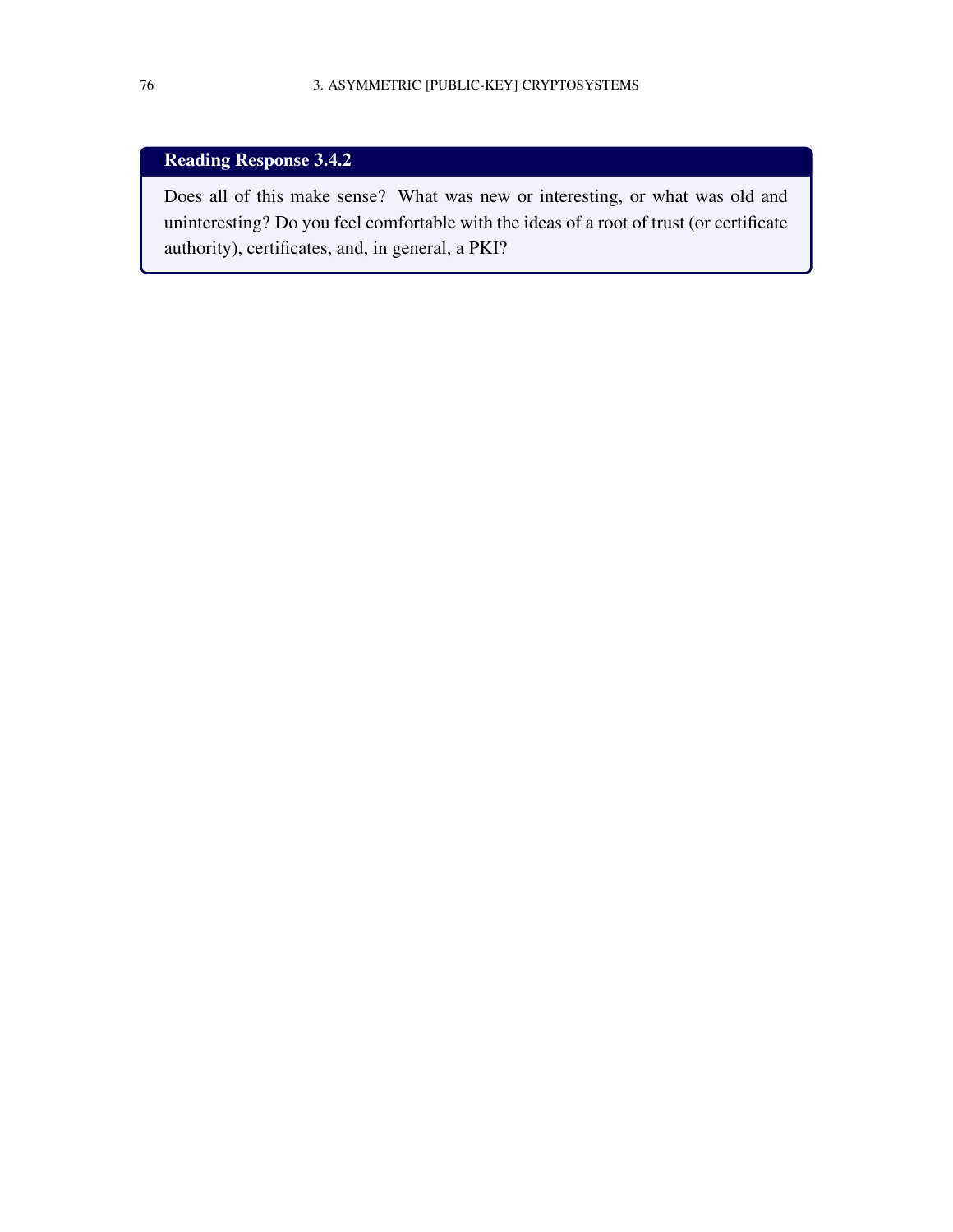**Reading Response 3.4.2**

Does all of this make sense? What was new or interesting, or what was old and uninteresting? Do you feel comfortable with the ideas of a root of trust (or certificate authority), certificates, and, in general, a PKI?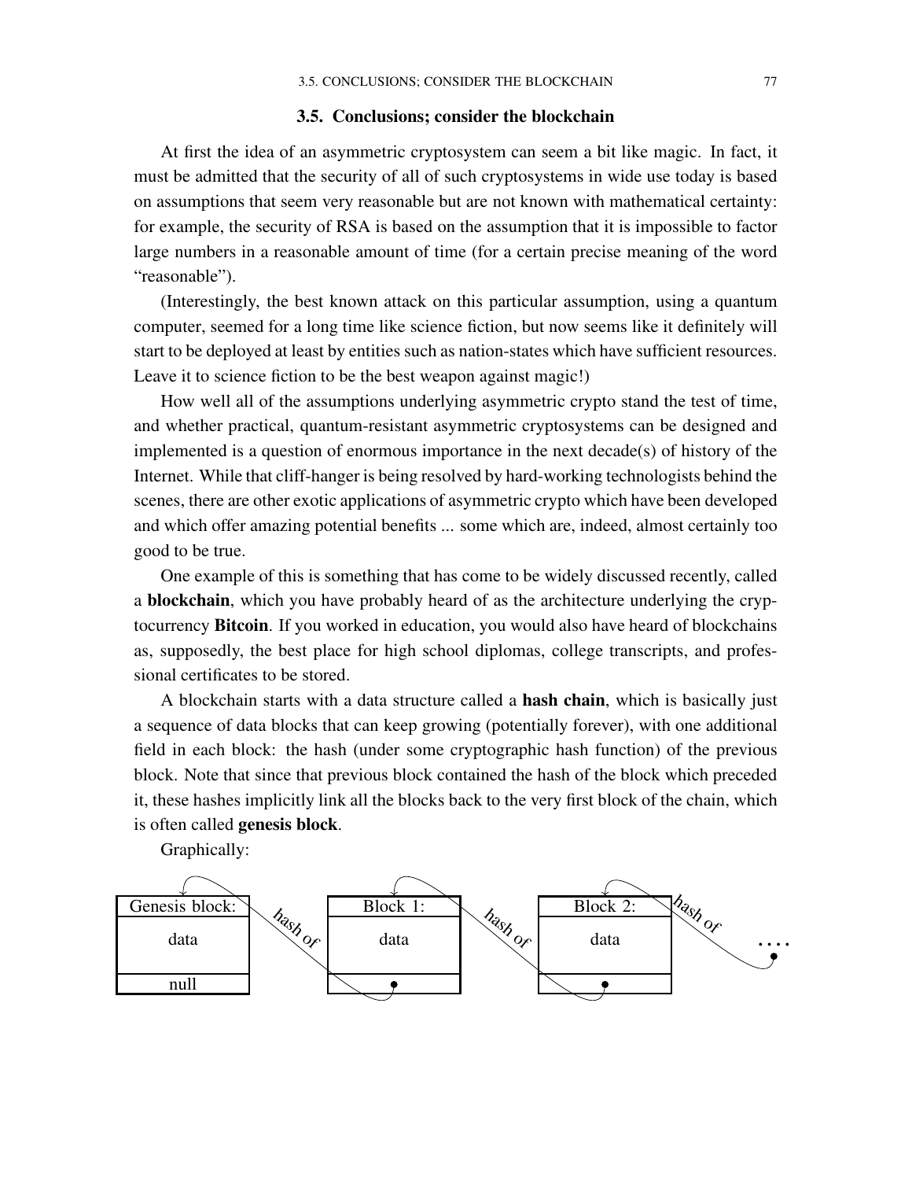## 3.5. Conclusions; consider the blockchain

At first the idea of an asymmetric cryptosystem can seem a bit like magic. In fact, it must be admitted that the security of all of such cryptosystems in wide use today is based on assumptions that seem very reasonable but are not known with mathematical certainty: for example, the security of RSA is based on the assumption that it is impossible to factor large numbers in a reasonable amount of time (for a certain precise meaning of the word "reasonable").

(Interestingly, the best known attack on this particular assumption, using a quantum computer, seemed for a long time like science fiction, but now seems like it definitely will start to be deployed at least by entities such as nation-states which have sufficient resources. Leave it to science fiction to be the best weapon against magic!)

How well all of the assumptions underlying asymmetric crypto stand the test of time, and whether practical, quantum-resistant asymmetric cryptosystems can be designed and implemented is a question of enormous importance in the next decade(s) of history of the Internet. While that cliff-hanger is being resolved by hard-working technologists behind the scenes, there are other exotic applications of asymmetric crypto which have been developed and which offer amazing potential benefits ... some which are, indeed, almost certainly too good to be true.

One example of this is something that has come to be widely discussed recently, called a **blockchain**, which you have probably heard of as the architecture underlying the cryptocurrency **Bitcoin**. If you worked in education, you would also have heard of blockchains as, supposedly, the best place for high school diplomas, college transcripts, and professional certificates to be stored.

A blockchain starts with a data structure called a **hash chain**, which is basically just a sequence of data blocks that can keep growing (potentially forever), with one additional field in each block: the hash (under some cryptographic hash function) of the previous block. Note that since that previous block contained the hash of the block which preceded it, these hashes implicitly link all the blocks back to the very first block of the chain, which is often called **genesis block**.

Graphically:

| Genesis block: | | Block 1: | | Block 2: | | |
|---|---|---|---|---|---|---|
| data | hash of | data | hash of | data | hash of | .... |
| null | | • | | • | | |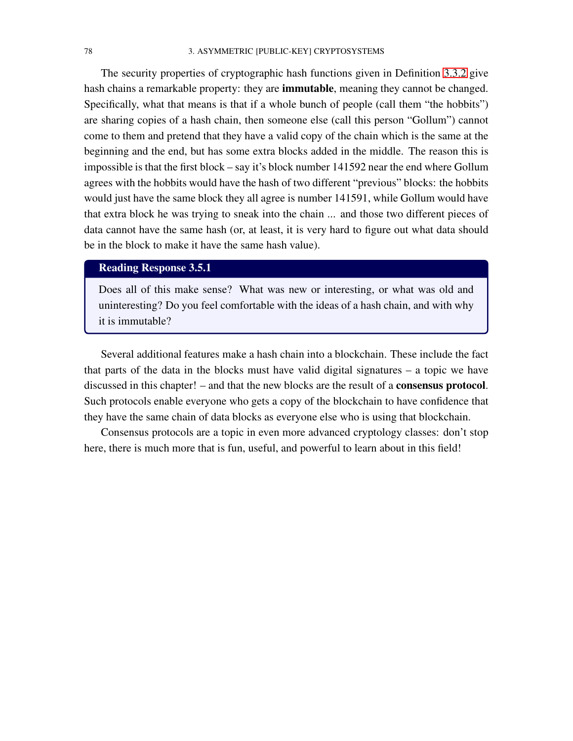The security properties of cryptographic hash functions given in Definition 3.3.2 give hash chains a remarkable property: they are **immutable**, meaning they cannot be changed. Specifically, what that means is that if a whole bunch of people (call them "the hobbits") are sharing copies of a hash chain, then someone else (call this person "Gollum") cannot come to them and pretend that they have a valid copy of the chain which is the same at the beginning and the end, but has some extra blocks added in the middle. The reason this is impossible is that the first block – say it's block number 141592 near the end where Gollum agrees with the hobbits would have the hash of two different "previous" blocks: the hobbits would just have the same block they all agree is number 141591, while Gollum would have that extra block he was trying to sneak into the chain ... and those two different pieces of data cannot have the same hash (or, at least, it is very hard to figure out what data should be in the block to make it have the same hash value).

> **Reading Response 3.5.1**
>
> Does all of this make sense? What was new or interesting, or what was old and uninteresting? Do you feel comfortable with the ideas of a hash chain, and with why it is immutable?

Several additional features make a hash chain into a blockchain. These include the fact that parts of the data in the blocks must have valid digital signatures – a topic we have discussed in this chapter! – and that the new blocks are the result of a **consensus protocol**. Such protocols enable everyone who gets a copy of the blockchain to have confidence that they have the same chain of data blocks as everyone else who is using that blockchain.

Consensus protocols are a topic in even more advanced cryptology classes: don't stop here, there is much more that is fun, useful, and powerful to learn about in this field!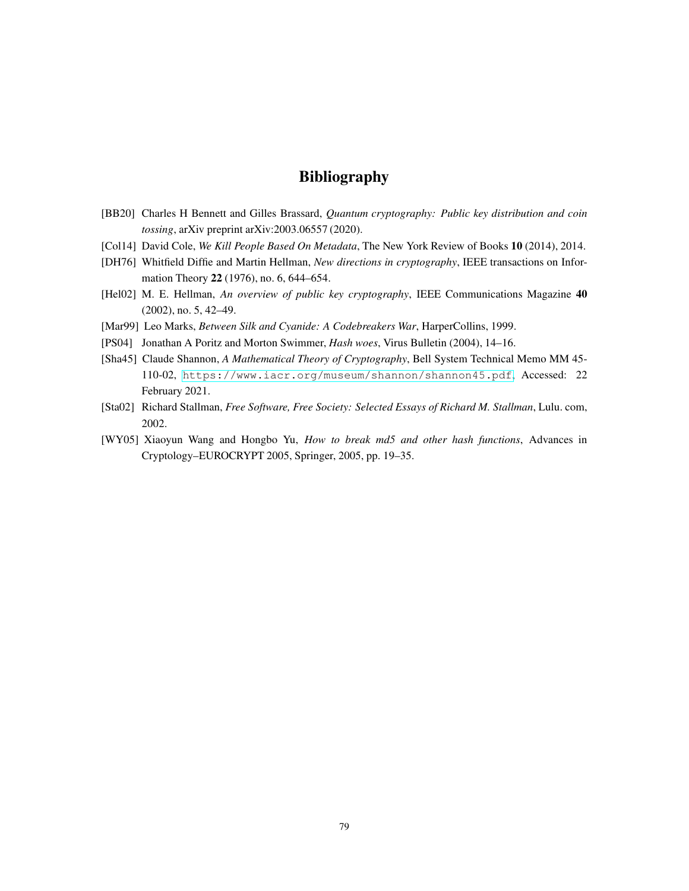# Bibliography

[BB20] Charles H Bennett and Gilles Brassard, *Quantum cryptography: Public key distribution and coin tossing*, arXiv preprint arXiv:2003.06557 (2020).

[Col14] David Cole, *We Kill People Based On Metadata*, The New York Review of Books **10** (2014), 2014.

[DH76] Whitfield Diffie and Martin Hellman, *New directions in cryptography*, IEEE transactions on Information Theory **22** (1976), no. 6, 644–654.

[Hel02] M. E. Hellman, *An overview of public key cryptography*, IEEE Communications Magazine **40** (2002), no. 5, 42–49.

[Mar99] Leo Marks, *Between Silk and Cyanide: A Codebreakers War*, HarperCollins, 1999.

[PS04] Jonathan A Poritz and Morton Swimmer, *Hash woes*, Virus Bulletin (2004), 14–16.

[Sha45] Claude Shannon, *A Mathematical Theory of Cryptography*, Bell System Technical Memo MM 45-110-02, `https://www.iacr.org/museum/shannon/shannon45.pdf`, Accessed: 22 February 2021.

[Sta02] Richard Stallman, *Free Software, Free Society: Selected Essays of Richard M. Stallman*, Lulu. com, 2002.

[WY05] Xiaoyun Wang and Hongbo Yu, *How to break md5 and other hash functions*, Advances in Cryptology–EUROCRYPT 2005, Springer, 2005, pp. 19–35.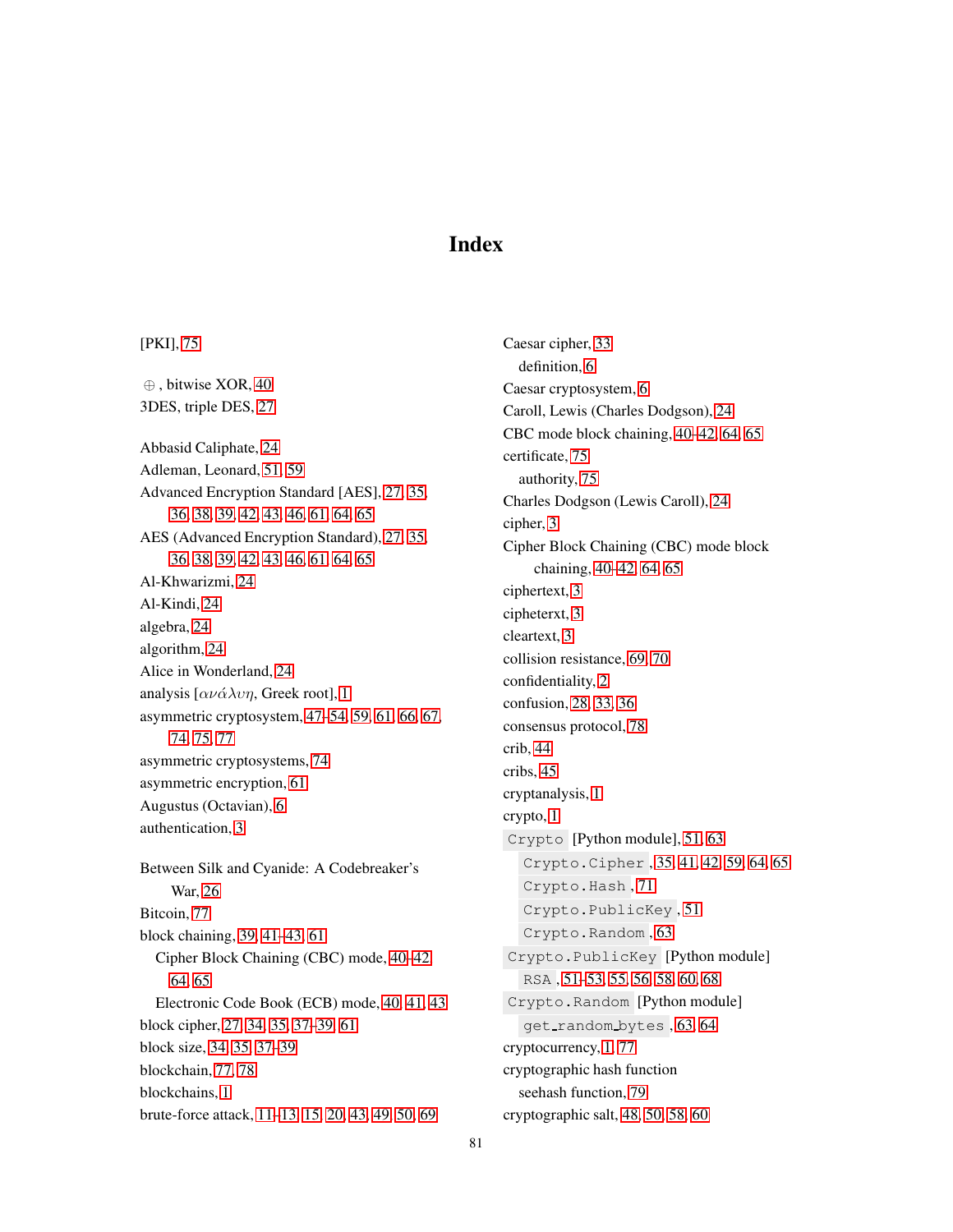# Index

[PKI], 75

$\oplus$ , bitwise XOR, 40

3DES, triple DES, 27

Abbasid Caliphate, 24

Adleman, Leonard, 51, 59

Advanced Encryption Standard [AES], 27, 35, 36, 38, 39, 42, 43, 46, 61, 64, 65

AES (Advanced Encryption Standard), 27, 35, 36, 38, 39, 42, 43, 46, 61, 64, 65

Al-Khwarizmi, 24

Al-Kindi, 24

algebra, 24

algorithm, 24

Alice in Wonderland, 24

analysis [$\alpha\nu\acute{\alpha}\lambda\upsilon\eta$, Greek root], 1

asymmetric cryptosystem, 47–54, 59, 61, 66, 67, 74, 75, 77

asymmetric cryptosystems, 74

asymmetric encryption, 61

Augustus (Octavian), 6

authentication, 3

Between Silk and Cyanide: A Codebreaker's War, 26

Bitcoin, 77

block chaining, 39, 41–43, 61
- Cipher Block Chaining (CBC) mode, 40–42, 64, 65
- Electronic Code Book (ECB) mode, 40, 41, 43

block cipher, 27, 34, 35, 37–39, 61

block size, 34, 35, 37–39

blockchain, 77, 78

blockchains, 1

brute-force attack, 11–13, 15, 20, 43, 49, 50, 69

Caesar cipher, 33
- definition, 6

Caesar cryptosystem, 6

Caroll, Lewis (Charles Dodgson), 24

CBC mode block chaining, 40–42, 64, 65

certificate, 75
- authority, 75

Charles Dodgson (Lewis Caroll), 24

cipher, 3

Cipher Block Chaining (CBC) mode block chaining, 40–42, 64, 65

ciphertext, 3

cipheterxt, 3

cleartext, 3

collision resistance, 69, 70

confidentiality, 2

confusion, 28, 33, 36

consensus protocol, 78

crib, 44

cribs, 45

cryptanalysis, 1

crypto, 1

`Crypto` [Python module], 51, 63
- `Crypto.Cipher` , 35, 41, 42, 59, 64, 65
- `Crypto.Hash` , 71
- `Crypto.PublicKey` , 51
- `Crypto.Random` , 63

`Crypto.PublicKey` [Python module]
- `RSA` , 51–53, 55, 56, 58, 60, 68

`Crypto.Random` [Python module]
- `get_random_bytes` , 63, 64

cryptocurrency, 1, 77

cryptographic hash function
- seehash function, 79

cryptographic salt, 48, 50, 58, 60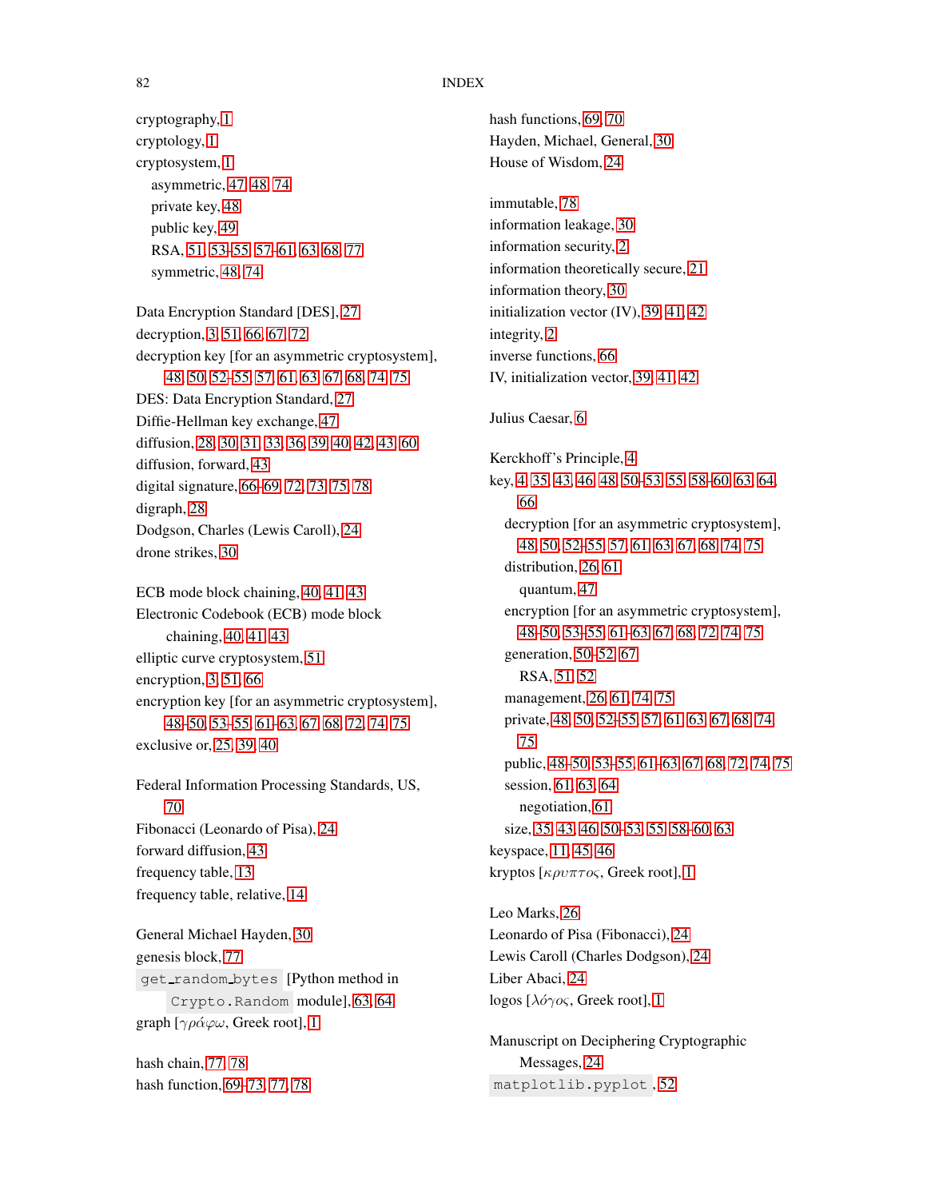cryptography, 1
cryptology, 1
cryptosystem, 1
  asymmetric, 47, 48, 74
  private key, 48
  public key, 49
  RSA, 51, 53–55, 57–61, 63, 68, 77
  symmetric, 48, 74

Data Encryption Standard [DES], 27
decryption, 3, 51, 66, 67, 72
decryption key [for an asymmetric cryptosystem], 48, 50, 52–55, 57, 61, 63, 67, 68, 74, 75
DES: Data Encryption Standard, 27
Diffie-Hellman key exchange, 47
diffusion, 28, 30, 31, 33, 36, 39, 40, 42, 43, 60
diffusion, forward, 43
digital signature, 66–69, 72, 73, 75, 78
digraph, 28
Dodgson, Charles (Lewis Caroll), 24
drone strikes, 30

ECB mode block chaining, 40, 41, 43
Electronic Codebook (ECB) mode block chaining, 40, 41, 43
elliptic curve cryptosystem, 51
encryption, 3, 51, 66
encryption key [for an asymmetric cryptosystem], 48–50, 53–55, 61–63, 67, 68, 72, 74, 75
exclusive or, 25, 39, 40

Federal Information Processing Standards, US, 70
Fibonacci (Leonardo of Pisa), 24
forward diffusion, 43
frequency table, 13
frequency table, relative, 14

General Michael Hayden, 30
genesis block, 77
`get_random_bytes` [Python method in `Crypto.Random` module], 63, 64
graph [$\gamma\rho\acute{\alpha}\varphi\omega$, Greek root], 1

hash chain, 77, 78
hash function, 69–73, 77, 78
hash functions, 69, 70
Hayden, Michael, General, 30
House of Wisdom, 24

immutable, 78
information leakage, 30
information security, 2
information theoretically secure, 21
information theory, 30
initialization vector (IV), 39, 41, 42
integrity, 2
inverse functions, 66
IV, initialization vector, 39, 41, 42

Julius Caesar, 6

Kerckhoff's Principle, 4
key, 4, 35, 43, 46, 48, 50–53, 55, 58–60, 63, 64, 66
  decryption [for an asymmetric cryptosystem], 48, 50, 52–55, 57, 61, 63, 67, 68, 74, 75
  distribution, 26, 61
    quantum, 47
  encryption [for an asymmetric cryptosystem], 48–50, 53–55, 61–63, 67, 68, 72, 74, 75
  generation, 50–52, 67
    RSA, 51, 52
  management, 26, 61, 74, 75
  private, 48, 50, 52–55, 57, 61, 63, 67, 68, 74, 75
  public, 48–50, 53–55, 61–63, 67, 68, 72, 74, 75
  session, 61, 63, 64
    negotiation, 61
  size, 35, 43, 46, 50–53, 55, 58–60, 63
keyspace, 11, 45, 46
kryptos [$\kappa\rho\upsilon\pi\tau o\varsigma$, Greek root], 1

Leo Marks, 26
Leonardo of Pisa (Fibonacci), 24
Lewis Caroll (Charles Dodgson), 24
Liber Abaci, 24
logos [$\lambda\acute{o}\gamma o\varsigma$, Greek root], 1

Manuscript on Deciphering Cryptographic Messages, 24
`matplotlib.pyplot`, 52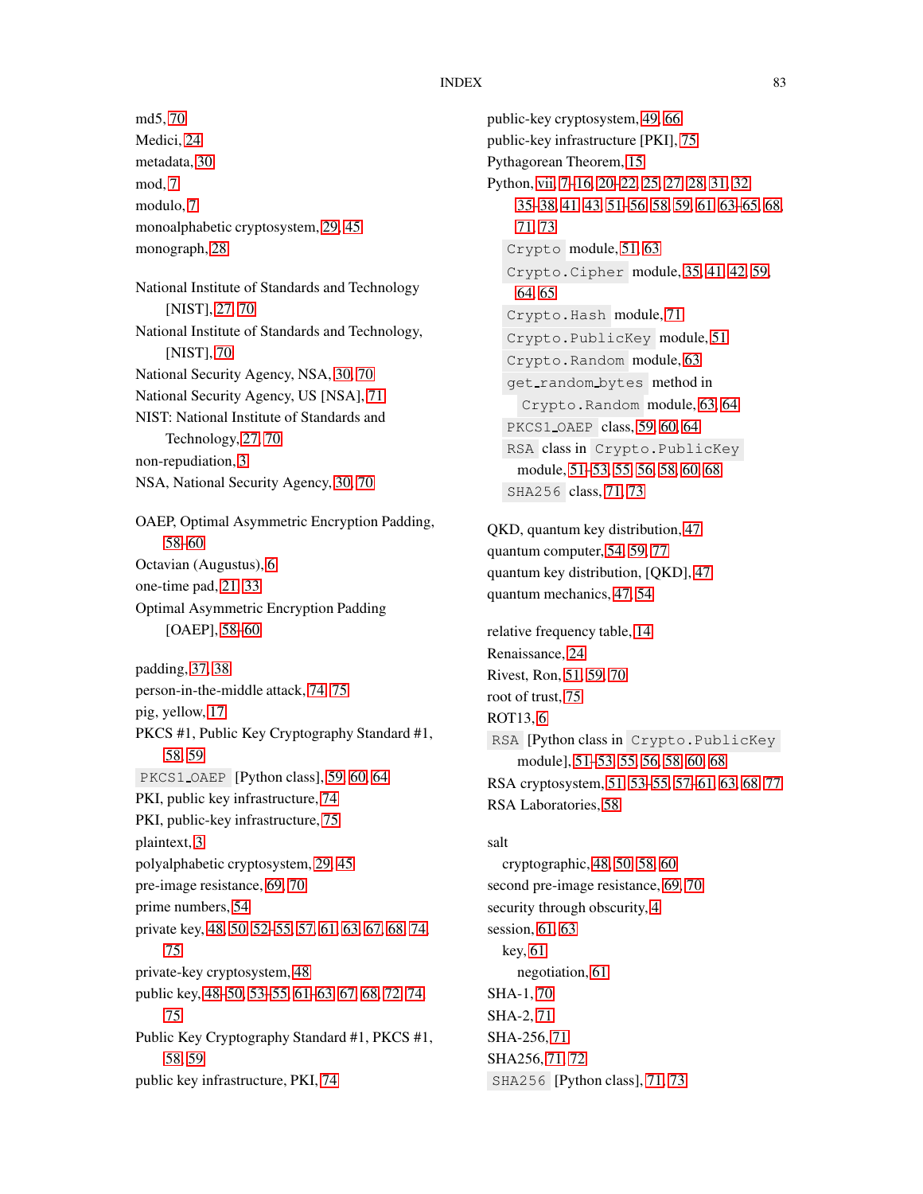md5, 70
Medici, 24
metadata, 30
mod, 7
modulo, 7
monoalphabetic cryptosystem, 29, 45
monograph, 28

National Institute of Standards and Technology [NIST], 27, 70
National Institute of Standards and Technology, [NIST], 70
National Security Agency, NSA, 30, 70
National Security Agency, US [NSA], 71
NIST: National Institute of Standards and Technology, 27, 70
non-repudiation, 3
NSA, National Security Agency, 30, 70

OAEP, Optimal Asymmetric Encryption Padding, 58–60
Octavian (Augustus), 6
one-time pad, 21, 33
Optimal Asymmetric Encryption Padding [OAEP], 58–60

padding, 37, 38
person-in-the-middle attack, 74, 75
pig, yellow, 17
PKCS #1, Public Key Cryptography Standard #1, 58, 59
`PKCS1_OAEP` [Python class], 59, 60, 64
PKI, public key infrastructure, 74
PKI, public-key infrastructure, 75
plaintext, 3
polyalphabetic cryptosystem, 29, 45
pre-image resistance, 69, 70
prime numbers, 54
private key, 48, 50, 52–55, 57, 61, 63, 67, 68, 74, 75
private-key cryptosystem, 48
public key, 48–50, 53–55, 61–63, 67, 68, 72, 74, 75
Public Key Cryptography Standard #1, PKCS #1, 58, 59
public key infrastructure, PKI, 74
public-key cryptosystem, 49, 66
public-key infrastructure [PKI], 75
Pythagorean Theorem, 15
Python, vii, 7–16, 20–22, 25, 27, 28, 31, 32, 35–38, 41, 43, 51–56, 58, 59, 61, 63–65, 68, 71, 73
  `Crypto` module, 51, 63
  `Crypto.Cipher` module, 35, 41, 42, 59, 64, 65
  `Crypto.Hash` module, 71
  `Crypto.PublicKey` module, 51
  `Crypto.Random` module, 63
  `get_random_bytes` method in `Crypto.Random` module, 63, 64
  `PKCS1_OAEP` class, 59, 60, 64
  `RSA` class in `Crypto.PublicKey` module, 51–53, 55, 56, 58, 60, 68
  `SHA256` class, 71, 73

QKD, quantum key distribution, 47
quantum computer, 54, 59, 77
quantum key distribution, [QKD], 47
quantum mechanics, 47, 54

relative frequency table, 14
Renaissance, 24
Rivest, Ron, 51, 59, 70
root of trust, 75
ROT13, 6
`RSA` [Python class in `Crypto.PublicKey` module], 51–53, 55, 56, 58, 60, 68
RSA cryptosystem, 51, 53–55, 57–61, 63, 68, 77
RSA Laboratories, 58

salt
  cryptographic, 48, 50, 58, 60
second pre-image resistance, 69, 70
security through obscurity, 4
session, 61, 63
  key, 61
    negotiation, 61
SHA-1, 70
SHA-2, 71
SHA-256, 71
SHA256, 71, 72
`SHA256` [Python class], 71, 73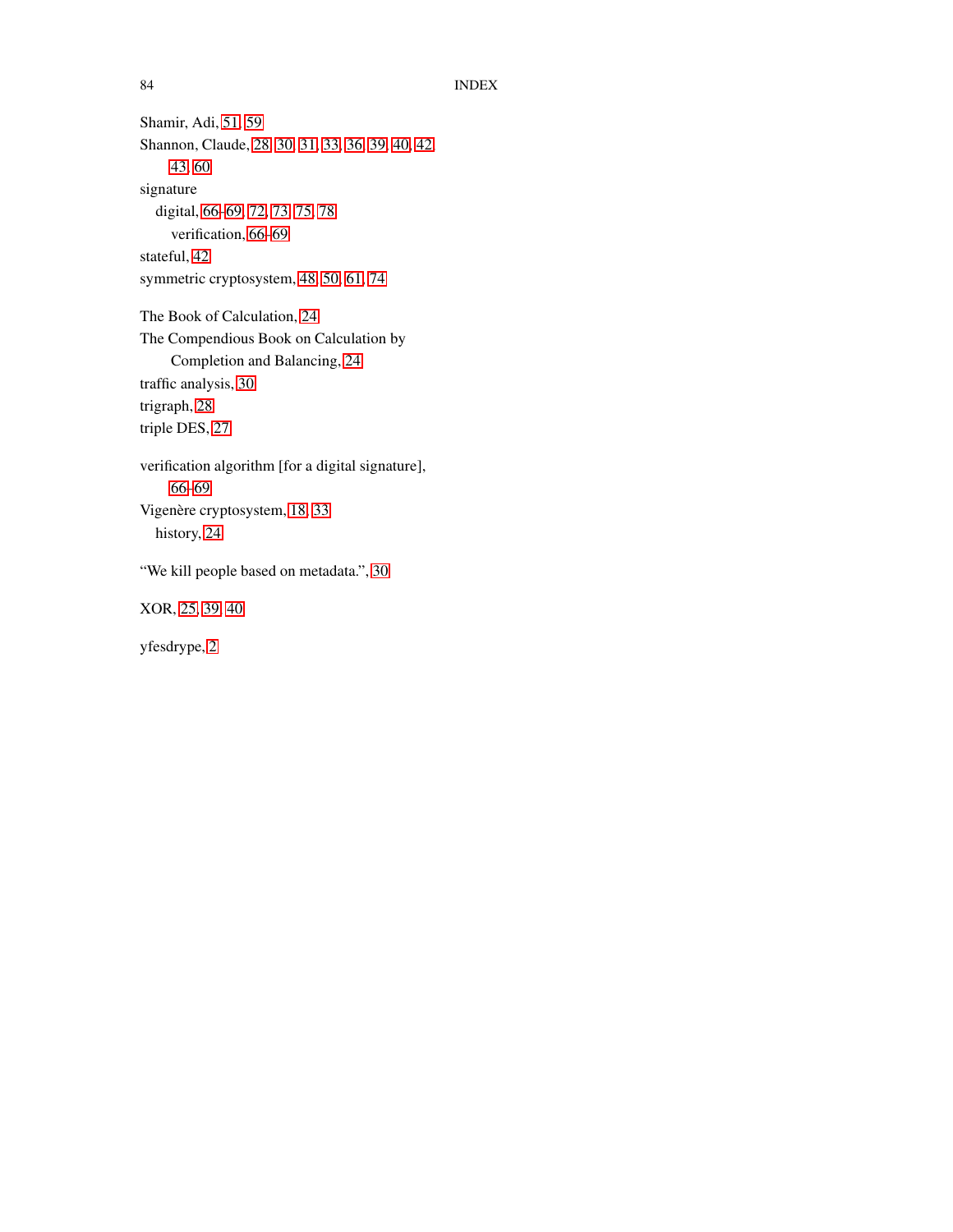Shamir, Adi, 51, 59
Shannon, Claude, 28, 30, 31, 33, 36, 39, 40, 42, 43, 60
signature
  digital, 66–69, 72, 73, 75, 78
    verification, 66–69
stateful, 42
symmetric cryptosystem, 48, 50, 61, 74

The Book of Calculation, 24
The Compendious Book on Calculation by Completion and Balancing, 24
traffic analysis, 30
trigraph, 28
triple DES, 27

verification algorithm [for a digital signature], 66–69
Vigenère cryptosystem, 18, 33
  history, 24

"We kill people based on metadata.", 30

XOR, 25, 39, 40

yfesdrype, 2